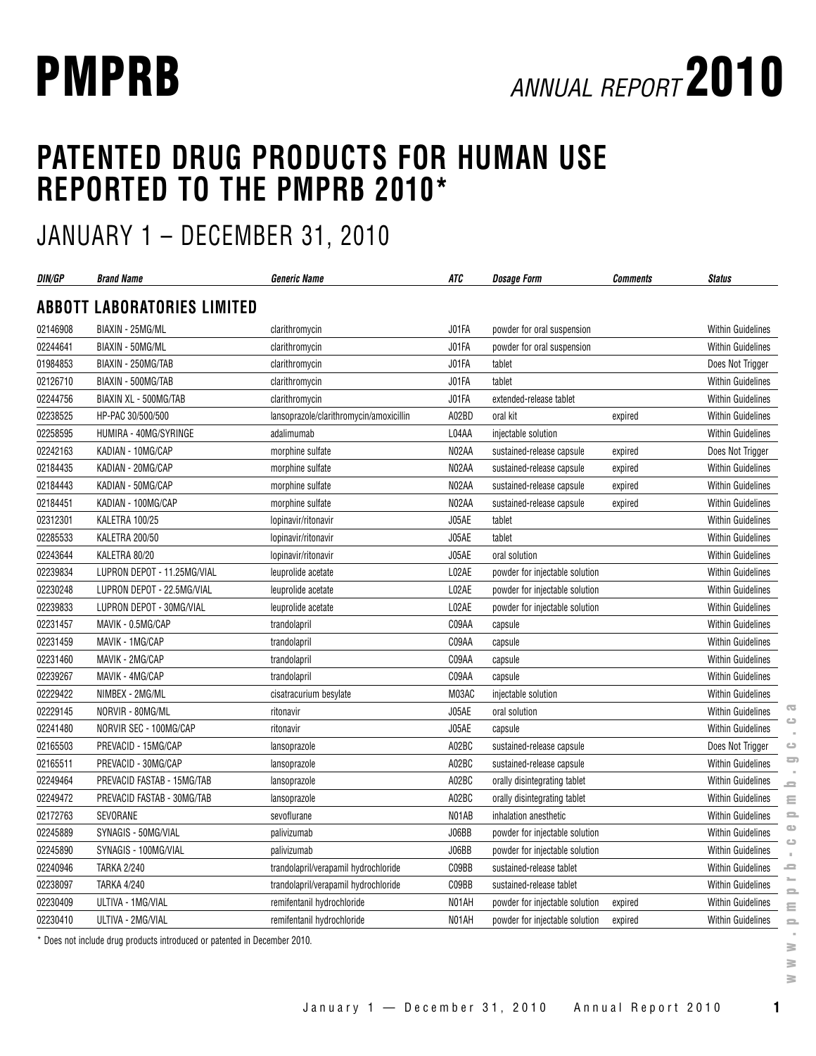# PMPRB ANNUAL REPORT 2010

## PATENTED DRUG PRODUCTS FOR HUMAN USE REPORTED TO THE PMPRB 2010*

## JANUARY 1 – DECEMBER 31, 2010

| DIN/GP | Brand Name | Generic Name | ATC | Dosage Form | Comments | Status |
|---|---|---|---|---|---|---|
| **ABBOTT LABORATORIES LIMITED** | | | | | | |
| 02146908 | BIAXIN - 25MG/ML | clarithromycin | J01FA | powder for oral suspension | | Within Guidelines |
| 02244641 | BIAXIN - 50MG/ML | clarithromycin | J01FA | powder for oral suspension | | Within Guidelines |
| 01984853 | BIAXIN - 250MG/TAB | clarithromycin | J01FA | tablet | | Does Not Trigger |
| 02126710 | BIAXIN - 500MG/TAB | clarithromycin | J01FA | tablet | | Within Guidelines |
| 02244756 | BIAXIN XL - 500MG/TAB | clarithromycin | J01FA | extended-release tablet | | Within Guidelines |
| 02238525 | HP-PAC 30/500/500 | lansoprazole/clarithromycin/amoxicillin | A02BD | oral kit | expired | Within Guidelines |
| 02258595 | HUMIRA - 40MG/SYRINGE | adalimumab | L04AA | injectable solution | | Within Guidelines |
| 02242163 | KADIAN - 10MG/CAP | morphine sulfate | N02AA | sustained-release capsule | expired | Does Not Trigger |
| 02184435 | KADIAN - 20MG/CAP | morphine sulfate | N02AA | sustained-release capsule | expired | Within Guidelines |
| 02184443 | KADIAN - 50MG/CAP | morphine sulfate | N02AA | sustained-release capsule | expired | Within Guidelines |
| 02184451 | KADIAN - 100MG/CAP | morphine sulfate | N02AA | sustained-release capsule | expired | Within Guidelines |
| 02312301 | KALETRA 100/25 | lopinavir/ritonavir | J05AE | tablet | | Within Guidelines |
| 02285533 | KALETRA 200/50 | lopinavir/ritonavir | J05AE | tablet | | Within Guidelines |
| 02243644 | KALETRA 80/20 | lopinavir/ritonavir | J05AE | oral solution | | Within Guidelines |
| 02239834 | LUPRON DEPOT - 11.25MG/VIAL | leuprolide acetate | L02AE | powder for injectable solution | | Within Guidelines |
| 02230248 | LUPRON DEPOT - 22.5MG/VIAL | leuprolide acetate | L02AE | powder for injectable solution | | Within Guidelines |
| 02239833 | LUPRON DEPOT - 30MG/VIAL | leuprolide acetate | L02AE | powder for injectable solution | | Within Guidelines |
| 02231457 | MAVIK - 0.5MG/CAP | trandolapril | C09AA | capsule | | Within Guidelines |
| 02231459 | MAVIK - 1MG/CAP | trandolapril | C09AA | capsule | | Within Guidelines |
| 02231460 | MAVIK - 2MG/CAP | trandolapril | C09AA | capsule | | Within Guidelines |
| 02239267 | MAVIK - 4MG/CAP | trandolapril | C09AA | capsule | | Within Guidelines |
| 02229422 | NIMBEX - 2MG/ML | cisatracurium besylate | M03AC | injectable solution | | Within Guidelines |
| 02229145 | NORVIR - 80MG/ML | ritonavir | J05AE | oral solution | | Within Guidelines |
| 02241480 | NORVIR SEC - 100MG/CAP | ritonavir | J05AE | capsule | | Within Guidelines |
| 02165503 | PREVACID - 15MG/CAP | lansoprazole | A02BC | sustained-release capsule | | Does Not Trigger |
| 02165511 | PREVACID - 30MG/CAP | lansoprazole | A02BC | sustained-release capsule | | Within Guidelines |
| 02249464 | PREVACID FASTAB - 15MG/TAB | lansoprazole | A02BC | orally disintegrating tablet | | Within Guidelines |
| 02249472 | PREVACID FASTAB - 30MG/TAB | lansoprazole | A02BC | orally disintegrating tablet | | Within Guidelines |
| 02172763 | SEVORANE | sevoflurane | N01AB | inhalation anesthetic | | Within Guidelines |
| 02245889 | SYNAGIS - 50MG/VIAL | palivizumab | J06BB | powder for injectable solution | | Within Guidelines |
| 02245890 | SYNAGIS - 100MG/VIAL | palivizumab | J06BB | powder for injectable solution | | Within Guidelines |
| 02240946 | TARKA 2/240 | trandolapril/verapamil hydrochloride | C09BB | sustained-release tablet | | Within Guidelines |
| 02238097 | TARKA 4/240 | trandolapril/verapamil hydrochloride | C09BB | sustained-release tablet | | Within Guidelines |
| 02230409 | ULTIVA - 1MG/VIAL | remifentanil hydrochloride | N01AH | powder for injectable solution | expired | Within Guidelines |
| 02230410 | ULTIVA - 2MG/VIAL | remifentanil hydrochloride | N01AH | powder for injectable solution | expired | Within Guidelines |

* Does not include drug products introduced or patented in December 2010.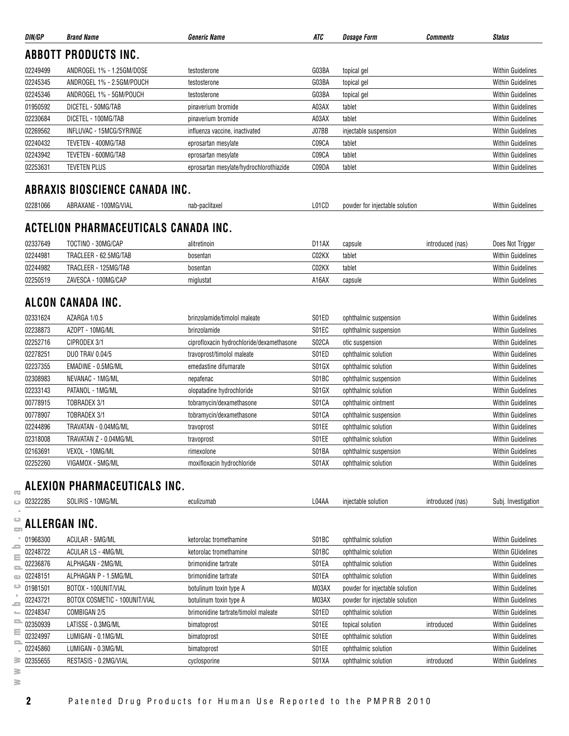| DIN/GP | Brand Name | Generic Name | ATC | Dosage Form | Comments | Status |
|---|---|---|---|---|---|---|

## ABBOTT PRODUCTS INC.

| DIN/GP | Brand Name | Generic Name | ATC | Dosage Form | Comments | Status |
|---|---|---|---|---|---|---|
| 02249499 | ANDROGEL 1% - 1.25GM/DOSE | testosterone | G03BA | topical gel | | Within Guidelines |
| 02245345 | ANDROGEL 1% - 2.5GM/POUCH | testosterone | G03BA | topical gel | | Within Guidelines |
| 02245346 | ANDROGEL 1% - 5GM/POUCH | testosterone | G03BA | topical gel | | Within Guidelines |
| 01950592 | DICETEL - 50MG/TAB | pinaverium bromide | A03AX | tablet | | Within Guidelines |
| 02230684 | DICETEL - 100MG/TAB | pinaverium bromide | A03AX | tablet | | Within Guidelines |
| 02269562 | INFLUVAC - 15MCG/SYRINGE | influenza vaccine, inactivated | J07BB | injectable suspension | | Within Guidelines |
| 02240432 | TEVETEN - 400MG/TAB | eprosartan mesylate | C09CA | tablet | | Within Guidelines |
| 02243942 | TEVETEN - 600MG/TAB | eprosartan mesylate | C09CA | tablet | | Within Guidelines |
| 02253631 | TEVETEN PLUS | eprosartan mesylate/hydrochlorothiazide | C09DA | tablet | | Within Guidelines |

## ABRAXIS BIOSCIENCE CANADA INC.

| DIN/GP | Brand Name | Generic Name | ATC | Dosage Form | Comments | Status |
|---|---|---|---|---|---|---|
| 02281066 | ABRAXANE - 100MG/VIAL | nab-paclitaxel | L01CD | powder for injectable solution | | Within Guidelines |

## ACTELION PHARMACEUTICALS CANADA INC.

| DIN/GP | Brand Name | Generic Name | ATC | Dosage Form | Comments | Status |
|---|---|---|---|---|---|---|
| 02337649 | TOCTINO - 30MG/CAP | alitretinoin | D11AX | capsule | introduced (nas) | Does Not Trigger |
| 02244981 | TRACLEER - 62.5MG/TAB | bosentan | C02KX | tablet | | Within Guidelines |
| 02244982 | TRACLEER - 125MG/TAB | bosentan | C02KX | tablet | | Within Guidelines |
| 02250519 | ZAVESCA - 100MG/CAP | miglustat | A16AX | capsule | | Within Guidelines |

## ALCON CANADA INC.

| DIN/GP | Brand Name | Generic Name | ATC | Dosage Form | Comments | Status |
|---|---|---|---|---|---|---|
| 02331624 | AZARGA 1/0.5 | brinzolamide/timolol maleate | S01ED | ophthalmic suspension | | Within Guidelines |
| 02238873 | AZOPT - 10MG/ML | brinzolamide | S01EC | ophthalmic suspension | | Within Guidelines |
| 02252716 | CIPRODEX 3/1 | ciprofloxacin hydrochloride/dexamethasone | S02CA | otic suspension | | Within Guidelines |
| 02278251 | DUO TRAV 0.04/5 | travoprost/timolol maleate | S01ED | ophthalmic solution | | Within Guidelines |
| 02237355 | EMADINE - 0.5MG/ML | emedastine difumarate | S01GX | ophthalmic solution | | Within Guidelines |
| 02308983 | NEVANAC - 1MG/ML | nepafenac | S01BC | ophthalmic suspension | | Within Guidelines |
| 02233143 | PATANOL - 1MG/ML | olopatadine hydrochloride | S01GX | ophthalmic solution | | Within Guidelines |
| 00778915 | TOBRADEX 3/1 | tobramycin/dexamethasone | S01CA | ophthalmic ointment | | Within Guidelines |
| 00778907 | TOBRADEX 3/1 | tobramycin/dexamethasone | S01CA | ophthalmic suspension | | Within Guidelines |
| 02244896 | TRAVATAN - 0.04MG/ML | travoprost | S01EE | ophthalmic solution | | Within Guidelines |
| 02318008 | TRAVATAN Z - 0.04MG/ML | travoprost | S01EE | ophthalmic solution | | Within Guidelines |
| 02163691 | VEXOL - 10MG/ML | rimexolone | S01BA | ophthalmic suspension | | Within Guidelines |
| 02252260 | VIGAMOX - 5MG/ML | moxifloxacin hydrochloride | S01AX | ophthalmic solution | | Within Guidelines |

## ALEXION PHARMACEUTICALS INC.

| DIN/GP | Brand Name | Generic Name | ATC | Dosage Form | Comments | Status |
|---|---|---|---|---|---|---|
| 02322285 | SOLIRIS - 10MG/ML | eculizumab | L04AA | injectable solution | introduced (nas) | Subj. Investigation |

## ALLERGAN INC.

| DIN/GP | Brand Name | Generic Name | ATC | Dosage Form | Comments | Status |
|---|---|---|---|---|---|---|
| 01968300 | ACULAR - 5MG/ML | ketorolac tromethamine | S01BC | ophthalmic solution | | Within Guidelines |
| 02248722 | ACULAR LS - 4MG/ML | ketorolac tromethamine | S01BC | ophthalmic solution | | Within GUidelines |
| 02236876 | ALPHAGAN - 2MG/ML | brimonidine tartrate | S01EA | ophthalmic solution | | Within Guidelines |
| 02248151 | ALPHAGAN P - 1.5MG/ML | brimonidine tartrate | S01EA | ophthalmic solution | | Within Guidelines |
| 01981501 | BOTOX - 100UNIT/VIAL | botulinum toxin type A | M03AX | powder for injectable solution | | Within Guidelines |
| 02243721 | BOTOX COSMETIC - 100UNIT/VIAL | botulinum toxin type A | M03AX | powder for injectable solution | | Within Guidelines |
| 02248347 | COMBIGAN 2/5 | brimonidine tartrate/timolol maleate | S01ED | ophthalmic solution | | Within Guidelines |
| 02350939 | LATISSE - 0.3MG/ML | bimatoprost | S01EE | topical solution | introduced | Within Guidelines |
| 02324997 | LUMIGAN - 0.1MG/ML | bimatoprost | S01EE | ophthalmic solution | | Within Guidelines |
| 02245860 | LUMIGAN - 0.3MG/ML | bimatoprost | S01EE | ophthalmic solution | | Within Guidelines |
| 02355655 | RESTASIS - 0.2MG/VIAL | cyclosporine | S01XA | ophthalmic solution | introduced | Within Guidelines |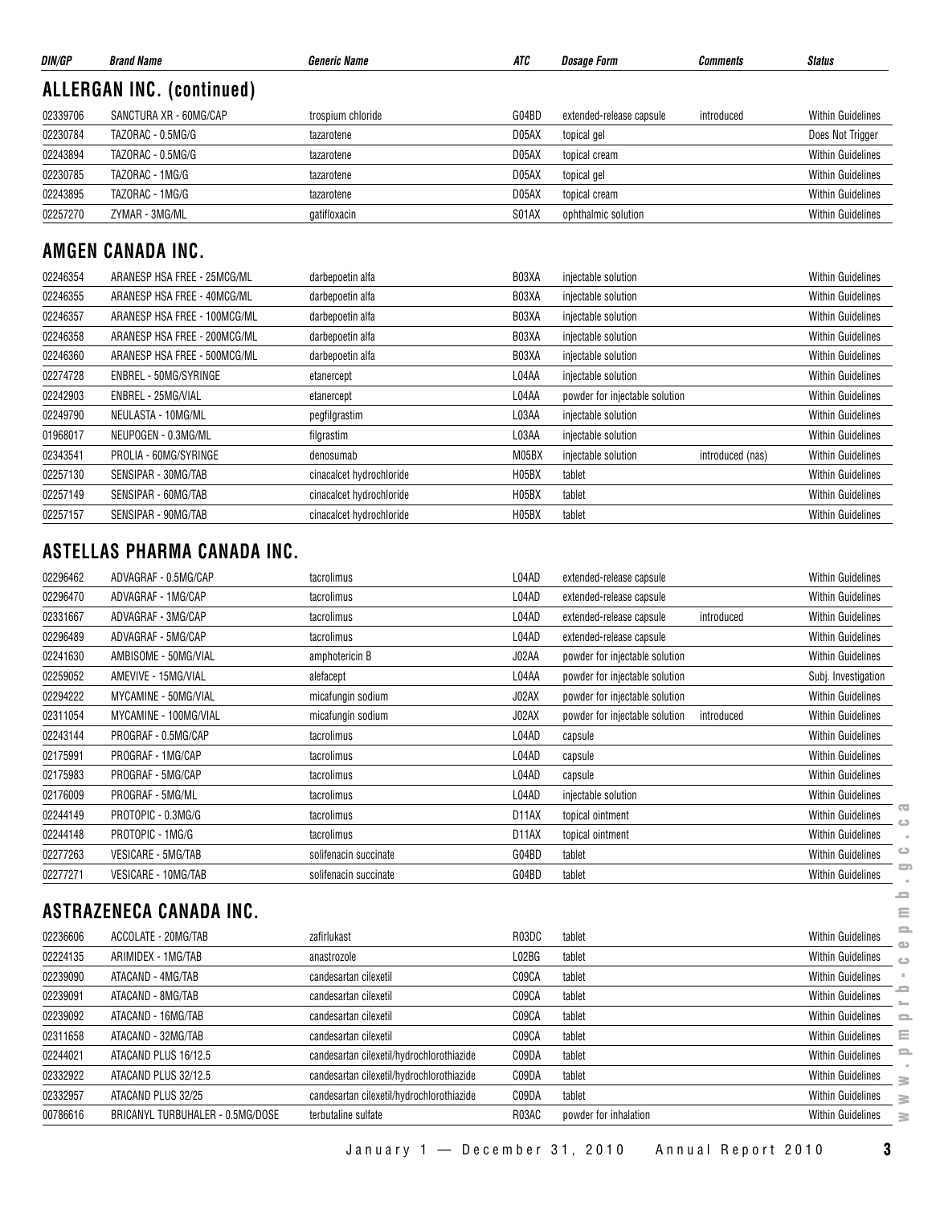| DIN/GP | Brand Name | Generic Name | ATC | Dosage Form | Comments | Status |
|---|---|---|---|---|---|---|

## ALLERGAN INC. (continued)

| DIN/GP | Brand Name | Generic Name | ATC | Dosage Form | Comments | Status |
|---|---|---|---|---|---|---|
| 02339706 | SANCTURA XR - 60MG/CAP | trospium chloride | G04BD | extended-release capsule | introduced | Within Guidelines |
| 02230784 | TAZORAC - 0.5MG/G | tazarotene | D05AX | topical gel | | Does Not Trigger |
| 02243894 | TAZORAC - 0.5MG/G | tazarotene | D05AX | topical cream | | Within Guidelines |
| 02230785 | TAZORAC - 1MG/G | tazarotene | D05AX | topical gel | | Within Guidelines |
| 02243895 | TAZORAC - 1MG/G | tazarotene | D05AX | topical cream | | Within Guidelines |
| 02257270 | ZYMAR - 3MG/ML | gatifloxacin | S01AX | ophthalmic solution | | Within Guidelines |

## AMGEN CANADA INC.

| DIN/GP | Brand Name | Generic Name | ATC | Dosage Form | Comments | Status |
|---|---|---|---|---|---|---|
| 02246354 | ARANESP HSA FREE - 25MCG/ML | darbepoetin alfa | B03XA | injectable solution | | Within Guidelines |
| 02246355 | ARANESP HSA FREE - 40MCG/ML | darbepoetin alfa | B03XA | injectable solution | | Within Guidelines |
| 02246357 | ARANESP HSA FREE - 100MCG/ML | darbepoetin alfa | B03XA | injectable solution | | Within Guidelines |
| 02246358 | ARANESP HSA FREE - 200MCG/ML | darbepoetin alfa | B03XA | injectable solution | | Within Guidelines |
| 02246360 | ARANESP HSA FREE - 500MCG/ML | darbepoetin alfa | B03XA | injectable solution | | Within Guidelines |
| 02274728 | ENBREL - 50MG/SYRINGE | etanercept | L04AA | injectable solution | | Within Guidelines |
| 02242903 | ENBREL - 25MG/VIAL | etanercept | L04AA | powder for injectable solution | | Within Guidelines |
| 02249790 | NEULASTA - 10MG/ML | pegfilgrastim | L03AA | injectable solution | | Within Guidelines |
| 01968017 | NEUPOGEN - 0.3MG/ML | filgrastim | L03AA | injectable solution | | Within Guidelines |
| 02343541 | PROLIA - 60MG/SYRINGE | denosumab | M05BX | injectable solution | introduced (nas) | Within Guidelines |
| 02257130 | SENSIPAR - 30MG/TAB | cinacalcet hydrochloride | H05BX | tablet | | Within Guidelines |
| 02257149 | SENSIPAR - 60MG/TAB | cinacalcet hydrochloride | H05BX | tablet | | Within Guidelines |
| 02257157 | SENSIPAR - 90MG/TAB | cinacalcet hydrochloride | H05BX | tablet | | Within Guidelines |

## ASTELLAS PHARMA CANADA INC.

| DIN/GP | Brand Name | Generic Name | ATC | Dosage Form | Comments | Status |
|---|---|---|---|---|---|---|
| 02296462 | ADVAGRAF - 0.5MG/CAP | tacrolimus | L04AD | extended-release capsule | | Within Guidelines |
| 02296470 | ADVAGRAF - 1MG/CAP | tacrolimus | L04AD | extended-release capsule | | Within Guidelines |
| 02331667 | ADVAGRAF - 3MG/CAP | tacrolimus | L04AD | extended-release capsule | introduced | Within Guidelines |
| 02296489 | ADVAGRAF - 5MG/CAP | tacrolimus | L04AD | extended-release capsule | | Within Guidelines |
| 02241630 | AMBISOME - 50MG/VIAL | amphotericin B | J02AA | powder for injectable solution | | Within Guidelines |
| 02259052 | AMEVIVE - 15MG/VIAL | alefacept | L04AA | powder for injectable solution | | Subj. Investigation |
| 02294222 | MYCAMINE - 50MG/VIAL | micafungin sodium | J02AX | powder for injectable solution | | Within Guidelines |
| 02311054 | MYCAMINE - 100MG/VIAL | micafungin sodium | J02AX | powder for injectable solution | introduced | Within Guidelines |
| 02243144 | PROGRAF - 0.5MG/CAP | tacrolimus | L04AD | capsule | | Within Guidelines |
| 02175991 | PROGRAF - 1MG/CAP | tacrolimus | L04AD | capsule | | Within Guidelines |
| 02175983 | PROGRAF - 5MG/CAP | tacrolimus | L04AD | capsule | | Within Guidelines |
| 02176009 | PROGRAF - 5MG/ML | tacrolimus | L04AD | injectable solution | | Within Guidelines |
| 02244149 | PROTOPIC - 0.3MG/G | tacrolimus | D11AX | topical ointment | | Within Guidelines |
| 02244148 | PROTOPIC - 1MG/G | tacrolimus | D11AX | topical ointment | | Within Guidelines |
| 02277263 | VESICARE - 5MG/TAB | solifenacin succinate | G04BD | tablet | | Within Guidelines |
| 02277271 | VESICARE - 10MG/TAB | solifenacin succinate | G04BD | tablet | | Within Guidelines |

## ASTRAZENECA CANADA INC.

| DIN/GP | Brand Name | Generic Name | ATC | Dosage Form | Comments | Status |
|---|---|---|---|---|---|---|
| 02236606 | ACCOLATE - 20MG/TAB | zafirlukast | R03DC | tablet | | Within Guidelines |
| 02224135 | ARIMIDEX - 1MG/TAB | anastrozole | L02BG | tablet | | Within Guidelines |
| 02239090 | ATACAND - 4MG/TAB | candesartan cilexetil | C09CA | tablet | | Within Guidelines |
| 02239091 | ATACAND - 8MG/TAB | candesartan cilexetil | C09CA | tablet | | Within Guidelines |
| 02239092 | ATACAND - 16MG/TAB | candesartan cilexetil | C09CA | tablet | | Within Guidelines |
| 02311658 | ATACAND - 32MG/TAB | candesartan cilexetil | C09CA | tablet | | Within Guidelines |
| 02244021 | ATACAND PLUS 16/12.5 | candesartan cilexetil/hydrochlorothiazide | C09DA | tablet | | Within Guidelines |
| 02332922 | ATACAND PLUS 32/12.5 | candesartan cilexetil/hydrochlorothiazide | C09DA | tablet | | Within Guidelines |
| 02332957 | ATACAND PLUS 32/25 | candesartan cilexetil/hydrochlorothiazide | C09DA | tablet | | Within Guidelines |
| 00786616 | BRICANYL TURBUHALER - 0.5MG/DOSE | terbutaline sulfate | R03AC | powder for inhalation | | Within Guidelines |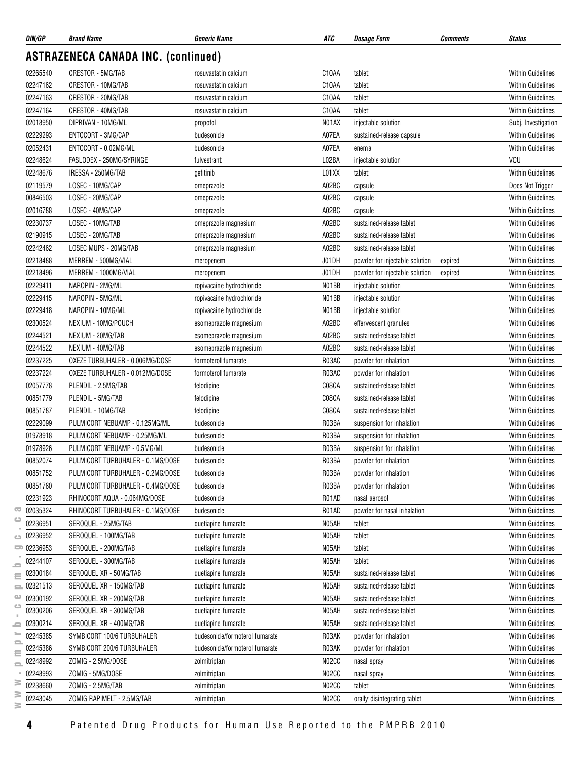| DIN/GP | Brand Name | Generic Name | ATC | Dosage Form | Comments | Status |
|---|---|---|---|---|---|---|

## ASTRAZENECA CANADA INC. (continued)

| DIN/GP | Brand Name | Generic Name | ATC | Dosage Form | Comments | Status |
|---|---|---|---|---|---|---|
| 02265540 | CRESTOR - 5MG/TAB | rosuvastatin calcium | C10AA | tablet | | Within Guidelines |
| 02247162 | CRESTOR - 10MG/TAB | rosuvastatin calcium | C10AA | tablet | | Within Guidelines |
| 02247163 | CRESTOR - 20MG/TAB | rosuvastatin calcium | C10AA | tablet | | Within Guidelines |
| 02247164 | CRESTOR - 40MG/TAB | rosuvastatin calcium | C10AA | tablet | | Within Guidelines |
| 02018950 | DIPRIVAN - 10MG/ML | propofol | N01AX | injectable solution | | Subj. Investigation |
| 02229293 | ENTOCORT - 3MG/CAP | budesonide | A07EA | sustained-release capsule | | Within Guidelines |
| 02052431 | ENTOCORT - 0.02MG/ML | budesonide | A07EA | enema | | Within Guidelines |
| 02248624 | FASLODEX - 250MG/SYRINGE | fulvestrant | L02BA | injectable solution | | VCU |
| 02248676 | IRESSA - 250MG/TAB | gefitinib | L01XX | tablet | | Within Guidelines |
| 02119579 | LOSEC - 10MG/CAP | omeprazole | A02BC | capsule | | Does Not Trigger |
| 00846503 | LOSEC - 20MG/CAP | omeprazole | A02BC | capsule | | Within Guidelines |
| 02016788 | LOSEC - 40MG/CAP | omeprazole | A02BC | capsule | | Within Guidelines |
| 02230737 | LOSEC - 10MG/TAB | omeprazole magnesium | A02BC | sustained-release tablet | | Within Guidelines |
| 02190915 | LOSEC - 20MG/TAB | omeprazole magnesium | A02BC | sustained-release tablet | | Within Guidelines |
| 02242462 | LOSEC MUPS - 20MG/TAB | omeprazole magnesium | A02BC | sustained-release tablet | | Within Guidelines |
| 02218488 | MERREM - 500MG/VIAL | meropenem | J01DH | powder for injectable solution | expired | Within Guidelines |
| 02218496 | MERREM - 1000MG/VIAL | meropenem | J01DH | powder for injectable solution | expired | Within Guidelines |
| 02229411 | NAROPIN - 2MG/ML | ropivacaine hydrochloride | N01BB | injectable solution | | Within Guidelines |
| 02229415 | NAROPIN - 5MG/ML | ropivacaine hydrochloride | N01BB | injectable solution | | Within Guidelines |
| 02229418 | NAROPIN - 10MG/ML | ropivacaine hydrochloride | N01BB | injectable solution | | Within Guidelines |
| 02300524 | NEXIUM - 10MG/POUCH | esomeprazole magnesium | A02BC | effervescent granules | | Within Guidelines |
| 02244521 | NEXIUM - 20MG/TAB | esomeprazole magnesium | A02BC | sustained-release tablet | | Within Guidelines |
| 02244522 | NEXIUM - 40MG/TAB | esomeprazole magnesium | A02BC | sustained-release tablet | | Within Guidelines |
| 02237225 | OXEZE TURBUHALER - 0.006MG/DOSE | formoterol fumarate | R03AC | powder for inhalation | | Within Guidelines |
| 02237224 | OXEZE TURBUHALER - 0.012MG/DOSE | formoterol fumarate | R03AC | powder for inhalation | | Within Guidelines |
| 02057778 | PLENDIL - 2.5MG/TAB | felodipine | C08CA | sustained-release tablet | | Within Guidelines |
| 00851779 | PLENDIL - 5MG/TAB | felodipine | C08CA | sustained-release tablet | | Within Guidelines |
| 00851787 | PLENDIL - 10MG/TAB | felodipine | C08CA | sustained-release tablet | | Within Guidelines |
| 02229099 | PULMICORT NEBUAMP - 0.125MG/ML | budesonide | R03BA | suspension for inhalation | | Within Guidelines |
| 01978918 | PULMICORT NEBUAMP - 0.25MG/ML | budesonide | R03BA | suspension for inhalation | | Within Guidelines |
| 01978926 | PULMICORT NEBUAMP - 0.5MG/ML | budesonide | R03BA | suspension for inhalation | | Within Guidelines |
| 00852074 | PULMICORT TURBUHALER - 0.1MG/DOSE | budesonide | R03BA | powder for inhalation | | Within Guidelines |
| 00851752 | PULMICORT TURBUHALER - 0.2MG/DOSE | budesonide | R03BA | powder for inhalation | | Within Guidelines |
| 00851760 | PULMICORT TURBUHALER - 0.4MG/DOSE | budesonide | R03BA | powder for inhalation | | Within Guidelines |
| 02231923 | RHINOCORT AQUA - 0.064MG/DOSE | budesonide | R01AD | nasal aerosol | | Within Guidelines |
| 02035324 | RHINOCORT TURBUHALER - 0.1MG/DOSE | budesonide | R01AD | powder for nasal inhalation | | Within Guidelines |
| 02236951 | SEROQUEL - 25MG/TAB | quetiapine fumarate | N05AH | tablet | | Within Guidelines |
| 02236952 | SEROQUEL - 100MG/TAB | quetiapine fumarate | N05AH | tablet | | Within Guidelines |
| 02236953 | SEROQUEL - 200MG/TAB | quetiapine fumarate | N05AH | tablet | | Within Guidelines |
| 02244107 | SEROQUEL - 300MG/TAB | quetiapine fumarate | N05AH | tablet | | Within Guidelines |
| 02300184 | SEROQUEL XR - 50MG/TAB | quetiapine fumarate | N05AH | sustained-release tablet | | Within Guidelines |
| 02321513 | SEROQUEL XR - 150MG/TAB | quetiapine fumarate | N05AH | sustained-release tablet | | Within Guidelines |
| 02300192 | SEROQUEL XR - 200MG/TAB | quetiapine fumarate | N05AH | sustained-release tablet | | Within Guidelines |
| 02300206 | SEROQUEL XR - 300MG/TAB | quetiapine fumarate | N05AH | sustained-release tablet | | Within Guidelines |
| 02300214 | SEROQUEL XR - 400MG/TAB | quetiapine fumarate | N05AH | sustained-release tablet | | Within Guidelines |
| 02245385 | SYMBICORT 100/6 TURBUHALER | budesonide/formoterol fumarate | R03AK | powder for inhalation | | Within Guidelines |
| 02245386 | SYMBICORT 200/6 TURBUHALER | budesonide/formoterol fumarate | R03AK | powder for inhalation | | Within Guidelines |
| 02248992 | ZOMIG - 2.5MG/DOSE | zolmitriptan | N02CC | nasal spray | | Within Guidelines |
| 02248993 | ZOMIG - 5MG/DOSE | zolmitriptan | N02CC | nasal spray | | Within Guidelines |
| 02238660 | ZOMIG - 2.5MG/TAB | zolmitriptan | N02CC | tablet | | Within Guidelines |
| 02243045 | ZOMIG RAPIMELT - 2.5MG/TAB | zolmitriptan | N02CC | orally disintegrating tablet | | Within Guidelines |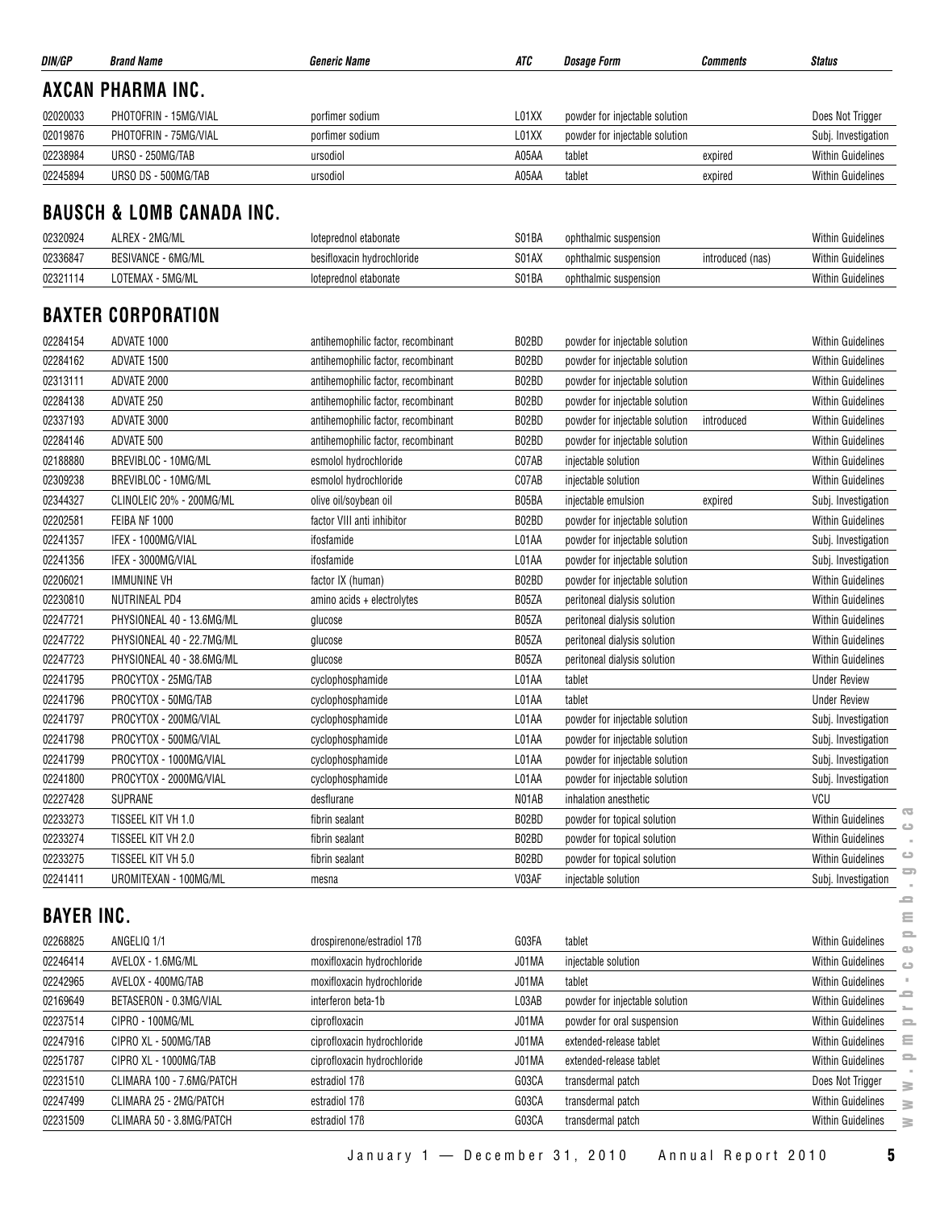| DIN/GP | Brand Name | Generic Name | ATC | Dosage Form | Comments | Status |
|---|---|---|---|---|---|---|

## AXCAN PHARMA INC.

| DIN/GP | Brand Name | Generic Name | ATC | Dosage Form | Comments | Status |
|---|---|---|---|---|---|---|
| 02020033 | PHOTOFRIN - 15MG/VIAL | porfimer sodium | L01XX | powder for injectable solution | | Does Not Trigger |
| 02019876 | PHOTOFRIN - 75MG/VIAL | porfimer sodium | L01XX | powder for injectable solution | | Subj. Investigation |
| 02238984 | URSO - 250MG/TAB | ursodiol | A05AA | tablet | expired | Within Guidelines |
| 02245894 | URSO DS - 500MG/TAB | ursodiol | A05AA | tablet | expired | Within Guidelines |

## BAUSCH & LOMB CANADA INC.

| DIN/GP | Brand Name | Generic Name | ATC | Dosage Form | Comments | Status |
|---|---|---|---|---|---|---|
| 02320924 | ALREX - 2MG/ML | loteprednol etabonate | S01BA | ophthalmic suspension | | Within Guidelines |
| 02336847 | BESIVANCE - 6MG/ML | besifloxacin hydrochloride | S01AX | ophthalmic suspension | introduced (nas) | Within Guidelines |
| 02321114 | LOTEMAX - 5MG/ML | loteprednol etabonate | S01BA | ophthalmic suspension | | Within Guidelines |

## BAXTER CORPORATION

| DIN/GP | Brand Name | Generic Name | ATC | Dosage Form | Comments | Status |
|---|---|---|---|---|---|---|
| 02284154 | ADVATE 1000 | antihemophilic factor, recombinant | B02BD | powder for injectable solution | | Within Guidelines |
| 02284162 | ADVATE 1500 | antihemophilic factor, recombinant | B02BD | powder for injectable solution | | Within Guidelines |
| 02313111 | ADVATE 2000 | antihemophilic factor, recombinant | B02BD | powder for injectable solution | | Within Guidelines |
| 02284138 | ADVATE 250 | antihemophilic factor, recombinant | B02BD | powder for injectable solution | | Within Guidelines |
| 02337193 | ADVATE 3000 | antihemophilic factor, recombinant | B02BD | powder for injectable solution | introduced | Within Guidelines |
| 02284146 | ADVATE 500 | antihemophilic factor, recombinant | B02BD | powder for injectable solution | | Within Guidelines |
| 02188880 | BREVIBLOC - 10MG/ML | esmolol hydrochloride | C07AB | injectable solution | | Within Guidelines |
| 02309238 | BREVIBLOC - 10MG/ML | esmolol hydrochloride | C07AB | injectable solution | | Within Guidelines |
| 02344327 | CLINOLEIC 20% - 200MG/ML | olive oil/soybean oil | B05BA | injectable emulsion | expired | Subj. Investigation |
| 02202581 | FEIBA NF 1000 | factor VIII anti inhibitor | B02BD | powder for injectable solution | | Within Guidelines |
| 02241357 | IFEX - 1000MG/VIAL | ifosfamide | L01AA | powder for injectable solution | | Subj. Investigation |
| 02241356 | IFEX - 3000MG/VIAL | ifosfamide | L01AA | powder for injectable solution | | Subj. Investigation |
| 02206021 | IMMUNINE VH | factor IX (human) | B02BD | powder for injectable solution | | Within Guidelines |
| 02230810 | NUTRINEAL PD4 | amino acids + electrolytes | B05ZA | peritoneal dialysis solution | | Within Guidelines |
| 02247721 | PHYSIONEAL 40 - 13.6MG/ML | glucose | B05ZA | peritoneal dialysis solution | | Within Guidelines |
| 02247722 | PHYSIONEAL 40 - 22.7MG/ML | glucose | B05ZA | peritoneal dialysis solution | | Within Guidelines |
| 02247723 | PHYSIONEAL 40 - 38.6MG/ML | glucose | B05ZA | peritoneal dialysis solution | | Within Guidelines |
| 02241795 | PROCYTOX - 25MG/TAB | cyclophosphamide | L01AA | tablet | | Under Review |
| 02241796 | PROCYTOX - 50MG/TAB | cyclophosphamide | L01AA | tablet | | Under Review |
| 02241797 | PROCYTOX - 200MG/VIAL | cyclophosphamide | L01AA | powder for injectable solution | | Subj. Investigation |
| 02241798 | PROCYTOX - 500MG/VIAL | cyclophosphamide | L01AA | powder for injectable solution | | Subj. Investigation |
| 02241799 | PROCYTOX - 1000MG/VIAL | cyclophosphamide | L01AA | powder for injectable solution | | Subj. Investigation |
| 02241800 | PROCYTOX - 2000MG/VIAL | cyclophosphamide | L01AA | powder for injectable solution | | Subj. Investigation |
| 02227428 | SUPRANE | desflurane | N01AB | inhalation anesthetic | | VCU |
| 02233273 | TISSEEL KIT VH 1.0 | fibrin sealant | B02BD | powder for topical solution | | Within Guidelines |
| 02233274 | TISSEEL KIT VH 2.0 | fibrin sealant | B02BD | powder for topical solution | | Within Guidelines |
| 02233275 | TISSEEL KIT VH 5.0 | fibrin sealant | B02BD | powder for topical solution | | Within Guidelines |
| 02241411 | UROMITEXAN - 100MG/ML | mesna | V03AF | injectable solution | | Subj. Investigation |

## BAYER INC.

| DIN/GP | Brand Name | Generic Name | ATC | Dosage Form | Comments | Status |
|---|---|---|---|---|---|---|
| 02268825 | ANGELIQ 1/1 | drospirenone/estradiol 17ß | G03FA | tablet | | Within Guidelines |
| 02246414 | AVELOX - 1.6MG/ML | moxifloxacin hydrochloride | J01MA | injectable solution | | Within Guidelines |
| 02242965 | AVELOX - 400MG/TAB | moxifloxacin hydrochloride | J01MA | tablet | | Within Guidelines |
| 02169649 | BETASERON - 0.3MG/VIAL | interferon beta-1b | L03AB | powder for injectable solution | | Within Guidelines |
| 02237514 | CIPRO - 100MG/ML | ciprofloxacin | J01MA | powder for oral suspension | | Within Guidelines |
| 02247916 | CIPRO XL - 500MG/TAB | ciprofloxacin hydrochloride | J01MA | extended-release tablet | | Within Guidelines |
| 02251787 | CIPRO XL - 1000MG/TAB | ciprofloxacin hydrochloride | J01MA | extended-release tablet | | Within Guidelines |
| 02231510 | CLIMARA 100 - 7.6MG/PATCH | estradiol 17ß | G03CA | transdermal patch | | Does Not Trigger |
| 02247499 | CLIMARA 25 - 2MG/PATCH | estradiol 17ß | G03CA | transdermal patch | | Within Guidelines |
| 02231509 | CLIMARA 50 - 3.8MG/PATCH | estradiol 17ß | G03CA | transdermal patch | | Within Guidelines |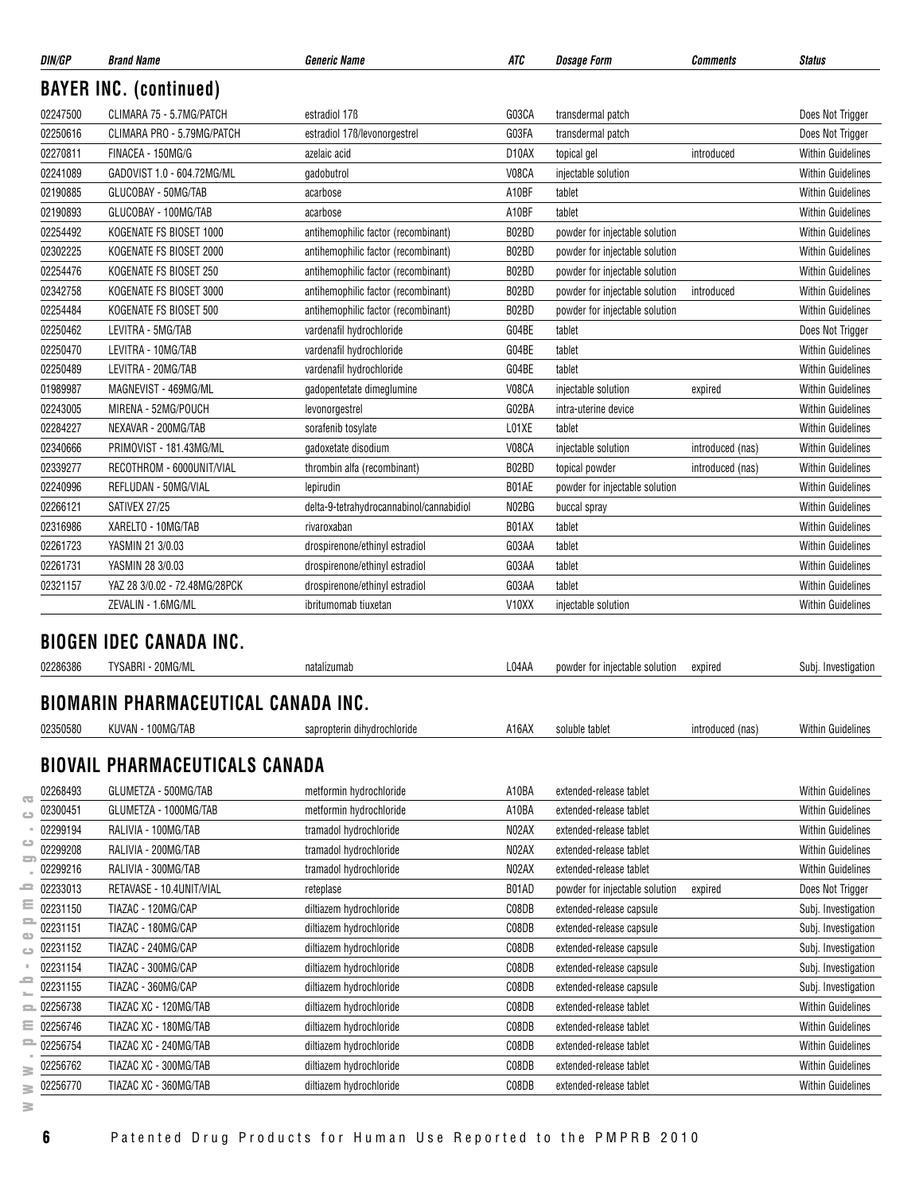| DIN/GP | Brand Name | Generic Name | ATC | Dosage Form | Comments | Status |
|---|---|---|---|---|---|---|

## BAYER INC. (continued)

| DIN/GP | Brand Name | Generic Name | ATC | Dosage Form | Comments | Status |
|---|---|---|---|---|---|---|
| 02247500 | CLIMARA 75 - 5.7MG/PATCH | estradiol 17ß | G03CA | transdermal patch | | Does Not Trigger |
| 02250616 | CLIMARA PRO - 5.79MG/PATCH | estradiol 17ß/levonorgestrel | G03FA | transdermal patch | | Does Not Trigger |
| 02270811 | FINACEA - 150MG/G | azelaic acid | D10AX | topical gel | introduced | Within Guidelines |
| 02241089 | GADOVIST 1.0 - 604.72MG/ML | gadobutrol | V08CA | injectable solution | | Within Guidelines |
| 02190885 | GLUCOBAY - 50MG/TAB | acarbose | A10BF | tablet | | Within Guidelines |
| 02190893 | GLUCOBAY - 100MG/TAB | acarbose | A10BF | tablet | | Within Guidelines |
| 02254492 | KOGENATE FS BIOSET 1000 | antihemophilic factor (recombinant) | B02BD | powder for injectable solution | | Within Guidelines |
| 02302225 | KOGENATE FS BIOSET 2000 | antihemophilic factor (recombinant) | B02BD | powder for injectable solution | | Within Guidelines |
| 02254476 | KOGENATE FS BIOSET 250 | antihemophilic factor (recombinant) | B02BD | powder for injectable solution | | Within Guidelines |
| 02342758 | KOGENATE FS BIOSET 3000 | antihemophilic factor (recombinant) | B02BD | powder for injectable solution | introduced | Within Guidelines |
| 02254484 | KOGENATE FS BIOSET 500 | antihemophilic factor (recombinant) | B02BD | powder for injectable solution | | Within Guidelines |
| 02250462 | LEVITRA - 5MG/TAB | vardenafil hydrochloride | G04BE | tablet | | Does Not Trigger |
| 02250470 | LEVITRA - 10MG/TAB | vardenafil hydrochloride | G04BE | tablet | | Within Guidelines |
| 02250489 | LEVITRA - 20MG/TAB | vardenafil hydrochloride | G04BE | tablet | | Within Guidelines |
| 01989987 | MAGNEVIST - 469MG/ML | gadopentetate dimeglumine | V08CA | injectable solution | expired | Within Guidelines |
| 02243005 | MIRENA - 52MG/POUCH | levonorgestrel | G02BA | intra-uterine device | | Within Guidelines |
| 02284227 | NEXAVAR - 200MG/TAB | sorafenib tosylate | L01XE | tablet | | Within Guidelines |
| 02340666 | PRIMOVIST - 181.43MG/ML | gadoxetate disodium | V08CA | injectable solution | introduced (nas) | Within Guidelines |
| 02339277 | RECOTHROM - 6000UNIT/VIAL | thrombin alfa (recombinant) | B02BD | topical powder | introduced (nas) | Within Guidelines |
| 02240996 | REFLUDAN - 50MG/VIAL | lepirudin | B01AE | powder for injectable solution | | Within Guidelines |
| 02266121 | SATIVEX 27/25 | delta-9-tetrahydrocannabinol/cannabidiol | N02BG | buccal spray | | Within Guidelines |
| 02316986 | XARELTO - 10MG/TAB | rivaroxaban | B01AX | tablet | | Within Guidelines |
| 02261723 | YASMIN 21 3/0.03 | drospirenone/ethinyl estradiol | G03AA | tablet | | Within Guidelines |
| 02261731 | YASMIN 28 3/0.03 | drospirenone/ethinyl estradiol | G03AA | tablet | | Within Guidelines |
| 02321157 | YAZ 28 3/0.02 - 72.48MG/28PCK | drospirenone/ethinyl estradiol | G03AA | tablet | | Within Guidelines |
| | ZEVALIN - 1.6MG/ML | ibritumomab tiuxetan | V10XX | injectable solution | | Within Guidelines |

## BIOGEN IDEC CANADA INC.

| DIN/GP | Brand Name | Generic Name | ATC | Dosage Form | Comments | Status |
|---|---|---|---|---|---|---|
| 02286386 | TYSABRI - 20MG/ML | natalizumab | L04AA | powder for injectable solution | expired | Subj. Investigation |

## BIOMARIN PHARMACEUTICAL CANADA INC.

| DIN/GP | Brand Name | Generic Name | ATC | Dosage Form | Comments | Status |
|---|---|---|---|---|---|---|
| 02350580 | KUVAN - 100MG/TAB | sapropterin dihydrochloride | A16AX | soluble tablet | introduced (nas) | Within Guidelines |

## BIOVAIL PHARMACEUTICALS CANADA

| DIN/GP | Brand Name | Generic Name | ATC | Dosage Form | Comments | Status |
|---|---|---|---|---|---|---|
| 02268493 | GLUMETZA - 500MG/TAB | metformin hydrochloride | A10BA | extended-release tablet | | Within Guidelines |
| 02300451 | GLUMETZA - 1000MG/TAB | metformin hydrochloride | A10BA | extended-release tablet | | Within Guidelines |
| 02299194 | RALIVIA - 100MG/TAB | tramadol hydrochloride | N02AX | extended-release tablet | | Within Guidelines |
| 02299208 | RALIVIA - 200MG/TAB | tramadol hydrochloride | N02AX | extended-release tablet | | Within Guidelines |
| 02299216 | RALIVIA - 300MG/TAB | tramadol hydrochloride | N02AX | extended-release tablet | | Within Guidelines |
| 02233013 | RETAVASE - 10.4UNIT/VIAL | reteplase | B01AD | powder for injectable solution | expired | Does Not Trigger |
| 02231150 | TIAZAC - 120MG/CAP | diltiazem hydrochloride | C08DB | extended-release capsule | | Subj. Investigation |
| 02231151 | TIAZAC - 180MG/CAP | diltiazem hydrochloride | C08DB | extended-release capsule | | Subj. Investigation |
| 02231152 | TIAZAC - 240MG/CAP | diltiazem hydrochloride | C08DB | extended-release capsule | | Subj. Investigation |
| 02231154 | TIAZAC - 300MG/CAP | diltiazem hydrochloride | C08DB | extended-release capsule | | Subj. Investigation |
| 02231155 | TIAZAC - 360MG/CAP | diltiazem hydrochloride | C08DB | extended-release capsule | | Subj. Investigation |
| 02256738 | TIAZAC XC - 120MG/TAB | diltiazem hydrochloride | C08DB | extended-release tablet | | Within Guidelines |
| 02256746 | TIAZAC XC - 180MG/TAB | diltiazem hydrochloride | C08DB | extended-release tablet | | Within Guidelines |
| 02256754 | TIAZAC XC - 240MG/TAB | diltiazem hydrochloride | C08DB | extended-release tablet | | Within Guidelines |
| 02256762 | TIAZAC XC - 300MG/TAB | diltiazem hydrochloride | C08DB | extended-release tablet | | Within Guidelines |
| 02256770 | TIAZAC XC - 360MG/TAB | diltiazem hydrochloride | C08DB | extended-release tablet | | Within Guidelines |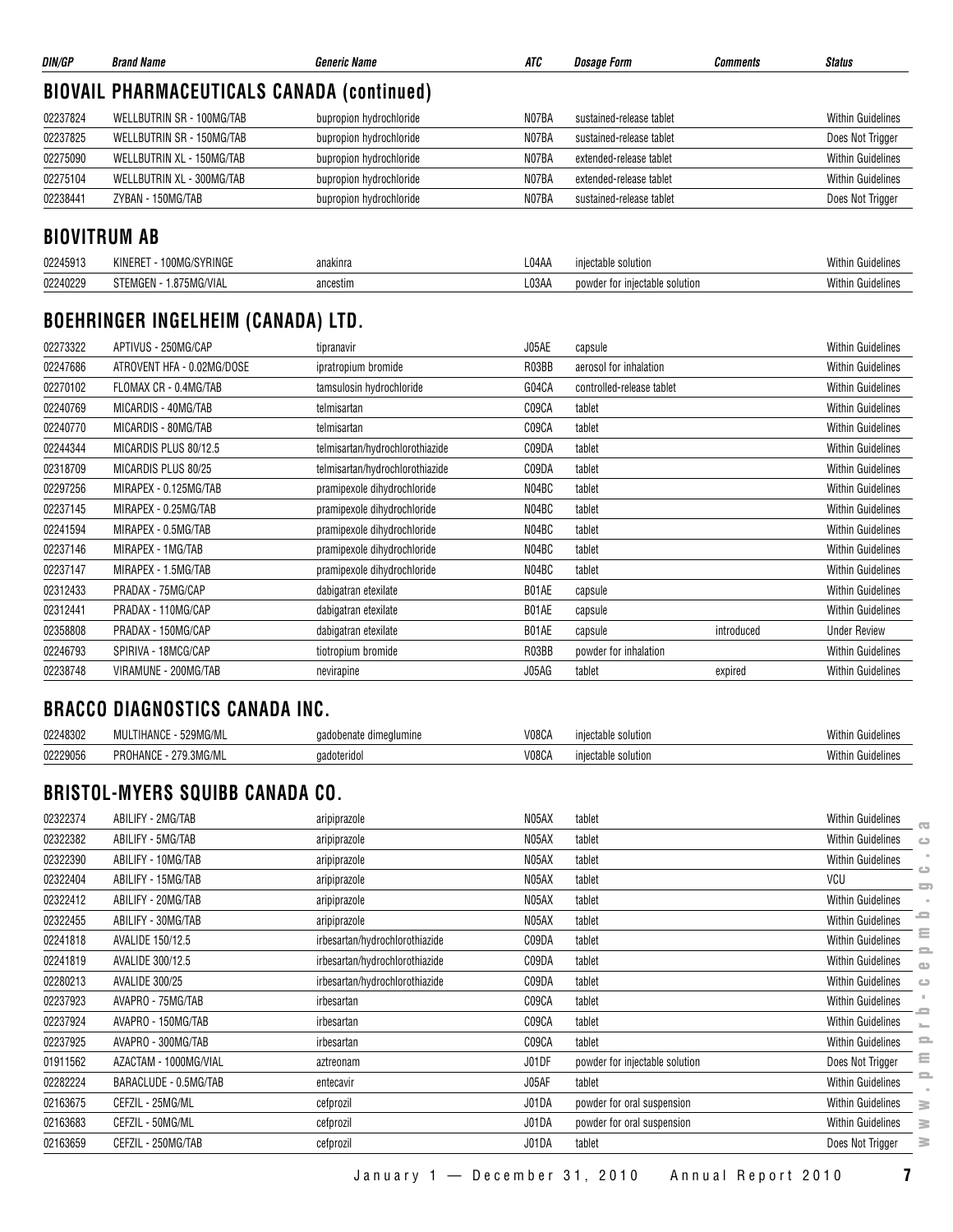| DIN/GP | Brand Name | Generic Name | ATC | Dosage Form | Comments | Status |
|---|---|---|---|---|---|---|

## BIOVAIL PHARMACEUTICALS CANADA (continued)

| DIN/GP | Brand Name | Generic Name | ATC | Dosage Form | Comments | Status |
|---|---|---|---|---|---|---|
| 02237824 | WELLBUTRIN SR - 100MG/TAB | bupropion hydrochloride | N07BA | sustained-release tablet | | Within Guidelines |
| 02237825 | WELLBUTRIN SR - 150MG/TAB | bupropion hydrochloride | N07BA | sustained-release tablet | | Does Not Trigger |
| 02275090 | WELLBUTRIN XL - 150MG/TAB | bupropion hydrochloride | N07BA | extended-release tablet | | Within Guidelines |
| 02275104 | WELLBUTRIN XL - 300MG/TAB | bupropion hydrochloride | N07BA | extended-release tablet | | Within Guidelines |
| 02238441 | ZYBAN - 150MG/TAB | bupropion hydrochloride | N07BA | sustained-release tablet | | Does Not Trigger |

## BIOVITRUM AB

| DIN/GP | Brand Name | Generic Name | ATC | Dosage Form | Comments | Status |
|---|---|---|---|---|---|---|
| 02245913 | KINERET - 100MG/SYRINGE | anakinra | L04AA | injectable solution | | Within Guidelines |
| 02240229 | STEMGEN - 1.875MG/VIAL | ancestim | L03AA | powder for injectable solution | | Within Guidelines |

## BOEHRINGER INGELHEIM (CANADA) LTD.

| DIN/GP | Brand Name | Generic Name | ATC | Dosage Form | Comments | Status |
|---|---|---|---|---|---|---|
| 02273322 | APTIVUS - 250MG/CAP | tipranavir | J05AE | capsule | | Within Guidelines |
| 02247686 | ATROVENT HFA - 0.02MG/DOSE | ipratropium bromide | R03BB | aerosol for inhalation | | Within Guidelines |
| 02270102 | FLOMAX CR - 0.4MG/TAB | tamsulosin hydrochloride | G04CA | controlled-release tablet | | Within Guidelines |
| 02240769 | MICARDIS - 40MG/TAB | telmisartan | C09CA | tablet | | Within Guidelines |
| 02240770 | MICARDIS - 80MG/TAB | telmisartan | C09CA | tablet | | Within Guidelines |
| 02244344 | MICARDIS PLUS 80/12.5 | telmisartan/hydrochlorothiazide | C09DA | tablet | | Within Guidelines |
| 02318709 | MICARDIS PLUS 80/25 | telmisartan/hydrochlorothiazide | C09DA | tablet | | Within Guidelines |
| 02297256 | MIRAPEX - 0.125MG/TAB | pramipexole dihydrochloride | N04BC | tablet | | Within Guidelines |
| 02237145 | MIRAPEX - 0.25MG/TAB | pramipexole dihydrochloride | N04BC | tablet | | Within Guidelines |
| 02241594 | MIRAPEX - 0.5MG/TAB | pramipexole dihydrochloride | N04BC | tablet | | Within Guidelines |
| 02237146 | MIRAPEX - 1MG/TAB | pramipexole dihydrochloride | N04BC | tablet | | Within Guidelines |
| 02237147 | MIRAPEX - 1.5MG/TAB | pramipexole dihydrochloride | N04BC | tablet | | Within Guidelines |
| 02312433 | PRADAX - 75MG/CAP | dabigatran etexilate | B01AE | capsule | | Within Guidelines |
| 02312441 | PRADAX - 110MG/CAP | dabigatran etexilate | B01AE | capsule | | Within Guidelines |
| 02358808 | PRADAX - 150MG/CAP | dabigatran etexilate | B01AE | capsule | introduced | Under Review |
| 02246793 | SPIRIVA - 18MCG/CAP | tiotropium bromide | R03BB | powder for inhalation | | Within Guidelines |
| 02238748 | VIRAMUNE - 200MG/TAB | nevirapine | J05AG | tablet | expired | Within Guidelines |

## BRACCO DIAGNOSTICS CANADA INC.

| DIN/GP | Brand Name | Generic Name | ATC | Dosage Form | Comments | Status |
|---|---|---|---|---|---|---|
| 02248302 | MULTIHANCE - 529MG/ML | gadobenate dimeglumine | V08CA | injectable solution | | Within Guidelines |
| 02229056 | PROHANCE - 279.3MG/ML | gadoteridol | V08CA | injectable solution | | Within Guidelines |

## BRISTOL-MYERS SQUIBB CANADA CO.

| DIN/GP | Brand Name | Generic Name | ATC | Dosage Form | Comments | Status |
|---|---|---|---|---|---|---|
| 02322374 | ABILIFY - 2MG/TAB | aripiprazole | N05AX | tablet | | Within Guidelines |
| 02322382 | ABILIFY - 5MG/TAB | aripiprazole | N05AX | tablet | | Within Guidelines |
| 02322390 | ABILIFY - 10MG/TAB | aripiprazole | N05AX | tablet | | Within Guidelines |
| 02322404 | ABILIFY - 15MG/TAB | aripiprazole | N05AX | tablet | | VCU |
| 02322412 | ABILIFY - 20MG/TAB | aripiprazole | N05AX | tablet | | Within Guidelines |
| 02322455 | ABILIFY - 30MG/TAB | aripiprazole | N05AX | tablet | | Within Guidelines |
| 02241818 | AVALIDE 150/12.5 | irbesartan/hydrochlorothiazide | C09DA | tablet | | Within Guidelines |
| 02241819 | AVALIDE 300/12.5 | irbesartan/hydrochlorothiazide | C09DA | tablet | | Within Guidelines |
| 02280213 | AVALIDE 300/25 | irbesartan/hydrochlorothiazide | C09DA | tablet | | Within Guidelines |
| 02237923 | AVAPRO - 75MG/TAB | irbesartan | C09CA | tablet | | Within Guidelines |
| 02237924 | AVAPRO - 150MG/TAB | irbesartan | C09CA | tablet | | Within Guidelines |
| 02237925 | AVAPRO - 300MG/TAB | irbesartan | C09CA | tablet | | Within Guidelines |
| 01911562 | AZACTAM - 1000MG/VIAL | aztreonam | J01DF | powder for injectable solution | | Does Not Trigger |
| 02282224 | BARACLUDE - 0.5MG/TAB | entecavir | J05AF | tablet | | Within Guidelines |
| 02163675 | CEFZIL - 25MG/ML | cefprozil | J01DA | powder for oral suspension | | Within Guidelines |
| 02163683 | CEFZIL - 50MG/ML | cefprozil | J01DA | powder for oral suspension | | Within Guidelines |
| 02163659 | CEFZIL - 250MG/TAB | cefprozil | J01DA | tablet | | Does Not Trigger |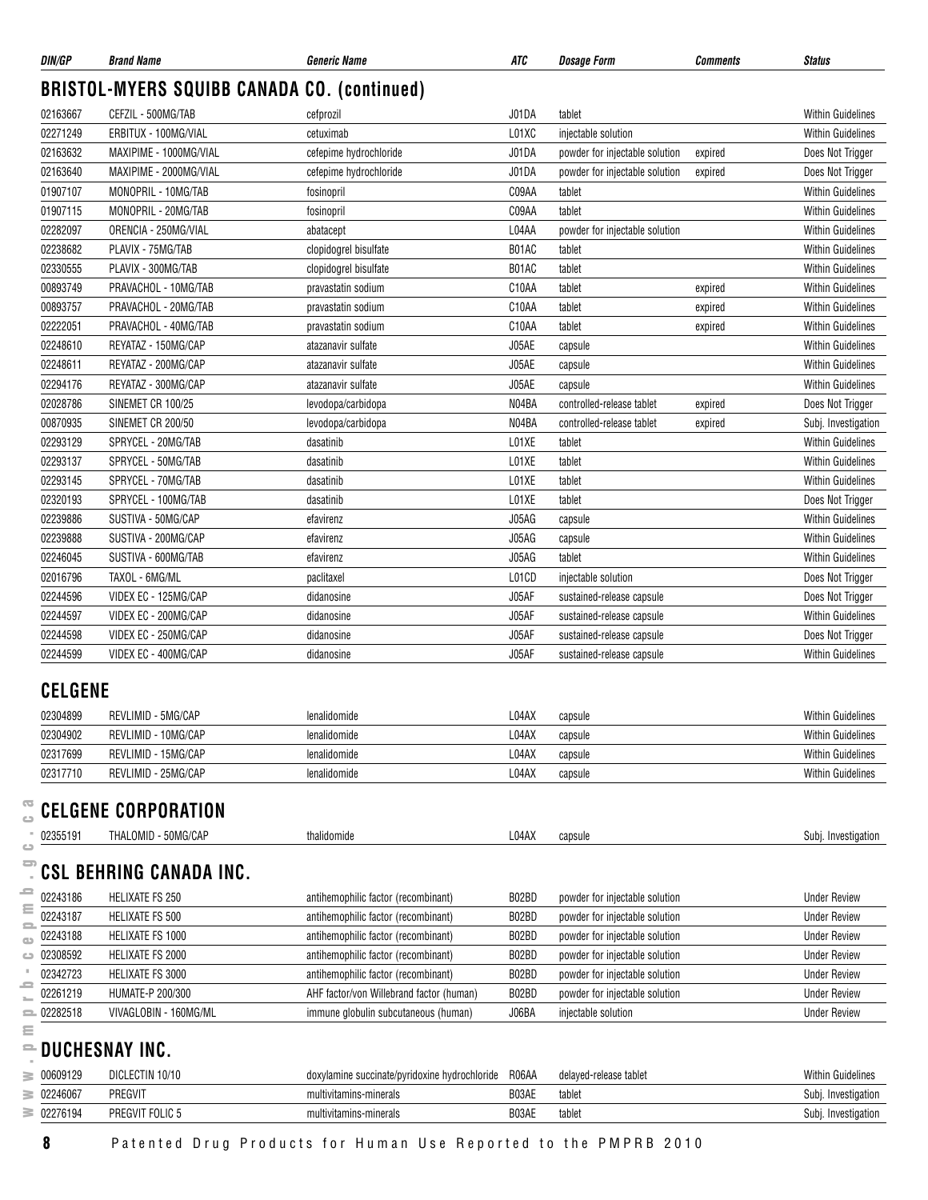| DIN/GP | Brand Name | Generic Name | ATC | Dosage Form | Comments | Status |
|---|---|---|---|---|---|---|

## BRISTOL-MYERS SQUIBB CANADA CO. (continued)

| DIN/GP | Brand Name | Generic Name | ATC | Dosage Form | Comments | Status |
|---|---|---|---|---|---|---|
| 02163667 | CEFZIL - 500MG/TAB | cefprozil | J01DA | tablet | | Within Guidelines |
| 02271249 | ERBITUX - 100MG/VIAL | cetuximab | L01XC | injectable solution | | Within Guidelines |
| 02163632 | MAXIPIME - 1000MG/VIAL | cefepime hydrochloride | J01DA | powder for injectable solution | expired | Does Not Trigger |
| 02163640 | MAXIPIME - 2000MG/VIAL | cefepime hydrochloride | J01DA | powder for injectable solution | expired | Does Not Trigger |
| 01907107 | MONOPRIL - 10MG/TAB | fosinopril | C09AA | tablet | | Within Guidelines |
| 01907115 | MONOPRIL - 20MG/TAB | fosinopril | C09AA | tablet | | Within Guidelines |
| 02282097 | ORENCIA - 250MG/VIAL | abatacept | L04AA | powder for injectable solution | | Within Guidelines |
| 02238682 | PLAVIX - 75MG/TAB | clopidogrel bisulfate | B01AC | tablet | | Within Guidelines |
| 02330555 | PLAVIX - 300MG/TAB | clopidogrel bisulfate | B01AC | tablet | | Within Guidelines |
| 00893749 | PRAVACHOL - 10MG/TAB | pravastatin sodium | C10AA | tablet | expired | Within Guidelines |
| 00893757 | PRAVACHOL - 20MG/TAB | pravastatin sodium | C10AA | tablet | expired | Within Guidelines |
| 02222051 | PRAVACHOL - 40MG/TAB | pravastatin sodium | C10AA | tablet | expired | Within Guidelines |
| 02248610 | REYATAZ - 150MG/CAP | atazanavir sulfate | J05AE | capsule | | Within Guidelines |
| 02248611 | REYATAZ - 200MG/CAP | atazanavir sulfate | J05AE | capsule | | Within Guidelines |
| 02294176 | REYATAZ - 300MG/CAP | atazanavir sulfate | J05AE | capsule | | Within Guidelines |
| 02028786 | SINEMET CR 100/25 | levodopa/carbidopa | N04BA | controlled-release tablet | expired | Does Not Trigger |
| 00870935 | SINEMET CR 200/50 | levodopa/carbidopa | N04BA | controlled-release tablet | expired | Subj. Investigation |
| 02293129 | SPRYCEL - 20MG/TAB | dasatinib | L01XE | tablet | | Within Guidelines |
| 02293137 | SPRYCEL - 50MG/TAB | dasatinib | L01XE | tablet | | Within Guidelines |
| 02293145 | SPRYCEL - 70MG/TAB | dasatinib | L01XE | tablet | | Within Guidelines |
| 02320193 | SPRYCEL - 100MG/TAB | dasatinib | L01XE | tablet | | Does Not Trigger |
| 02239886 | SUSTIVA - 50MG/CAP | efavirenz | J05AG | capsule | | Within Guidelines |
| 02239888 | SUSTIVA - 200MG/CAP | efavirenz | J05AG | capsule | | Within Guidelines |
| 02246045 | SUSTIVA - 600MG/TAB | efavirenz | J05AG | tablet | | Within Guidelines |
| 02016796 | TAXOL - 6MG/ML | paclitaxel | L01CD | injectable solution | | Does Not Trigger |
| 02244596 | VIDEX EC - 125MG/CAP | didanosine | J05AF | sustained-release capsule | | Does Not Trigger |
| 02244597 | VIDEX EC - 200MG/CAP | didanosine | J05AF | sustained-release capsule | | Within Guidelines |
| 02244598 | VIDEX EC - 250MG/CAP | didanosine | J05AF | sustained-release capsule | | Does Not Trigger |
| 02244599 | VIDEX EC - 400MG/CAP | didanosine | J05AF | sustained-release capsule | | Within Guidelines |

## CELGENE

| DIN/GP | Brand Name | Generic Name | ATC | Dosage Form | Comments | Status |
|---|---|---|---|---|---|---|
| 02304899 | REVLIMID - 5MG/CAP | lenalidomide | L04AX | capsule | | Within Guidelines |
| 02304902 | REVLIMID - 10MG/CAP | lenalidomide | L04AX | capsule | | Within Guidelines |
| 02317699 | REVLIMID - 15MG/CAP | lenalidomide | L04AX | capsule | | Within Guidelines |
| 02317710 | REVLIMID - 25MG/CAP | lenalidomide | L04AX | capsule | | Within Guidelines |

## CELGENE CORPORATION

| DIN/GP | Brand Name | Generic Name | ATC | Dosage Form | Comments | Status |
|---|---|---|---|---|---|---|
| 02355191 | THALOMID - 50MG/CAP | thalidomide | L04AX | capsule | | Subj. Investigation |

## CSL BEHRING CANADA INC.

| DIN/GP | Brand Name | Generic Name | ATC | Dosage Form | Comments | Status |
|---|---|---|---|---|---|---|
| 02243186 | HELIXATE FS 250 | antihemophilic factor (recombinant) | B02BD | powder for injectable solution | | Under Review |
| 02243187 | HELIXATE FS 500 | antihemophilic factor (recombinant) | B02BD | powder for injectable solution | | Under Review |
| 02243188 | HELIXATE FS 1000 | antihemophilic factor (recombinant) | B02BD | powder for injectable solution | | Under Review |
| 02308592 | HELIXATE FS 2000 | antihemophilic factor (recombinant) | B02BD | powder for injectable solution | | Under Review |
| 02342723 | HELIXATE FS 3000 | antihemophilic factor (recombinant) | B02BD | powder for injectable solution | | Under Review |
| 02261219 | HUMATE-P 200/300 | AHF factor/von Willebrand factor (human) | B02BD | powder for injectable solution | | Under Review |
| 02282518 | VIVAGLOBIN - 160MG/ML | immune globulin subcutaneous (human) | J06BA | injectable solution | | Under Review |

## DUCHESNAY INC.

| DIN/GP | Brand Name | Generic Name | ATC | Dosage Form | Comments | Status |
|---|---|---|---|---|---|---|
| 00609129 | DICLECTIN 10/10 | doxylamine succinate/pyridoxine hydrochloride | R06AA | delayed-release tablet | | Within Guidelines |
| 02246067 | PREGVIT | multivitamins-minerals | B03AE | tablet | | Subj. Investigation |
| 02276194 | PREGVIT FOLIC 5 | multivitamins-minerals | B03AE | tablet | | Subj. Investigation |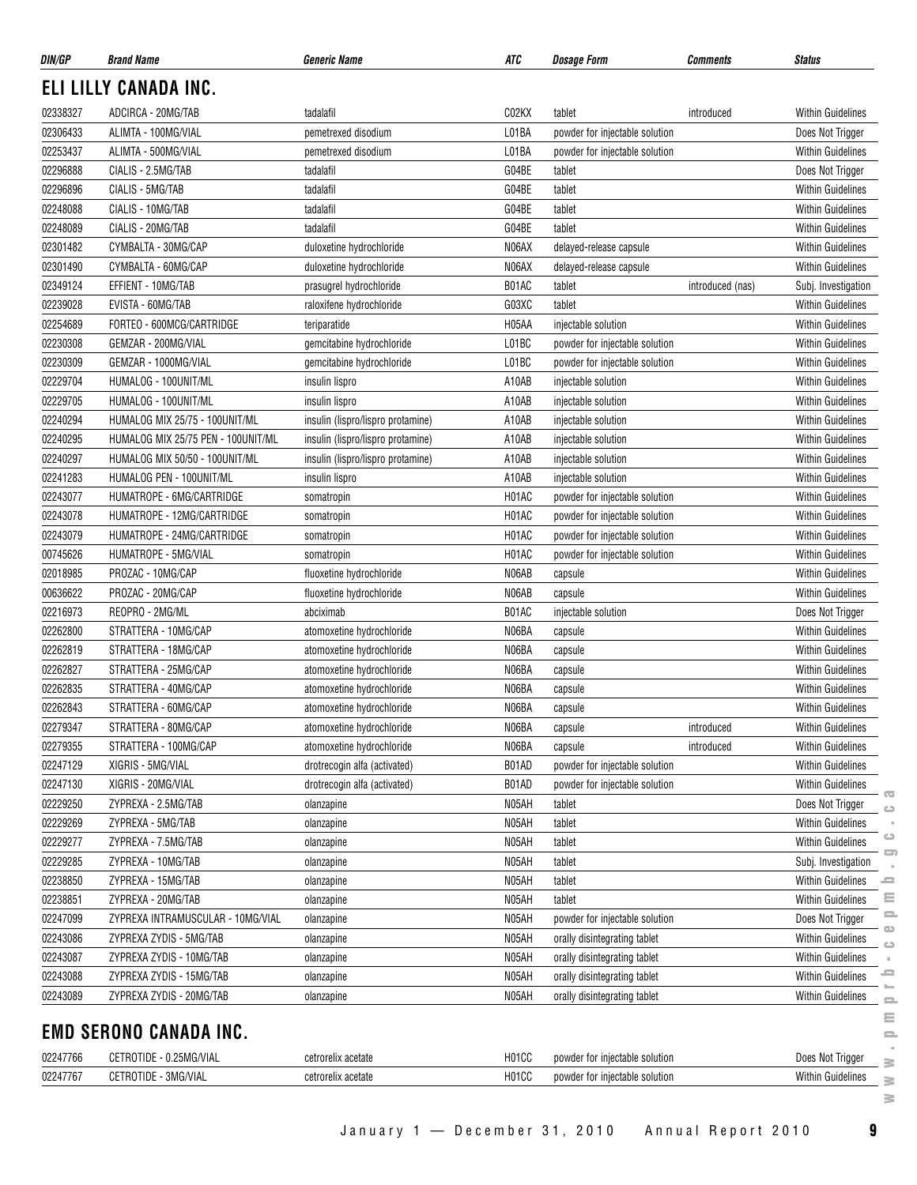| DIN/GP | Brand Name | Generic Name | ATC | Dosage Form | Comments | Status |
|---|---|---|---|---|---|---|

## ELI LILLY CANADA INC.

| DIN/GP | Brand Name | Generic Name | ATC | Dosage Form | Comments | Status |
|---|---|---|---|---|---|---|
| 02338327 | ADCIRCA - 20MG/TAB | tadalafil | C02KX | tablet | introduced | Within Guidelines |
| 02306433 | ALIMTA - 100MG/VIAL | pemetrexed disodium | L01BA | powder for injectable solution | | Does Not Trigger |
| 02253437 | ALIMTA - 500MG/VIAL | pemetrexed disodium | L01BA | powder for injectable solution | | Within Guidelines |
| 02296888 | CIALIS - 2.5MG/TAB | tadalafil | G04BE | tablet | | Does Not Trigger |
| 02296896 | CIALIS - 5MG/TAB | tadalafil | G04BE | tablet | | Within Guidelines |
| 02248088 | CIALIS - 10MG/TAB | tadalafil | G04BE | tablet | | Within Guidelines |
| 02248089 | CIALIS - 20MG/TAB | tadalafil | G04BE | tablet | | Within Guidelines |
| 02301482 | CYMBALTA - 30MG/CAP | duloxetine hydrochloride | N06AX | delayed-release capsule | | Within Guidelines |
| 02301490 | CYMBALTA - 60MG/CAP | duloxetine hydrochloride | N06AX | delayed-release capsule | | Within Guidelines |
| 02349124 | EFFIENT - 10MG/TAB | prasugrel hydrochloride | B01AC | tablet | introduced (nas) | Subj. Investigation |
| 02239028 | EVISTA - 60MG/TAB | raloxifene hydrochloride | G03XC | tablet | | Within Guidelines |
| 02254689 | FORTEO - 600MCG/CARTRIDGE | teriparatide | H05AA | injectable solution | | Within Guidelines |
| 02230308 | GEMZAR - 200MG/VIAL | gemcitabine hydrochloride | L01BC | powder for injectable solution | | Within Guidelines |
| 02230309 | GEMZAR - 1000MG/VIAL | gemcitabine hydrochloride | L01BC | powder for injectable solution | | Within Guidelines |
| 02229704 | HUMALOG - 100UNIT/ML | insulin lispro | A10AB | injectable solution | | Within Guidelines |
| 02229705 | HUMALOG - 100UNIT/ML | insulin lispro | A10AB | injectable solution | | Within Guidelines |
| 02240294 | HUMALOG MIX 25/75 - 100UNIT/ML | insulin (lispro/lispro protamine) | A10AB | injectable solution | | Within Guidelines |
| 02240295 | HUMALOG MIX 25/75 PEN - 100UNIT/ML | insulin (lispro/lispro protamine) | A10AB | injectable solution | | Within Guidelines |
| 02240297 | HUMALOG MIX 50/50 - 100UNIT/ML | insulin (lispro/lispro protamine) | A10AB | injectable solution | | Within Guidelines |
| 02241283 | HUMALOG PEN - 100UNIT/ML | insulin lispro | A10AB | injectable solution | | Within Guidelines |
| 02243077 | HUMATROPE - 6MG/CARTRIDGE | somatropin | H01AC | powder for injectable solution | | Within Guidelines |
| 02243078 | HUMATROPE - 12MG/CARTRIDGE | somatropin | H01AC | powder for injectable solution | | Within Guidelines |
| 02243079 | HUMATROPE - 24MG/CARTRIDGE | somatropin | H01AC | powder for injectable solution | | Within Guidelines |
| 00745626 | HUMATROPE - 5MG/VIAL | somatropin | H01AC | powder for injectable solution | | Within Guidelines |
| 02018985 | PROZAC - 10MG/CAP | fluoxetine hydrochloride | N06AB | capsule | | Within Guidelines |
| 00636622 | PROZAC - 20MG/CAP | fluoxetine hydrochloride | N06AB | capsule | | Within Guidelines |
| 02216973 | REOPRO - 2MG/ML | abciximab | B01AC | injectable solution | | Does Not Trigger |
| 02262800 | STRATTERA - 10MG/CAP | atomoxetine hydrochloride | N06BA | capsule | | Within Guidelines |
| 02262819 | STRATTERA - 18MG/CAP | atomoxetine hydrochloride | N06BA | capsule | | Within Guidelines |
| 02262827 | STRATTERA - 25MG/CAP | atomoxetine hydrochloride | N06BA | capsule | | Within Guidelines |
| 02262835 | STRATTERA - 40MG/CAP | atomoxetine hydrochloride | N06BA | capsule | | Within Guidelines |
| 02262843 | STRATTERA - 60MG/CAP | atomoxetine hydrochloride | N06BA | capsule | | Within Guidelines |
| 02279347 | STRATTERA - 80MG/CAP | atomoxetine hydrochloride | N06BA | capsule | introduced | Within Guidelines |
| 02279355 | STRATTERA - 100MG/CAP | atomoxetine hydrochloride | N06BA | capsule | introduced | Within Guidelines |
| 02247129 | XIGRIS - 5MG/VIAL | drotrecogin alfa (activated) | B01AD | powder for injectable solution | | Within Guidelines |
| 02247130 | XIGRIS - 20MG/VIAL | drotrecogin alfa (activated) | B01AD | powder for injectable solution | | Within Guidelines |
| 02229250 | ZYPREXA - 2.5MG/TAB | olanzapine | N05AH | tablet | | Does Not Trigger |
| 02229269 | ZYPREXA - 5MG/TAB | olanzapine | N05AH | tablet | | Within Guidelines |
| 02229277 | ZYPREXA - 7.5MG/TAB | olanzapine | N05AH | tablet | | Within Guidelines |
| 02229285 | ZYPREXA - 10MG/TAB | olanzapine | N05AH | tablet | | Subj. Investigation |
| 02238850 | ZYPREXA - 15MG/TAB | olanzapine | N05AH | tablet | | Within Guidelines |
| 02238851 | ZYPREXA - 20MG/TAB | olanzapine | N05AH | tablet | | Within Guidelines |
| 02247099 | ZYPREXA INTRAMUSCULAR - 10MG/VIAL | olanzapine | N05AH | powder for injectable solution | | Does Not Trigger |
| 02243086 | ZYPREXA ZYDIS - 5MG/TAB | olanzapine | N05AH | orally disintegrating tablet | | Within Guidelines |
| 02243087 | ZYPREXA ZYDIS - 10MG/TAB | olanzapine | N05AH | orally disintegrating tablet | | Within Guidelines |
| 02243088 | ZYPREXA ZYDIS - 15MG/TAB | olanzapine | N05AH | orally disintegrating tablet | | Within Guidelines |
| 02243089 | ZYPREXA ZYDIS - 20MG/TAB | olanzapine | N05AH | orally disintegrating tablet | | Within Guidelines |

## EMD SERONO CANADA INC.

| DIN/GP | Brand Name | Generic Name | ATC | Dosage Form | Comments | Status |
|---|---|---|---|---|---|---|
| 02247766 | CETROTIDE - 0.25MG/VIAL | cetrorelix acetate | H01CC | powder for injectable solution | | Does Not Trigger |
| 02247767 | CETROTIDE - 3MG/VIAL | cetrorelix acetate | H01CC | powder for injectable solution | | Within Guidelines |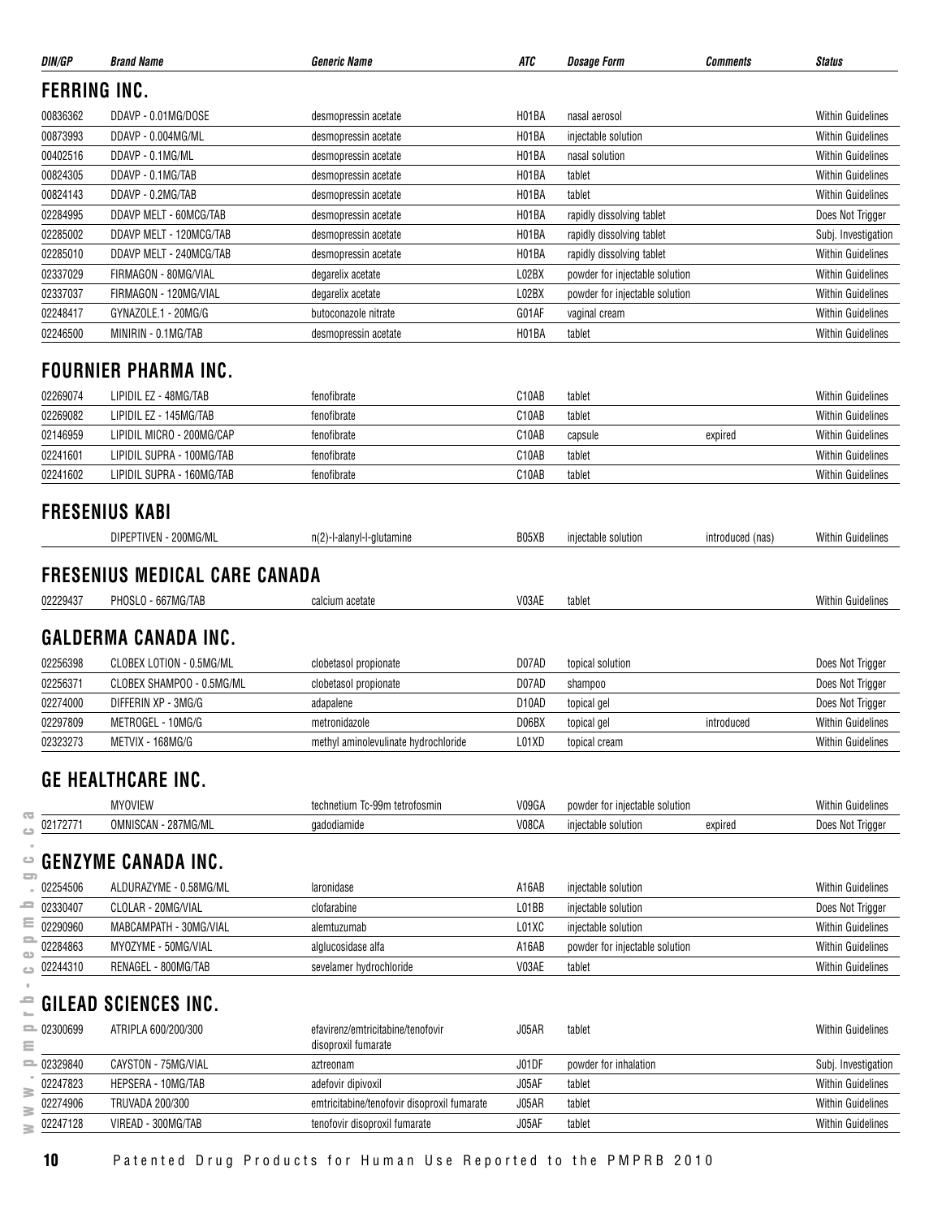| DIN/GP | Brand Name | Generic Name | ATC | Dosage Form | Comments | Status |
|---|---|---|---|---|---|---|

## FERRING INC.

| DIN/GP | Brand Name | Generic Name | ATC | Dosage Form | Comments | Status |
|---|---|---|---|---|---|---|
| 00836362 | DDAVP - 0.01MG/DOSE | desmopressin acetate | H01BA | nasal aerosol | | Within Guidelines |
| 00873993 | DDAVP - 0.004MG/ML | desmopressin acetate | H01BA | injectable solution | | Within Guidelines |
| 00402516 | DDAVP - 0.1MG/ML | desmopressin acetate | H01BA | nasal solution | | Within Guidelines |
| 00824305 | DDAVP - 0.1MG/TAB | desmopressin acetate | H01BA | tablet | | Within Guidelines |
| 00824143 | DDAVP - 0.2MG/TAB | desmopressin acetate | H01BA | tablet | | Within Guidelines |
| 02284995 | DDAVP MELT - 60MCG/TAB | desmopressin acetate | H01BA | rapidly dissolving tablet | | Does Not Trigger |
| 02285002 | DDAVP MELT - 120MCG/TAB | desmopressin acetate | H01BA | rapidly dissolving tablet | | Subj. Investigation |
| 02285010 | DDAVP MELT - 240MCG/TAB | desmopressin acetate | H01BA | rapidly dissolving tablet | | Within Guidelines |
| 02337029 | FIRMAGON - 80MG/VIAL | degarelix acetate | L02BX | powder for injectable solution | | Within Guidelines |
| 02337037 | FIRMAGON - 120MG/VIAL | degarelix acetate | L02BX | powder for injectable solution | | Within Guidelines |
| 02248417 | GYNAZOLE.1 - 20MG/G | butoconazole nitrate | G01AF | vaginal cream | | Within Guidelines |
| 02246500 | MINIRIN - 0.1MG/TAB | desmopressin acetate | H01BA | tablet | | Within Guidelines |

## FOURNIER PHARMA INC.

| DIN/GP | Brand Name | Generic Name | ATC | Dosage Form | Comments | Status |
|---|---|---|---|---|---|---|
| 02269074 | LIPIDIL EZ - 48MG/TAB | fenofibrate | C10AB | tablet | | Within Guidelines |
| 02269082 | LIPIDIL EZ - 145MG/TAB | fenofibrate | C10AB | tablet | | Within Guidelines |
| 02146959 | LIPIDIL MICRO - 200MG/CAP | fenofibrate | C10AB | capsule | expired | Within Guidelines |
| 02241601 | LIPIDIL SUPRA - 100MG/TAB | fenofibrate | C10AB | tablet | | Within Guidelines |
| 02241602 | LIPIDIL SUPRA - 160MG/TAB | fenofibrate | C10AB | tablet | | Within Guidelines |

## FRESENIUS KABI

| DIN/GP | Brand Name | Generic Name | ATC | Dosage Form | Comments | Status |
|---|---|---|---|---|---|---|
| | DIPEPTIVEN - 200MG/ML | n(2)-l-alanyl-l-glutamine | B05XB | injectable solution | introduced (nas) | Within Guidelines |

## FRESENIUS MEDICAL CARE CANADA

| DIN/GP | Brand Name | Generic Name | ATC | Dosage Form | Comments | Status |
|---|---|---|---|---|---|---|
| 02229437 | PHOSLO - 667MG/TAB | calcium acetate | V03AE | tablet | | Within Guidelines |

## GALDERMA CANADA INC.

| DIN/GP | Brand Name | Generic Name | ATC | Dosage Form | Comments | Status |
|---|---|---|---|---|---|---|
| 02256398 | CLOBEX LOTION - 0.5MG/ML | clobetasol propionate | D07AD | topical solution | | Does Not Trigger |
| 02256371 | CLOBEX SHAMPOO - 0.5MG/ML | clobetasol propionate | D07AD | shampoo | | Does Not Trigger |
| 02274000 | DIFFERIN XP - 3MG/G | adapalene | D10AD | topical gel | | Does Not Trigger |
| 02297809 | METROGEL - 10MG/G | metronidazole | D06BX | topical gel | introduced | Within Guidelines |
| 02323273 | METVIX - 168MG/G | methyl aminolevulinate hydrochloride | L01XD | topical cream | | Within Guidelines |

## GE HEALTHCARE INC.

| DIN/GP | Brand Name | Generic Name | ATC | Dosage Form | Comments | Status |
|---|---|---|---|---|---|---|
| | MYOVIEW | technetium Tc-99m tetrofosmin | V09GA | powder for injectable solution | | Within Guidelines |
| 02172771 | OMNISCAN - 287MG/ML | gadodiamide | V08CA | injectable solution | expired | Does Not Trigger |

## GENZYME CANADA INC.

| DIN/GP | Brand Name | Generic Name | ATC | Dosage Form | Comments | Status |
|---|---|---|---|---|---|---|
| 02254506 | ALDURAZYME - 0.58MG/ML | laronidase | A16AB | injectable solution | | Within Guidelines |
| 02330407 | CLOLAR - 20MG/VIAL | clofarabine | L01BB | injectable solution | | Does Not Trigger |
| 02290960 | MABCAMPATH - 30MG/VIAL | alemtuzumab | L01XC | injectable solution | | Within Guidelines |
| 02284863 | MYOZYME - 50MG/VIAL | alglucosidase alfa | A16AB | powder for injectable solution | | Within Guidelines |
| 02244310 | RENAGEL - 800MG/TAB | sevelamer hydrochloride | V03AE | tablet | | Within Guidelines |

## GILEAD SCIENCES INC.

| DIN/GP | Brand Name | Generic Name | ATC | Dosage Form | Comments | Status |
|---|---|---|---|---|---|---|
| 02300699 | ATRIPLA 600/200/300 | efavirenz/emtricitabine/tenofovir disoproxil fumarate | J05AR | tablet | | Within Guidelines |
| 02329840 | CAYSTON - 75MG/VIAL | aztreonam | J01DF | powder for inhalation | | Subj. Investigation |
| 02247823 | HEPSERA - 10MG/TAB | adefovir dipivoxil | J05AF | tablet | | Within Guidelines |
| 02274906 | TRUVADA 200/300 | emtricitabine/tenofovir disoproxil fumarate | J05AR | tablet | | Within Guidelines |
| 02247128 | VIREAD - 300MG/TAB | tenofovir disoproxil fumarate | J05AF | tablet | | Within Guidelines |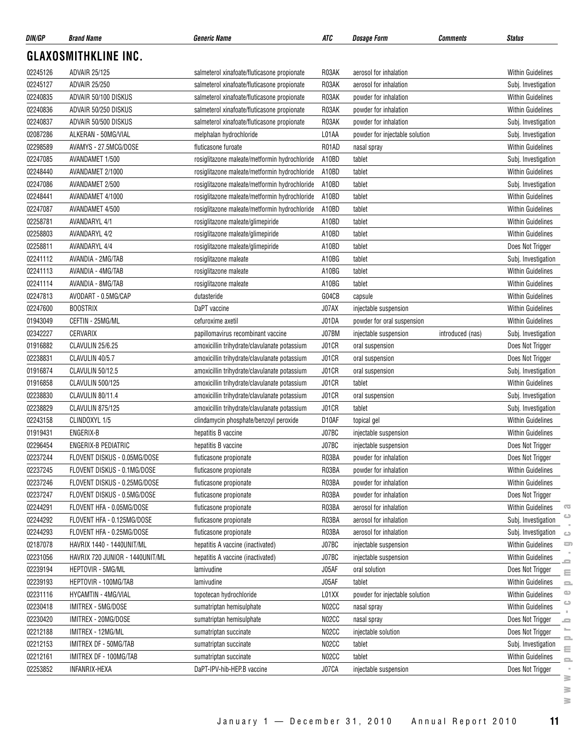## GLAXOSMITHKLINE INC.

| DIN/GP | Brand Name | Generic Name | ATC | Dosage Form | Comments | Status |
|---|---|---|---|---|---|---|
| 02245126 | ADVAIR 25/125 | salmeterol xinafoate/fluticasone propionate | R03AK | aerosol for inhalation | | Within Guidelines |
| 02245127 | ADVAIR 25/250 | salmeterol xinafoate/fluticasone propionate | R03AK | aerosol for inhalation | | Subj. Investigation |
| 02240835 | ADVAIR 50/100 DISKUS | salmeterol xinafoate/fluticasone propionate | R03AK | powder for inhalation | | Within Guidelines |
| 02240836 | ADVAIR 50/250 DISKUS | salmeterol xinafoate/fluticasone propionate | R03AK | powder for inhalation | | Within Guidelines |
| 02240837 | ADVAIR 50/500 DISKUS | salmeterol xinafoate/fluticasone propionate | R03AK | powder for inhalation | | Subj. Investigation |
| 02087286 | ALKERAN - 50MG/VIAL | melphalan hydrochloride | L01AA | powder for injectable solution | | Subj. Investigation |
| 02298589 | AVAMYS - 27.5MCG/DOSE | fluticasone furoate | R01AD | nasal spray | | Within Guidelines |
| 02247085 | AVANDAMET 1/500 | rosiglitazone maleate/metformin hydrochloride | A10BD | tablet | | Subj. Investigation |
| 02248440 | AVANDAMET 2/1000 | rosiglitazone maleate/metformin hydrochloride | A10BD | tablet | | Within Guidelines |
| 02247086 | AVANDAMET 2/500 | rosiglitazone maleate/metformin hydrochloride | A10BD | tablet | | Subj. Investigation |
| 02248441 | AVANDAMET 4/1000 | rosiglitazone maleate/metformin hydrochloride | A10BD | tablet | | Within Guidelines |
| 02247087 | AVANDAMET 4/500 | rosiglitazone maleate/metformin hydrochloride | A10BD | tablet | | Within Guidelines |
| 02258781 | AVANDARYL 4/1 | rosiglitazone maleate/glimepiride | A10BD | tablet | | Within Guidelines |
| 02258803 | AVANDARYL 4/2 | rosiglitazone maleate/glimepiride | A10BD | tablet | | Within Guidelines |
| 02258811 | AVANDARYL 4/4 | rosiglitazone maleate/glimepiride | A10BD | tablet | | Does Not Trigger |
| 02241112 | AVANDIA - 2MG/TAB | rosiglitazone maleate | A10BG | tablet | | Subj. Investigation |
| 02241113 | AVANDIA - 4MG/TAB | rosiglitazone maleate | A10BG | tablet | | Within Guidelines |
| 02241114 | AVANDIA - 8MG/TAB | rosiglitazone maleate | A10BG | tablet | | Within Guidelines |
| 02247813 | AVODART - 0.5MG/CAP | dutasteride | G04CB | capsule | | Within Guidelines |
| 02247600 | BOOSTRIX | DaPT vaccine | J07AX | injectable suspension | | Within Guidelines |
| 01943049 | CEFTIN - 25MG/ML | cefuroxime axetil | J01DA | powder for oral suspension | | Within Guidelines |
| 02342227 | CERVARIX | papillomavirus recombinant vaccine | J07BM | injectable suspension | introduced (nas) | Subj. Investigation |
| 01916882 | CLAVULIN 25/6.25 | amoxicillin trihydrate/clavulanate potassium | J01CR | oral suspension | | Does Not Trigger |
| 02238831 | CLAVULIN 40/5.7 | amoxicillin trihydrate/clavulanate potassium | J01CR | oral suspension | | Does Not Trigger |
| 01916874 | CLAVULIN 50/12.5 | amoxicillin trihydrate/clavulanate potassium | J01CR | oral suspension | | Subj. Investigation |
| 01916858 | CLAVULIN 500/125 | amoxicillin trihydrate/clavulanate potassium | J01CR | tablet | | Within Guidelines |
| 02238830 | CLAVULIN 80/11.4 | amoxicillin trihydrate/clavulanate potassium | J01CR | oral suspension | | Subj. Investigation |
| 02238829 | CLAVULIN 875/125 | amoxicillin trihydrate/clavulanate potassium | J01CR | tablet | | Subj. Investigation |
| 02243158 | CLINDOXYL 1/5 | clindamycin phosphate/benzoyl peroxide | D10AF | topical gel | | Within Guidelines |
| 01919431 | ENGERIX-B | hepatitis B vaccine | J07BC | injectable suspension | | Within Guidelines |
| 02296454 | ENGERIX-B PEDIATRIC | hepatitis B vaccine | J07BC | injectable suspension | | Does Not Trigger |
| 02237244 | FLOVENT DISKUS - 0.05MG/DOSE | fluticasone propionate | R03BA | powder for inhalation | | Does Not Trigger |
| 02237245 | FLOVENT DISKUS - 0.1MG/DOSE | fluticasone propionate | R03BA | powder for inhalation | | Within Guidelines |
| 02237246 | FLOVENT DISKUS - 0.25MG/DOSE | fluticasone propionate | R03BA | powder for inhalation | | Within Guidelines |
| 02237247 | FLOVENT DISKUS - 0.5MG/DOSE | fluticasone propionate | R03BA | powder for inhalation | | Does Not Trigger |
| 02244291 | FLOVENT HFA - 0.05MG/DOSE | fluticasone propionate | R03BA | aerosol for inhalation | | Within Guidelines |
| 02244292 | FLOVENT HFA - 0.125MG/DOSE | fluticasone propionate | R03BA | aerosol for inhalation | | Subj. Investigation |
| 02244293 | FLOVENT HFA - 0.25MG/DOSE | fluticasone propionate | R03BA | aerosol for inhalation | | Subj. Investigation |
| 02187078 | HAVRIX 1440 - 1440UNIT/ML | hepatitis A vaccine (inactivated) | J07BC | injectable suspension | | Within Guidelines |
| 02231056 | HAVRIX 720 JUNIOR - 1440UNIT/ML | hepatitis A vaccine (inactivated) | J07BC | injectable suspension | | Within Guidelines |
| 02239194 | HEPTOVIR - 5MG/ML | lamivudine | J05AF | oral solution | | Does Not Trigger |
| 02239193 | HEPTOVIR - 100MG/TAB | lamivudine | J05AF | tablet | | Within Guidelines |
| 02231116 | HYCAMTIN - 4MG/VIAL | topotecan hydrochloride | L01XX | powder for injectable solution | | Within Guidelines |
| 02230418 | IMITREX - 5MG/DOSE | sumatriptan hemisulphate | N02CC | nasal spray | | Within Guidelines |
| 02230420 | IMITREX - 20MG/DOSE | sumatriptan hemisulphate | N02CC | nasal spray | | Does Not Trigger |
| 02212188 | IMITREX - 12MG/ML | sumatriptan succinate | N02CC | injectable solution | | Does Not Trigger |
| 02212153 | IMITREX DF - 50MG/TAB | sumatriptan succinate | N02CC | tablet | | Subj. Investigation |
| 02212161 | IMITREX DF - 100MG/TAB | sumatriptan succinate | N02CC | tablet | | Within Guidelines |
| 02253852 | INFANRIX-HEXA | DaPT-IPV-hib-HEP.B vaccine | J07CA | injectable suspension | | Does Not Trigger |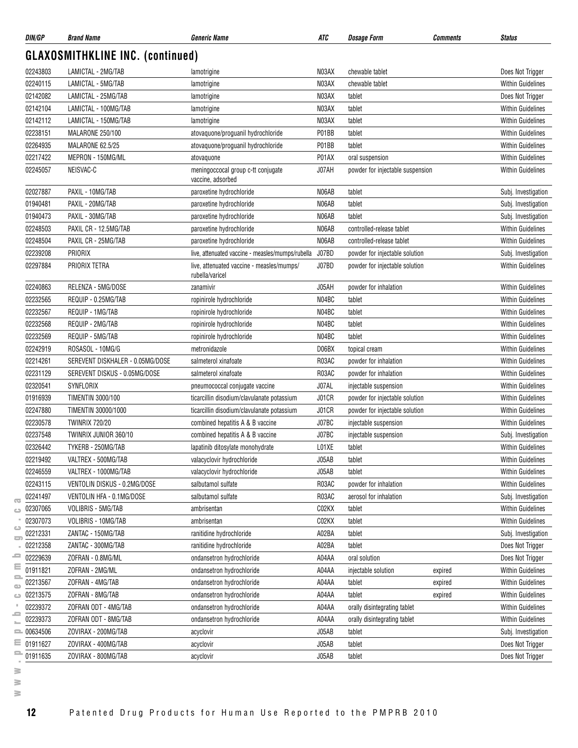| DIN/GP | Brand Name | Generic Name | ATC | Dosage Form | Comments | Status |
|---|---|---|---|---|---|---|

## GLAXOSMITHKLINE INC. (continued)

| DIN/GP | Brand Name | Generic Name | ATC | Dosage Form | Comments | Status |
|---|---|---|---|---|---|---|
| 02243803 | LAMICTAL - 2MG/TAB | lamotrigine | N03AX | chewable tablet | | Does Not Trigger |
| 02240115 | LAMICTAL - 5MG/TAB | lamotrigine | N03AX | chewable tablet | | Within Guidelines |
| 02142082 | LAMICTAL - 25MG/TAB | lamotrigine | N03AX | tablet | | Does Not Trigger |
| 02142104 | LAMICTAL - 100MG/TAB | lamotrigine | N03AX | tablet | | Within Guidelines |
| 02142112 | LAMICTAL - 150MG/TAB | lamotrigine | N03AX | tablet | | Within Guidelines |
| 02238151 | MALARONE 250/100 | atovaquone/proguanil hydrochloride | P01BB | tablet | | Within Guidelines |
| 02264935 | MALARONE 62.5/25 | atovaquone/proguanil hydrochloride | P01BB | tablet | | Within Guidelines |
| 02217422 | MEPRON - 150MG/ML | atovaquone | P01AX | oral suspension | | Within Guidelines |
| 02245057 | NEISVAC-C | meningoccocal group c-tt conjugate vaccine, adsorbed | J07AH | powder for injectable suspension | | Within Guidelines |
| 02027887 | PAXIL - 10MG/TAB | paroxetine hydrochloride | N06AB | tablet | | Subj. Investigation |
| 01940481 | PAXIL - 20MG/TAB | paroxetine hydrochloride | N06AB | tablet | | Subj. Investigation |
| 01940473 | PAXIL - 30MG/TAB | paroxetine hydrochloride | N06AB | tablet | | Subj. Investigation |
| 02248503 | PAXIL CR - 12.5MG/TAB | paroxetine hydrochloride | N06AB | controlled-release tablet | | Within Guidelines |
| 02248504 | PAXIL CR - 25MG/TAB | paroxetine hydrochloride | N06AB | controlled-release tablet | | Within Guidelines |
| 02239208 | PRIORIX | live, attenuated vaccine - measles/mumps/rubella | J07BD | powder for injectable solution | | Subj. Investigation |
| 02297884 | PRIORIX TETRA | live, attenuated vaccine - measles/mumps/ rubella/varicel | J07BD | powder for injectable solution | | Within Guidelines |
| 02240863 | RELENZA - 5MG/DOSE | zanamivir | J05AH | powder for inhalation | | Within Guidelines |
| 02232565 | REQUIP - 0.25MG/TAB | ropinirole hydrochloride | N04BC | tablet | | Within Guidelines |
| 02232567 | REQUIP - 1MG/TAB | ropinirole hydrochloride | N04BC | tablet | | Within Guidelines |
| 02232568 | REQUIP - 2MG/TAB | ropinirole hydrochloride | N04BC | tablet | | Within Guidelines |
| 02232569 | REQUIP - 5MG/TAB | ropinirole hydrochloride | N04BC | tablet | | Within Guidelines |
| 02242919 | ROSASOL - 10MG/G | metronidazole | D06BX | topical cream | | Within Guidelines |
| 02214261 | SEREVENT DISKHALER - 0.05MG/DOSE | salmeterol xinafoate | R03AC | powder for inhalation | | Within Guidelines |
| 02231129 | SEREVENT DISKUS - 0.05MG/DOSE | salmeterol xinafoate | R03AC | powder for inhalation | | Within Guidelines |
| 02320541 | SYNFLORIX | pneumococcal conjugate vaccine | J07AL | injectable suspension | | Within Guidelines |
| 01916939 | TIMENTIN 3000/100 | ticarcillin disodium/clavulanate potassium | J01CR | powder for injectable solution | | Within Guidelines |
| 02247880 | TIMENTIN 30000/1000 | ticarcillin disodium/clavulanate potassium | J01CR | powder for injectable solution | | Within Guidelines |
| 02230578 | TWINRIX 720/20 | combined hepatitis A & B vaccine | J07BC | injectable suspension | | Within Guidelines |
| 02237548 | TWINRIX JUNIOR 360/10 | combined hepatitis A & B vaccine | J07BC | injectable suspension | | Subj. Investigation |
| 02326442 | TYKERB - 250MG/TAB | lapatinib ditosylate monohydrate | L01XE | tablet | | Within Guidelines |
| 02219492 | VALTREX - 500MG/TAB | valacyclovir hydrochloride | J05AB | tablet | | Within Guidelines |
| 02246559 | VALTREX - 1000MG/TAB | valacyclovir hydrochloride | J05AB | tablet | | Within Guidelines |
| 02243115 | VENTOLIN DISKUS - 0.2MG/DOSE | salbutamol sulfate | R03AC | powder for inhalation | | Within Guidelines |
| 02241497 | VENTOLIN HFA - 0.1MG/DOSE | salbutamol sulfate | R03AC | aerosol for inhalation | | Subj. Investigation |
| 02307065 | VOLIBRIS - 5MG/TAB | ambrisentan | C02KX | tablet | | Within Guidelines |
| 02307073 | VOLIBRIS - 10MG/TAB | ambrisentan | C02KX | tablet | | Within Guidelines |
| 02212331 | ZANTAC - 150MG/TAB | ranitidine hydrochloride | A02BA | tablet | | Subj. Investigation |
| 02212358 | ZANTAC - 300MG/TAB | ranitidine hydrochloride | A02BA | tablet | | Does Not Trigger |
| 02229639 | ZOFRAN - 0.8MG/ML | ondansetron hydrochloride | A04AA | oral solution | | Does Not Trigger |
| 01911821 | ZOFRAN - 2MG/ML | ondansetron hydrochloride | A04AA | injectable solution | expired | Within Guidelines |
| 02213567 | ZOFRAN - 4MG/TAB | ondansetron hydrochloride | A04AA | tablet | expired | Within Guidelines |
| 02213575 | ZOFRAN - 8MG/TAB | ondansetron hydrochloride | A04AA | tablet | expired | Within Guidelines |
| 02239372 | ZOFRAN ODT - 4MG/TAB | ondansetron hydrochloride | A04AA | orally disintegrating tablet | | Within Guidelines |
| 02239373 | ZOFRAN ODT - 8MG/TAB | ondansetron hydrochloride | A04AA | orally disintegrating tablet | | Within Guidelines |
| 00634506 | ZOVIRAX - 200MG/TAB | acyclovir | J05AB | tablet | | Subj. Investigation |
| 01911627 | ZOVIRAX - 400MG/TAB | acyclovir | J05AB | tablet | | Does Not Trigger |
| 01911635 | ZOVIRAX - 800MG/TAB | acyclovir | J05AB | tablet | | Does Not Trigger |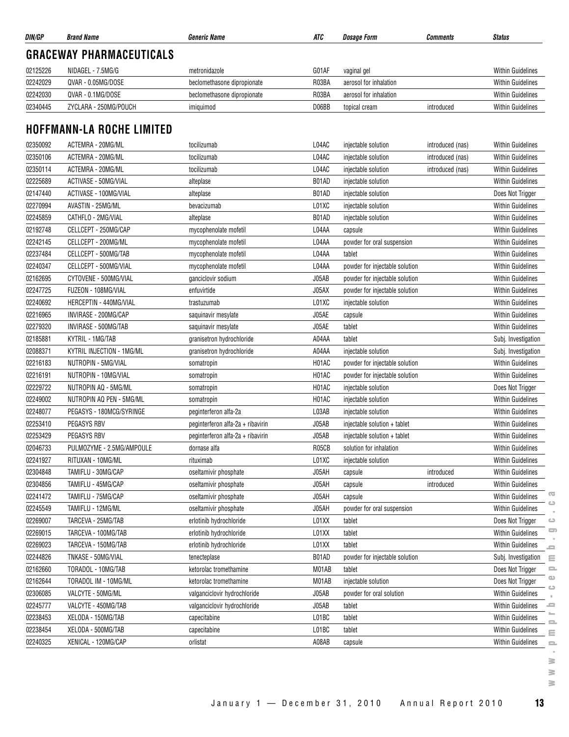| DIN/GP | Brand Name | Generic Name | ATC | Dosage Form | Comments | Status |
|---|---|---|---|---|---|---|

## GRACEWAY PHARMACEUTICALS

| DIN/GP | Brand Name | Generic Name | ATC | Dosage Form | Comments | Status |
|---|---|---|---|---|---|---|
| 02125226 | NIDAGEL - 7.5MG/G | metronidazole | G01AF | vaginal gel | | Within Guidelines |
| 02242029 | QVAR - 0.05MG/DOSE | beclomethasone dipropionate | R03BA | aerosol for inhalation | | Within Guidelines |
| 02242030 | QVAR - 0.1MG/DOSE | beclomethasone dipropionate | R03BA | aerosol for inhalation | | Within Guidelines |
| 02340445 | ZYCLARA - 250MG/POUCH | imiquimod | D06BB | topical cream | introduced | Within Guidelines |

## HOFFMANN-LA ROCHE LIMITED

| DIN/GP | Brand Name | Generic Name | ATC | Dosage Form | Comments | Status |
|---|---|---|---|---|---|---|
| 02350092 | ACTEMRA - 20MG/ML | tocilizumab | L04AC | injectable solution | introduced (nas) | Within Guidelines |
| 02350106 | ACTEMRA - 20MG/ML | tocilizumab | L04AC | injectable solution | introduced (nas) | Within Guidelines |
| 02350114 | ACTEMRA - 20MG/ML | tocilizumab | L04AC | injectable solution | introduced (nas) | Within Guidelines |
| 02225689 | ACTIVASE - 50MG/VIAL | alteplase | B01AD | injectable solution | | Within Guidelines |
| 02147440 | ACTIVASE - 100MG/VIAL | alteplase | B01AD | injectable solution | | Does Not Trigger |
| 02270994 | AVASTIN - 25MG/ML | bevacizumab | L01XC | injectable solution | | Within Guidelines |
| 02245859 | CATHFLO - 2MG/VIAL | alteplase | B01AD | injectable solution | | Within Guidelines |
| 02192748 | CELLCEPT - 250MG/CAP | mycophenolate mofetil | L04AA | capsule | | Within Guidelines |
| 02242145 | CELLCEPT - 200MG/ML | mycophenolate mofetil | L04AA | powder for oral suspension | | Within Guidelines |
| 02237484 | CELLCEPT - 500MG/TAB | mycophenolate mofetil | L04AA | tablet | | Within Guidelines |
| 02240347 | CELLCEPT - 500MG/VIAL | mycophenolate mofetil | L04AA | powder for injectable solution | | Within Guidelines |
| 02162695 | CYTOVENE - 500MG/VIAL | ganciclovir sodium | J05AB | powder for injectable solution | | Within Guidelines |
| 02247725 | FUZEON - 108MG/VIAL | enfuvirtide | J05AX | powder for injectable solution | | Within Guidelines |
| 02240692 | HERCEPTIN - 440MG/VIAL | trastuzumab | L01XC | injectable solution | | Within Guidelines |
| 02216965 | INVIRASE - 200MG/CAP | saquinavir mesylate | J05AE | capsule | | Within Guidelines |
| 02279320 | INVIRASE - 500MG/TAB | saquinavir mesylate | J05AE | tablet | | Within Guidelines |
| 02185881 | KYTRIL - 1MG/TAB | granisetron hydrochloride | A04AA | tablet | | Subj. Investigation |
| 02088371 | KYTRIL INJECTION - 1MG/ML | granisetron hydrochloride | A04AA | injectable solution | | Subj. Investigation |
| 02216183 | NUTROPIN - 5MG/VIAL | somatropin | H01AC | powder for injectable solution | | Within Guidelines |
| 02216191 | NUTROPIN - 10MG/VIAL | somatropin | H01AC | powder for injectable solution | | Within Guidelines |
| 02229722 | NUTROPIN AQ - 5MG/ML | somatropin | H01AC | injectable solution | | Does Not Trigger |
| 02249002 | NUTROPIN AQ PEN - 5MG/ML | somatropin | H01AC | injectable solution | | Within Guidelines |
| 02248077 | PEGASYS - 180MCG/SYRINGE | peginterferon alfa-2a | L03AB | injectable solution | | Within Guidelines |
| 02253410 | PEGASYS RBV | peginterferon alfa-2a + ribavirin | J05AB | injectable solution + tablet | | Within Guidelines |
| 02253429 | PEGASYS RBV | peginterferon alfa-2a + ribavirin | J05AB | injectable solution + tablet | | Within Guidelines |
| 02046733 | PULMOZYME - 2.5MG/AMPOULE | dornase alfa | R05CB | solution for inhalation | | Within Guidelines |
| 02241927 | RITUXAN - 10MG/ML | rituximab | L01XC | injectable solution | | Within Guidelines |
| 02304848 | TAMIFLU - 30MG/CAP | oseltamivir phosphate | J05AH | capsule | introduced | Within Guidelines |
| 02304856 | TAMIFLU - 45MG/CAP | oseltamivir phosphate | J05AH | capsule | introduced | Within Guidelines |
| 02241472 | TAMIFLU - 75MG/CAP | oseltamivir phosphate | J05AH | capsule | | Within Guidelines |
| 02245549 | TAMIFLU - 12MG/ML | oseltamivir phosphate | J05AH | powder for oral suspension | | Within Guidelines |
| 02269007 | TARCEVA - 25MG/TAB | erlotinib hydrochloride | L01XX | tablet | | Does Not Trigger |
| 02269015 | TARCEVA - 100MG/TAB | erlotinib hydrochloride | L01XX | tablet | | Within Guidelines |
| 02269023 | TARCEVA - 150MG/TAB | erlotinib hydrochloride | L01XX | tablet | | Within Guidelines |
| 02244826 | TNKASE - 50MG/VIAL | tenecteplase | B01AD | powder for injectable solution | | Subj. Investigation |
| 02162660 | TORADOL - 10MG/TAB | ketorolac tromethamine | M01AB | tablet | | Does Not Trigger |
| 02162644 | TORADOL IM - 10MG/ML | ketorolac tromethamine | M01AB | injectable solution | | Does Not Trigger |
| 02306085 | VALCYTE - 50MG/ML | valganciclovir hydrochloride | J05AB | powder for oral solution | | Within Guidelines |
| 02245777 | VALCYTE - 450MG/TAB | valganciclovir hydrochloride | J05AB | tablet | | Within Guidelines |
| 02238453 | XELODA - 150MG/TAB | capecitabine | L01BC | tablet | | Within Guidelines |
| 02238454 | XELODA - 500MG/TAB | capecitabine | L01BC | tablet | | Within Guidelines |
| 02240325 | XENICAL - 120MG/CAP | orlistat | A08AB | capsule | | Within Guidelines |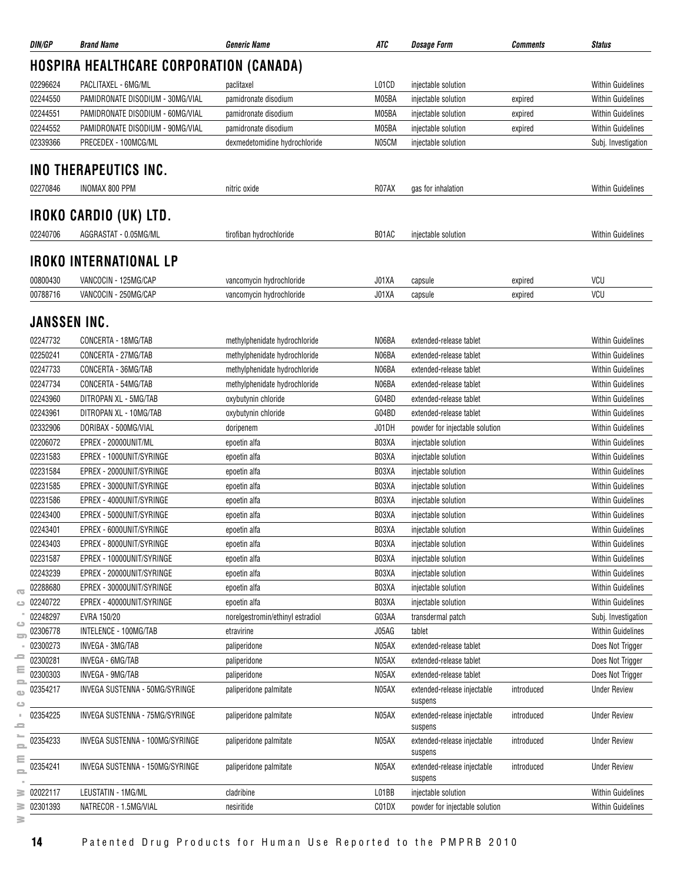| DIN/GP | Brand Name | Generic Name | ATC | Dosage Form | Comments | Status |
|---|---|---|---|---|---|---|

## HOSPIRA HEALTHCARE CORPORATION (CANADA)

| DIN/GP | Brand Name | Generic Name | ATC | Dosage Form | Comments | Status |
|---|---|---|---|---|---|---|
| 02296624 | PACLITAXEL - 6MG/ML | paclitaxel | L01CD | injectable solution | | Within Guidelines |
| 02244550 | PAMIDRONATE DISODIUM - 30MG/VIAL | pamidronate disodium | M05BA | injectable solution | expired | Within Guidelines |
| 02244551 | PAMIDRONATE DISODIUM - 60MG/VIAL | pamidronate disodium | M05BA | injectable solution | expired | Within Guidelines |
| 02244552 | PAMIDRONATE DISODIUM - 90MG/VIAL | pamidronate disodium | M05BA | injectable solution | expired | Within Guidelines |
| 02339366 | PRECEDEX - 100MCG/ML | dexmedetomidine hydrochloride | N05CM | injectable solution | | Subj. Investigation |

## INO THERAPEUTICS INC.

| DIN/GP | Brand Name | Generic Name | ATC | Dosage Form | Comments | Status |
|---|---|---|---|---|---|---|
| 02270846 | INOMAX 800 PPM | nitric oxide | R07AX | gas for inhalation | | Within Guidelines |

## IROKO CARDIO (UK) LTD.

| DIN/GP | Brand Name | Generic Name | ATC | Dosage Form | Comments | Status |
|---|---|---|---|---|---|---|
| 02240706 | AGGRASTAT - 0.05MG/ML | tirofiban hydrochloride | B01AC | injectable solution | | Within Guidelines |

## IROKO INTERNATIONAL LP

| DIN/GP | Brand Name | Generic Name | ATC | Dosage Form | Comments | Status |
|---|---|---|---|---|---|---|
| 00800430 | VANCOCIN - 125MG/CAP | vancomycin hydrochloride | J01XA | capsule | expired | VCU |
| 00788716 | VANCOCIN - 250MG/CAP | vancomycin hydrochloride | J01XA | capsule | expired | VCU |

## JANSSEN INC.

| DIN/GP | Brand Name | Generic Name | ATC | Dosage Form | Comments | Status |
|---|---|---|---|---|---|---|
| 02247732 | CONCERTA - 18MG/TAB | methylphenidate hydrochloride | N06BA | extended-release tablet | | Within Guidelines |
| 02250241 | CONCERTA - 27MG/TAB | methylphenidate hydrochloride | N06BA | extended-release tablet | | Within Guidelines |
| 02247733 | CONCERTA - 36MG/TAB | methylphenidate hydrochloride | N06BA | extended-release tablet | | Within Guidelines |
| 02247734 | CONCERTA - 54MG/TAB | methylphenidate hydrochloride | N06BA | extended-release tablet | | Within Guidelines |
| 02243960 | DITROPAN XL - 5MG/TAB | oxybutynin chloride | G04BD | extended-release tablet | | Within Guidelines |
| 02243961 | DITROPAN XL - 10MG/TAB | oxybutynin chloride | G04BD | extended-release tablet | | Within Guidelines |
| 02332906 | DORIBAX - 500MG/VIAL | doripenem | J01DH | powder for injectable solution | | Within Guidelines |
| 02206072 | EPREX - 20000UNIT/ML | epoetin alfa | B03XA | injectable solution | | Within Guidelines |
| 02231583 | EPREX - 1000UNIT/SYRINGE | epoetin alfa | B03XA | injectable solution | | Within Guidelines |
| 02231584 | EPREX - 2000UNIT/SYRINGE | epoetin alfa | B03XA | injectable solution | | Within Guidelines |
| 02231585 | EPREX - 3000UNIT/SYRINGE | epoetin alfa | B03XA | injectable solution | | Within Guidelines |
| 02231586 | EPREX - 4000UNIT/SYRINGE | epoetin alfa | B03XA | injectable solution | | Within Guidelines |
| 02243400 | EPREX - 5000UNIT/SYRINGE | epoetin alfa | B03XA | injectable solution | | Within Guidelines |
| 02243401 | EPREX - 6000UNIT/SYRINGE | epoetin alfa | B03XA | injectable solution | | Within Guidelines |
| 02243403 | EPREX - 8000UNIT/SYRINGE | epoetin alfa | B03XA | injectable solution | | Within Guidelines |
| 02231587 | EPREX - 10000UNIT/SYRINGE | epoetin alfa | B03XA | injectable solution | | Within Guidelines |
| 02243239 | EPREX - 20000UNIT/SYRINGE | epoetin alfa | B03XA | injectable solution | | Within Guidelines |
| 02288680 | EPREX - 30000UNIT/SYRINGE | epoetin alfa | B03XA | injectable solution | | Within Guidelines |
| 02240722 | EPREX - 40000UNIT/SYRINGE | epoetin alfa | B03XA | injectable solution | | Within Guidelines |
| 02248297 | EVRA 150/20 | norelgestromin/ethinyl estradiol | G03AA | transdermal patch | | Subj. Investigation |
| 02306778 | INTELENCE - 100MG/TAB | etravirine | J05AG | tablet | | Within Guidelines |
| 02300273 | INVEGA - 3MG/TAB | paliperidone | N05AX | extended-release tablet | | Does Not Trigger |
| 02300281 | INVEGA - 6MG/TAB | paliperidone | N05AX | extended-release tablet | | Does Not Trigger |
| 02300303 | INVEGA - 9MG/TAB | paliperidone | N05AX | extended-release tablet | | Does Not Trigger |
| 02354217 | INVEGA SUSTENNA - 50MG/SYRINGE | paliperidone palmitate | N05AX | extended-release injectable suspens | introduced | Under Review |
| 02354225 | INVEGA SUSTENNA - 75MG/SYRINGE | paliperidone palmitate | N05AX | extended-release injectable suspens | introduced | Under Review |
| 02354233 | INVEGA SUSTENNA - 100MG/SYRINGE | paliperidone palmitate | N05AX | extended-release injectable suspens | introduced | Under Review |
| 02354241 | INVEGA SUSTENNA - 150MG/SYRINGE | paliperidone palmitate | N05AX | extended-release injectable suspens | introduced | Under Review |
| 02022117 | LEUSTATIN - 1MG/ML | cladribine | L01BB | injectable solution | | Within Guidelines |
| 02301393 | NATRECOR - 1.5MG/VIAL | nesiritide | C01DX | powder for injectable solution | | Within Guidelines |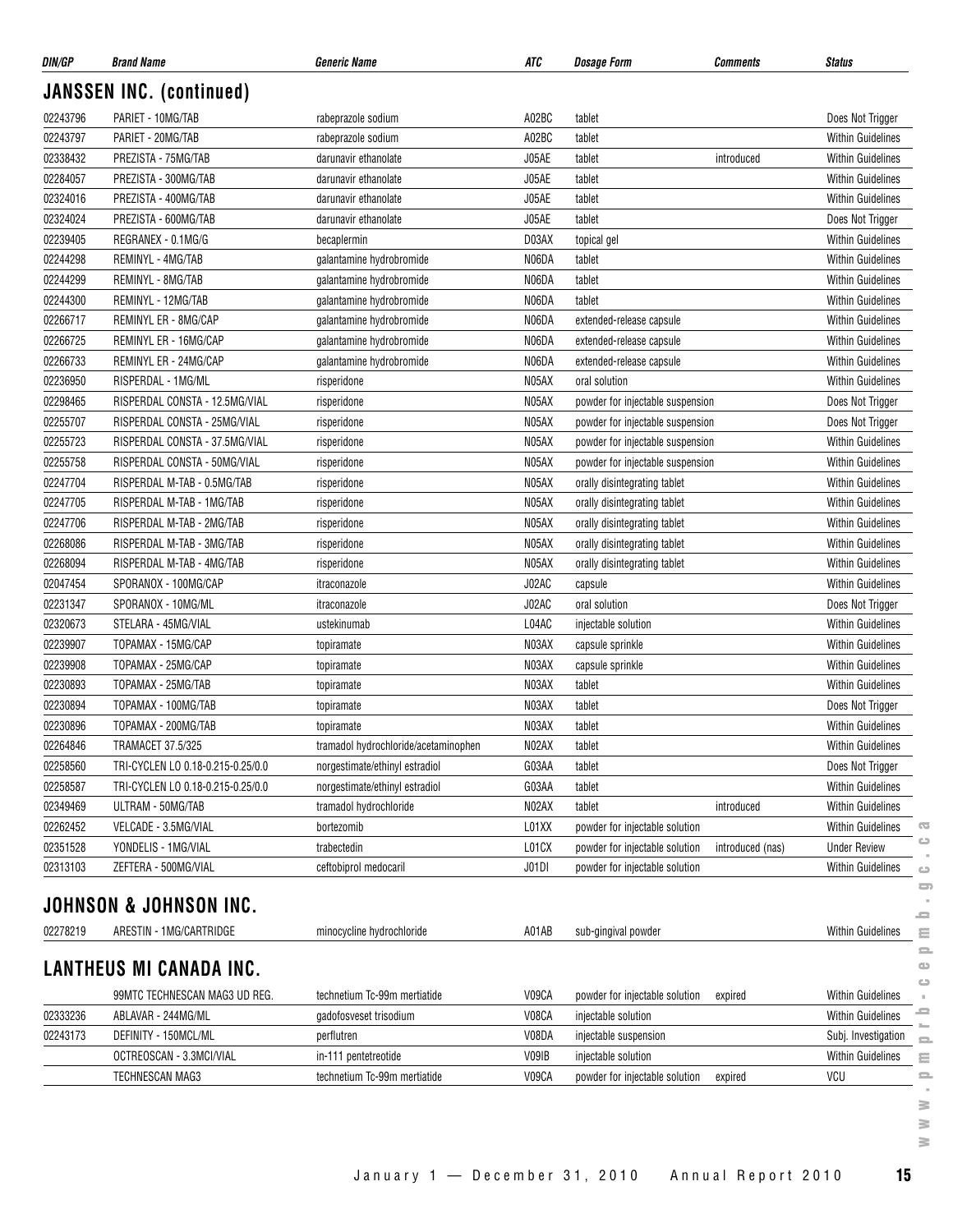| DIN/GP | Brand Name | Generic Name | ATC | Dosage Form | Comments | Status |
|---|---|---|---|---|---|---|

## JANSSEN INC. (continued)

| DIN/GP | Brand Name | Generic Name | ATC | Dosage Form | Comments | Status |
|---|---|---|---|---|---|---|
| 02243796 | PARIET - 10MG/TAB | rabeprazole sodium | A02BC | tablet | | Does Not Trigger |
| 02243797 | PARIET - 20MG/TAB | rabeprazole sodium | A02BC | tablet | | Within Guidelines |
| 02338432 | PREZISTA - 75MG/TAB | darunavir ethanolate | J05AE | tablet | introduced | Within Guidelines |
| 02284057 | PREZISTA - 300MG/TAB | darunavir ethanolate | J05AE | tablet | | Within Guidelines |
| 02324016 | PREZISTA - 400MG/TAB | darunavir ethanolate | J05AE | tablet | | Within Guidelines |
| 02324024 | PREZISTA - 600MG/TAB | darunavir ethanolate | J05AE | tablet | | Does Not Trigger |
| 02239405 | REGRANEX - 0.1MG/G | becaplermin | D03AX | topical gel | | Within Guidelines |
| 02244298 | REMINYL - 4MG/TAB | galantamine hydrobromide | N06DA | tablet | | Within Guidelines |
| 02244299 | REMINYL - 8MG/TAB | galantamine hydrobromide | N06DA | tablet | | Within Guidelines |
| 02244300 | REMINYL - 12MG/TAB | galantamine hydrobromide | N06DA | tablet | | Within Guidelines |
| 02266717 | REMINYL ER - 8MG/CAP | galantamine hydrobromide | N06DA | extended-release capsule | | Within Guidelines |
| 02266725 | REMINYL ER - 16MG/CAP | galantamine hydrobromide | N06DA | extended-release capsule | | Within Guidelines |
| 02266733 | REMINYL ER - 24MG/CAP | galantamine hydrobromide | N06DA | extended-release capsule | | Within Guidelines |
| 02236950 | RISPERDAL - 1MG/ML | risperidone | N05AX | oral solution | | Within Guidelines |
| 02298465 | RISPERDAL CONSTA - 12.5MG/VIAL | risperidone | N05AX | powder for injectable suspension | | Does Not Trigger |
| 02255707 | RISPERDAL CONSTA - 25MG/VIAL | risperidone | N05AX | powder for injectable suspension | | Does Not Trigger |
| 02255723 | RISPERDAL CONSTA - 37.5MG/VIAL | risperidone | N05AX | powder for injectable suspension | | Within Guidelines |
| 02255758 | RISPERDAL CONSTA - 50MG/VIAL | risperidone | N05AX | powder for injectable suspension | | Within Guidelines |
| 02247704 | RISPERDAL M-TAB - 0.5MG/TAB | risperidone | N05AX | orally disintegrating tablet | | Within Guidelines |
| 02247705 | RISPERDAL M-TAB - 1MG/TAB | risperidone | N05AX | orally disintegrating tablet | | Within Guidelines |
| 02247706 | RISPERDAL M-TAB - 2MG/TAB | risperidone | N05AX | orally disintegrating tablet | | Within Guidelines |
| 02268086 | RISPERDAL M-TAB - 3MG/TAB | risperidone | N05AX | orally disintegrating tablet | | Within Guidelines |
| 02268094 | RISPERDAL M-TAB - 4MG/TAB | risperidone | N05AX | orally disintegrating tablet | | Within Guidelines |
| 02047454 | SPORANOX - 100MG/CAP | itraconazole | J02AC | capsule | | Within Guidelines |
| 02231347 | SPORANOX - 10MG/ML | itraconazole | J02AC | oral solution | | Does Not Trigger |
| 02320673 | STELARA - 45MG/VIAL | ustekinumab | L04AC | injectable solution | | Within Guidelines |
| 02239907 | TOPAMAX - 15MG/CAP | topiramate | N03AX | capsule sprinkle | | Within Guidelines |
| 02239908 | TOPAMAX - 25MG/CAP | topiramate | N03AX | capsule sprinkle | | Within Guidelines |
| 02230893 | TOPAMAX - 25MG/TAB | topiramate | N03AX | tablet | | Within Guidelines |
| 02230894 | TOPAMAX - 100MG/TAB | topiramate | N03AX | tablet | | Does Not Trigger |
| 02230896 | TOPAMAX - 200MG/TAB | topiramate | N03AX | tablet | | Within Guidelines |
| 02264846 | TRAMACET 37.5/325 | tramadol hydrochloride/acetaminophen | N02AX | tablet | | Within Guidelines |
| 02258560 | TRI-CYCLEN LO 0.18-0.215-0.25/0.0 | norgestimate/ethinyl estradiol | G03AA | tablet | | Does Not Trigger |
| 02258587 | TRI-CYCLEN LO 0.18-0.215-0.25/0.0 | norgestimate/ethinyl estradiol | G03AA | tablet | | Within Guidelines |
| 02349469 | ULTRAM - 50MG/TAB | tramadol hydrochloride | N02AX | tablet | introduced | Within Guidelines |
| 02262452 | VELCADE - 3.5MG/VIAL | bortezomib | L01XX | powder for injectable solution | | Within Guidelines |
| 02351528 | YONDELIS - 1MG/VIAL | trabectedin | L01CX | powder for injectable solution | introduced (nas) | Under Review |
| 02313103 | ZEFTERA - 500MG/VIAL | ceftobiprol medocaril | J01DI | powder for injectable solution | | Within Guidelines |

## JOHNSON & JOHNSON INC.

| DIN/GP | Brand Name | Generic Name | ATC | Dosage Form | Comments | Status |
|---|---|---|---|---|---|---|
| 02278219 | ARESTIN - 1MG/CARTRIDGE | minocycline hydrochloride | A01AB | sub-gingival powder | | Within Guidelines |

## LANTHEUS MI CANADA INC.

| DIN/GP | Brand Name | Generic Name | ATC | Dosage Form | Comments | Status |
|---|---|---|---|---|---|---|
| | 99MTC TECHNESCAN MAG3 UD REG. | technetium Tc-99m mertiatide | V09CA | powder for injectable solution | expired | Within Guidelines |
| 02333236 | ABLAVAR - 244MG/ML | gadofosveset trisodium | V08CA | injectable solution | | Within Guidelines |
| 02243173 | DEFINITY - 150MCL/ML | perflutren | V08DA | injectable suspension | | Subj. Investigation |
| | OCTREOSCAN - 3.3MCI/VIAL | in-111 pentetreotide | V09IB | injectable solution | | Within Guidelines |
| | TECHNESCAN MAG3 | technetium Tc-99m mertiatide | V09CA | powder for injectable solution | expired | VCU |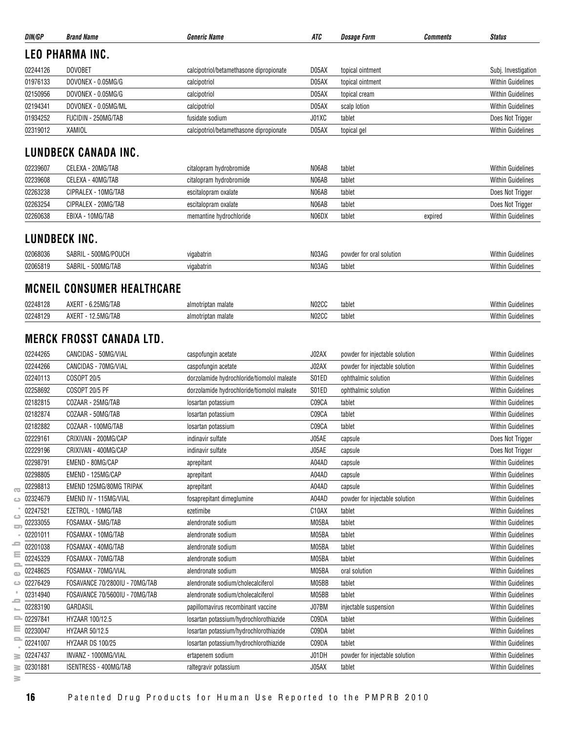| DIN/GP | Brand Name | Generic Name | ATC | Dosage Form | Comments | Status |
|---|---|---|---|---|---|---|

## LEO PHARMA INC.

| DIN/GP | Brand Name | Generic Name | ATC | Dosage Form | Comments | Status |
|---|---|---|---|---|---|---|
| 02244126 | DOVOBET | calcipotriol/betamethasone dipropionate | D05AX | topical ointment | | Subj. Investigation |
| 01976133 | DOVONEX - 0.05MG/G | calcipotriol | D05AX | topical ointment | | Within Guidelines |
| 02150956 | DOVONEX - 0.05MG/G | calcipotriol | D05AX | topical cream | | Within Guidelines |
| 02194341 | DOVONEX - 0.05MG/ML | calcipotriol | D05AX | scalp lotion | | Within Guidelines |
| 01934252 | FUCIDIN - 250MG/TAB | fusidate sodium | J01XC | tablet | | Does Not Trigger |
| 02319012 | XAMIOL | calcipotriol/betamethasone dipropionate | D05AX | topical gel | | Within Guidelines |

## LUNDBECK CANADA INC.

| DIN/GP | Brand Name | Generic Name | ATC | Dosage Form | Comments | Status |
|---|---|---|---|---|---|---|
| 02239607 | CELEXA - 20MG/TAB | citalopram hydrobromide | N06AB | tablet | | Within Guidelines |
| 02239608 | CELEXA - 40MG/TAB | citalopram hydrobromide | N06AB | tablet | | Within Guidelines |
| 02263238 | CIPRALEX - 10MG/TAB | escitalopram oxalate | N06AB | tablet | | Does Not Trigger |
| 02263254 | CIPRALEX - 20MG/TAB | escitalopram oxalate | N06AB | tablet | | Does Not Trigger |
| 02260638 | EBIXA - 10MG/TAB | memantine hydrochloride | N06DX | tablet | expired | Within Guidelines |

## LUNDBECK INC.

| DIN/GP | Brand Name | Generic Name | ATC | Dosage Form | Comments | Status |
|---|---|---|---|---|---|---|
| 02068036 | SABRIL - 500MG/POUCH | vigabatrin | N03AG | powder for oral solution | | Within Guidelines |
| 02065819 | SABRIL - 500MG/TAB | vigabatrin | N03AG | tablet | | Within Guidelines |

## MCNEIL CONSUMER HEALTHCARE

| DIN/GP | Brand Name | Generic Name | ATC | Dosage Form | Comments | Status |
|---|---|---|---|---|---|---|
| 02248128 | AXERT - 6.25MG/TAB | almotriptan malate | N02CC | tablet | | Within Guidelines |
| 02248129 | AXERT - 12.5MG/TAB | almotriptan malate | N02CC | tablet | | Within Guidelines |

## MERCK FROSST CANADA LTD.

| DIN/GP | Brand Name | Generic Name | ATC | Dosage Form | Comments | Status |
|---|---|---|---|---|---|---|
| 02244265 | CANCIDAS - 50MG/VIAL | caspofungin acetate | J02AX | powder for injectable solution | | Within Guidelines |
| 02244266 | CANCIDAS - 70MG/VIAL | caspofungin acetate | J02AX | powder for injectable solution | | Within Guidelines |
| 02240113 | COSOPT 20/5 | dorzolamide hydrochloride/tiomolol maleate | S01ED | ophthalmic solution | | Within Guidelines |
| 02258692 | COSOPT 20/5 PF | dorzolamide hydrochloride/tiomolol maleate | S01ED | ophthalmic solution | | Within Guidelines |
| 02182815 | COZAAR - 25MG/TAB | losartan potassium | C09CA | tablet | | Within Guidelines |
| 02182874 | COZAAR - 50MG/TAB | losartan potassium | C09CA | tablet | | Within Guidelines |
| 02182882 | COZAAR - 100MG/TAB | losartan potassium | C09CA | tablet | | Within Guidelines |
| 02229161 | CRIXIVAN - 200MG/CAP | indinavir sulfate | J05AE | capsule | | Does Not Trigger |
| 02229196 | CRIXIVAN - 400MG/CAP | indinavir sulfate | J05AE | capsule | | Does Not Trigger |
| 02298791 | EMEND - 80MG/CAP | aprepitant | A04AD | capsule | | Within Guidelines |
| 02298805 | EMEND - 125MG/CAP | aprepitant | A04AD | capsule | | Within Guidelines |
| 02298813 | EMEND 125MG/80MG TRIPAK | aprepitant | A04AD | capsule | | Within Guidelines |
| 02324679 | EMEND IV - 115MG/VIAL | fosaprepitant dimeglumine | A04AD | powder for injectable solution | | Within Guidelines |
| 02247521 | EZETROL - 10MG/TAB | ezetimibe | C10AX | tablet | | Within Guidelines |
| 02233055 | FOSAMAX - 5MG/TAB | alendronate sodium | M05BA | tablet | | Within Guidelines |
| 02201011 | FOSAMAX - 10MG/TAB | alendronate sodium | M05BA | tablet | | Within Guidelines |
| 02201038 | FOSAMAX - 40MG/TAB | alendronate sodium | M05BA | tablet | | Within Guidelines |
| 02245329 | FOSAMAX - 70MG/TAB | alendronate sodium | M05BA | tablet | | Within Guidelines |
| 02248625 | FOSAMAX - 70MG/VIAL | alendronate sodium | M05BA | oral solution | | Within Guidelines |
| 02276429 | FOSAVANCE 70/2800IU - 70MG/TAB | alendronate sodium/cholecalciferol | M05BB | tablet | | Within Guidelines |
| 02314940 | FOSAVANCE 70/5600IU - 70MG/TAB | alendronate sodium/cholecalciferol | M05BB | tablet | | Within Guidelines |
| 02283190 | GARDASIL | papillomavirus recombinant vaccine | J07BM | injectable suspension | | Within Guidelines |
| 02297841 | HYZAAR 100/12.5 | losartan potassium/hydrochlorothiazide | C09DA | tablet | | Within Guidelines |
| 02230047 | HYZAAR 50/12.5 | losartan potassium/hydrochlorothiazide | C09DA | tablet | | Within Guidelines |
| 02241007 | HYZAAR DS 100/25 | losartan potassium/hydrochlorothiazide | C09DA | tablet | | Within Guidelines |
| 02247437 | INVANZ - 1000MG/VIAL | ertapenem sodium | J01DH | powder for injectable solution | | Within Guidelines |
| 02301881 | ISENTRESS - 400MG/TAB | raltegravir potassium | J05AX | tablet | | Within Guidelines |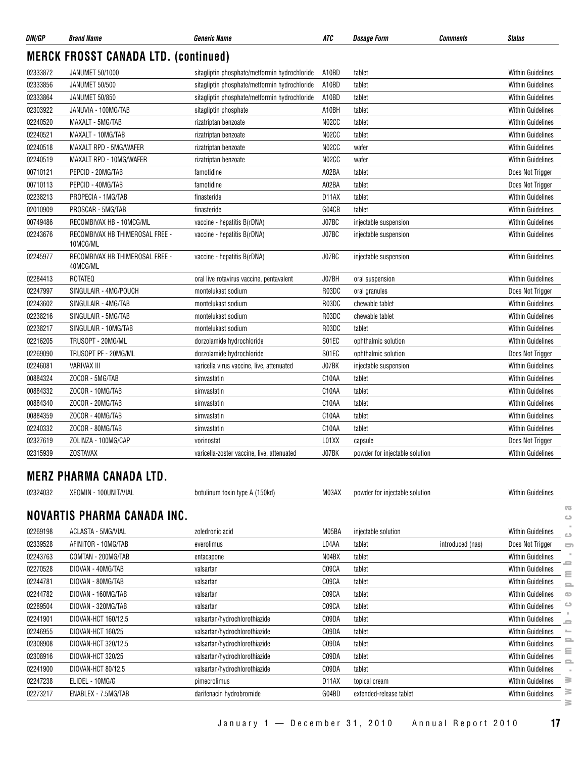| DIN/GP | Brand Name | Generic Name | ATC | Dosage Form | Comments | Status |
|---|---|---|---|---|---|---|

## MERCK FROSST CANADA LTD. (continued)

| DIN/GP | Brand Name | Generic Name | ATC | Dosage Form | Comments | Status |
|---|---|---|---|---|---|---|
| 02333872 | JANUMET 50/1000 | sitagliptin phosphate/metformin hydrochloride | A10BD | tablet | | Within Guidelines |
| 02333856 | JANUMET 50/500 | sitagliptin phosphate/metformin hydrochloride | A10BD | tablet | | Within Guidelines |
| 02333864 | JANUMET 50/850 | sitagliptin phosphate/metformin hydrochloride | A10BD | tablet | | Within Guidelines |
| 02303922 | JANUVIA - 100MG/TAB | sitagliptin phosphate | A10BH | tablet | | Within Guidelines |
| 02240520 | MAXALT - 5MG/TAB | rizatriptan benzoate | N02CC | tablet | | Within Guidelines |
| 02240521 | MAXALT - 10MG/TAB | rizatriptan benzoate | N02CC | tablet | | Within Guidelines |
| 02240518 | MAXALT RPD - 5MG/WAFER | rizatriptan benzoate | N02CC | wafer | | Within Guidelines |
| 02240519 | MAXALT RPD - 10MG/WAFER | rizatriptan benzoate | N02CC | wafer | | Within Guidelines |
| 00710121 | PEPCID - 20MG/TAB | famotidine | A02BA | tablet | | Does Not Trigger |
| 00710113 | PEPCID - 40MG/TAB | famotidine | A02BA | tablet | | Does Not Trigger |
| 02238213 | PROPECIA - 1MG/TAB | finasteride | D11AX | tablet | | Within Guidelines |
| 02010909 | PROSCAR - 5MG/TAB | finasteride | G04CB | tablet | | Within Guidelines |
| 00749486 | RECOMBIVAX HB - 10MCG/ML | vaccine - hepatitis B(rDNA) | J07BC | injectable suspension | | Within Guidelines |
| 02243676 | RECOMBIVAX HB THIMEROSAL FREE - 10MCG/ML | vaccine - hepatitis B(rDNA) | J07BC | injectable suspension | | Within Guidelines |
| 02245977 | RECOMBIVAX HB THIMEROSAL FREE - 40MCG/ML | vaccine - hepatitis B(rDNA) | J07BC | injectable suspension | | Within Guidelines |
| 02284413 | ROTATEQ | oral live rotavirus vaccine, pentavalent | J07BH | oral suspension | | Within Guidelines |
| 02247997 | SINGULAIR - 4MG/POUCH | montelukast sodium | R03DC | oral granules | | Does Not Trigger |
| 02243602 | SINGULAIR - 4MG/TAB | montelukast sodium | R03DC | chewable tablet | | Within Guidelines |
| 02238216 | SINGULAIR - 5MG/TAB | montelukast sodium | R03DC | chewable tablet | | Within Guidelines |
| 02238217 | SINGULAIR - 10MG/TAB | montelukast sodium | R03DC | tablet | | Within Guidelines |
| 02216205 | TRUSOPT - 20MG/ML | dorzolamide hydrochloride | S01EC | ophthalmic solution | | Within Guidelines |
| 02269090 | TRUSOPT PF - 20MG/ML | dorzolamide hydrochloride | S01EC | ophthalmic solution | | Does Not Trigger |
| 02246081 | VARIVAX III | varicella virus vaccine, live, attenuated | J07BK | injectable suspension | | Within Guidelines |
| 00884324 | ZOCOR - 5MG/TAB | simvastatin | C10AA | tablet | | Within Guidelines |
| 00884332 | ZOCOR - 10MG/TAB | simvastatin | C10AA | tablet | | Within Guidelines |
| 00884340 | ZOCOR - 20MG/TAB | simvastatin | C10AA | tablet | | Within Guidelines |
| 00884359 | ZOCOR - 40MG/TAB | simvastatin | C10AA | tablet | | Within Guidelines |
| 02240332 | ZOCOR - 80MG/TAB | simvastatin | C10AA | tablet | | Within Guidelines |
| 02327619 | ZOLINZA - 100MG/CAP | vorinostat | L01XX | capsule | | Does Not Trigger |
| 02315939 | ZOSTAVAX | varicella-zoster vaccine, live, attenuated | J07BK | powder for injectable solution | | Within Guidelines |

## MERZ PHARMA CANADA LTD.

| DIN/GP | Brand Name | Generic Name | ATC | Dosage Form | Comments | Status |
|---|---|---|---|---|---|---|
| 02324032 | XEOMIN - 100UNIT/VIAL | botulinum toxin type A (150kd) | M03AX | powder for injectable solution | | Within Guidelines |

## NOVARTIS PHARMA CANADA INC.

| DIN/GP | Brand Name | Generic Name | ATC | Dosage Form | Comments | Status |
|---|---|---|---|---|---|---|
| 02269198 | ACLASTA - 5MG/VIAL | zoledronic acid | M05BA | injectable solution | | Within Guidelines |
| 02339528 | AFINITOR - 10MG/TAB | everolimus | L04AA | tablet | introduced (nas) | Does Not Trigger |
| 02243763 | COMTAN - 200MG/TAB | entacapone | N04BX | tablet | | Within Guidelines |
| 02270528 | DIOVAN - 40MG/TAB | valsartan | C09CA | tablet | | Within Guidelines |
| 02244781 | DIOVAN - 80MG/TAB | valsartan | C09CA | tablet | | Within Guidelines |
| 02244782 | DIOVAN - 160MG/TAB | valsartan | C09CA | tablet | | Within Guidelines |
| 02289504 | DIOVAN - 320MG/TAB | valsartan | C09CA | tablet | | Within Guidelines |
| 02241901 | DIOVAN-HCT 160/12.5 | valsartan/hydrochlorothiazide | C09DA | tablet | | Within Guidelines |
| 02246955 | DIOVAN-HCT 160/25 | valsartan/hydrochlorothiazide | C09DA | tablet | | Within Guidelines |
| 02308908 | DIOVAN-HCT 320/12.5 | valsartan/hydrochlorothiazide | C09DA | tablet | | Within Guidelines |
| 02308916 | DIOVAN-HCT 320/25 | valsartan/hydrochlorothiazide | C09DA | tablet | | Within Guidelines |
| 02241900 | DIOVAN-HCT 80/12.5 | valsartan/hydrochlorothiazide | C09DA | tablet | | Within Guidelines |
| 02247238 | ELIDEL - 10MG/G | pimecrolimus | D11AX | topical cream | | Within Guidelines |
| 02273217 | ENABLEX - 7.5MG/TAB | darifenacin hydrobromide | G04BD | extended-release tablet | | Within Guidelines |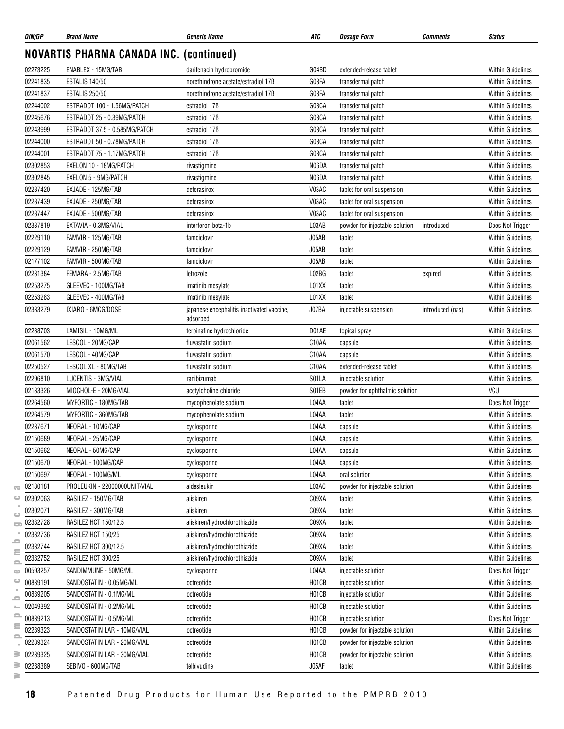## NOVARTIS PHARMA CANADA INC. (continued)

| DIN/GP | Brand Name | Generic Name | ATC | Dosage Form | Comments | Status |
|---|---|---|---|---|---|---|
| 02273225 | ENABLEX - 15MG/TAB | darifenacin hydrobromide | G04BD | extended-release tablet | | Within Guidelines |
| 02241835 | ESTALIS 140/50 | norethindrone acetate/estradiol 17ß | G03FA | transdermal patch | | Within Guidelines |
| 02241837 | ESTALIS 250/50 | norethindrone acetate/estradiol 17ß | G03FA | transdermal patch | | Within Guidelines |
| 02244002 | ESTRADOT 100 - 1.56MG/PATCH | estradiol 17ß | G03CA | transdermal patch | | Within Guidelines |
| 02245676 | ESTRADOT 25 - 0.39MG/PATCH | estradiol 17ß | G03CA | transdermal patch | | Within Guidelines |
| 02243999 | ESTRADOT 37.5 - 0.585MG/PATCH | estradiol 17ß | G03CA | transdermal patch | | Within Guidelines |
| 02244000 | ESTRADOT 50 - 0.78MG/PATCH | estradiol 17ß | G03CA | transdermal patch | | Within Guidelines |
| 02244001 | ESTRADOT 75 - 1.17MG/PATCH | estradiol 17ß | G03CA | transdermal patch | | Within Guidelines |
| 02302853 | EXELON 10 - 18MG/PATCH | rivastigmine | N06DA | transdermal patch | | Within Guidelines |
| 02302845 | EXELON 5 - 9MG/PATCH | rivastigmine | N06DA | transdermal patch | | Within Guidelines |
| 02287420 | EXJADE - 125MG/TAB | deferasirox | V03AC | tablet for oral suspension | | Within Guidelines |
| 02287439 | EXJADE - 250MG/TAB | deferasirox | V03AC | tablet for oral suspension | | Within Guidelines |
| 02287447 | EXJADE - 500MG/TAB | deferasirox | V03AC | tablet for oral suspension | | Within Guidelines |
| 02337819 | EXTAVIA - 0.3MG/VIAL | interferon beta-1b | L03AB | powder for injectable solution | introduced | Does Not Trigger |
| 02229110 | FAMVIR - 125MG/TAB | famciclovir | J05AB | tablet | | Within Guidelines |
| 02229129 | FAMVIR - 250MG/TAB | famciclovir | J05AB | tablet | | Within Guidelines |
| 02177102 | FAMVIR - 500MG/TAB | famciclovir | J05AB | tablet | | Within Guidelines |
| 02231384 | FEMARA - 2.5MG/TAB | letrozole | L02BG | tablet | expired | Within Guidelines |
| 02253275 | GLEEVEC - 100MG/TAB | imatinib mesylate | L01XX | tablet | | Within Guidelines |
| 02253283 | GLEEVEC - 400MG/TAB | imatinib mesylate | L01XX | tablet | | Within Guidelines |
| 02333279 | IXIARO - 6MCG/DOSE | japanese encephalitis inactivated vaccine, adsorbed | J07BA | injectable suspension | introduced (nas) | Within Guidelines |
| 02238703 | LAMISIL - 10MG/ML | terbinafine hydrochloride | D01AE | topical spray | | Within Guidelines |
| 02061562 | LESCOL - 20MG/CAP | fluvastatin sodium | C10AA | capsule | | Within Guidelines |
| 02061570 | LESCOL - 40MG/CAP | fluvastatin sodium | C10AA | capsule | | Within Guidelines |
| 02250527 | LESCOL XL - 80MG/TAB | fluvastatin sodium | C10AA | extended-release tablet | | Within Guidelines |
| 02296810 | LUCENTIS - 3MG/VIAL | ranibizumab | S01LA | injectable solution | | Within Guidelines |
| 02133326 | MIOCHOL-E - 20MG/VIAL | acetylcholine chloride | S01EB | powder for ophthalmic solution | | VCU |
| 02264560 | MYFORTIC - 180MG/TAB | mycophenolate sodium | L04AA | tablet | | Does Not Trigger |
| 02264579 | MYFORTIC - 360MG/TAB | mycophenolate sodium | L04AA | tablet | | Within Guidelines |
| 02237671 | NEORAL - 10MG/CAP | cyclosporine | L04AA | capsule | | Within Guidelines |
| 02150689 | NEORAL - 25MG/CAP | cyclosporine | L04AA | capsule | | Within Guidelines |
| 02150662 | NEORAL - 50MG/CAP | cyclosporine | L04AA | capsule | | Within Guidelines |
| 02150670 | NEORAL - 100MG/CAP | cyclosporine | L04AA | capsule | | Within Guidelines |
| 02150697 | NEORAL - 100MG/ML | cyclosporine | L04AA | oral solution | | Within Guidelines |
| 02130181 | PROLEUKIN - 22000000UNIT/VIAL | aldesleukin | L03AC | powder for injectable solution | | Within Guidelines |
| 02302063 | RASILEZ - 150MG/TAB | aliskiren | C09XA | tablet | | Within Guidelines |
| 02302071 | RASILEZ - 300MG/TAB | aliskiren | C09XA | tablet | | Within Guidelines |
| 02332728 | RASILEZ HCT 150/12.5 | aliskiren/hydrochlorothiazide | C09XA | tablet | | Within Guidelines |
| 02332736 | RASILEZ HCT 150/25 | aliskiren/hydrochlorothiazide | C09XA | tablet | | Within Guidelines |
| 02332744 | RASILEZ HCT 300/12.5 | aliskiren/hydrochlorothiazide | C09XA | tablet | | Within Guidelines |
| 02332752 | RASILEZ HCT 300/25 | aliskiren/hydrochlorothiazide | C09XA | tablet | | Within Guidelines |
| 00593257 | SANDIMMUNE - 50MG/ML | cyclosporine | L04AA | injectable solution | | Does Not Trigger |
| 00839191 | SANDOSTATIN - 0.05MG/ML | octreotide | H01CB | injectable solution | | Within Guidelines |
| 00839205 | SANDOSTATIN - 0.1MG/ML | octreotide | H01CB | injectable solution | | Within Guidelines |
| 02049392 | SANDOSTATIN - 0.2MG/ML | octreotide | H01CB | injectable solution | | Within Guidelines |
| 00839213 | SANDOSTATIN - 0.5MG/ML | octreotide | H01CB | injectable solution | | Does Not Trigger |
| 02239323 | SANDOSTATIN LAR - 10MG/VIAL | octreotide | H01CB | powder for injectable solution | | Within Guidelines |
| 02239324 | SANDOSTATIN LAR - 20MG/VIAL | octreotide | H01CB | powder for injectable solution | | Within Guidelines |
| 02239325 | SANDOSTATIN LAR - 30MG/VIAL | octreotide | H01CB | powder for injectable solution | | Within Guidelines |
| 02288389 | SEBIVO - 600MG/TAB | telbivudine | J05AF | tablet | | Within Guidelines |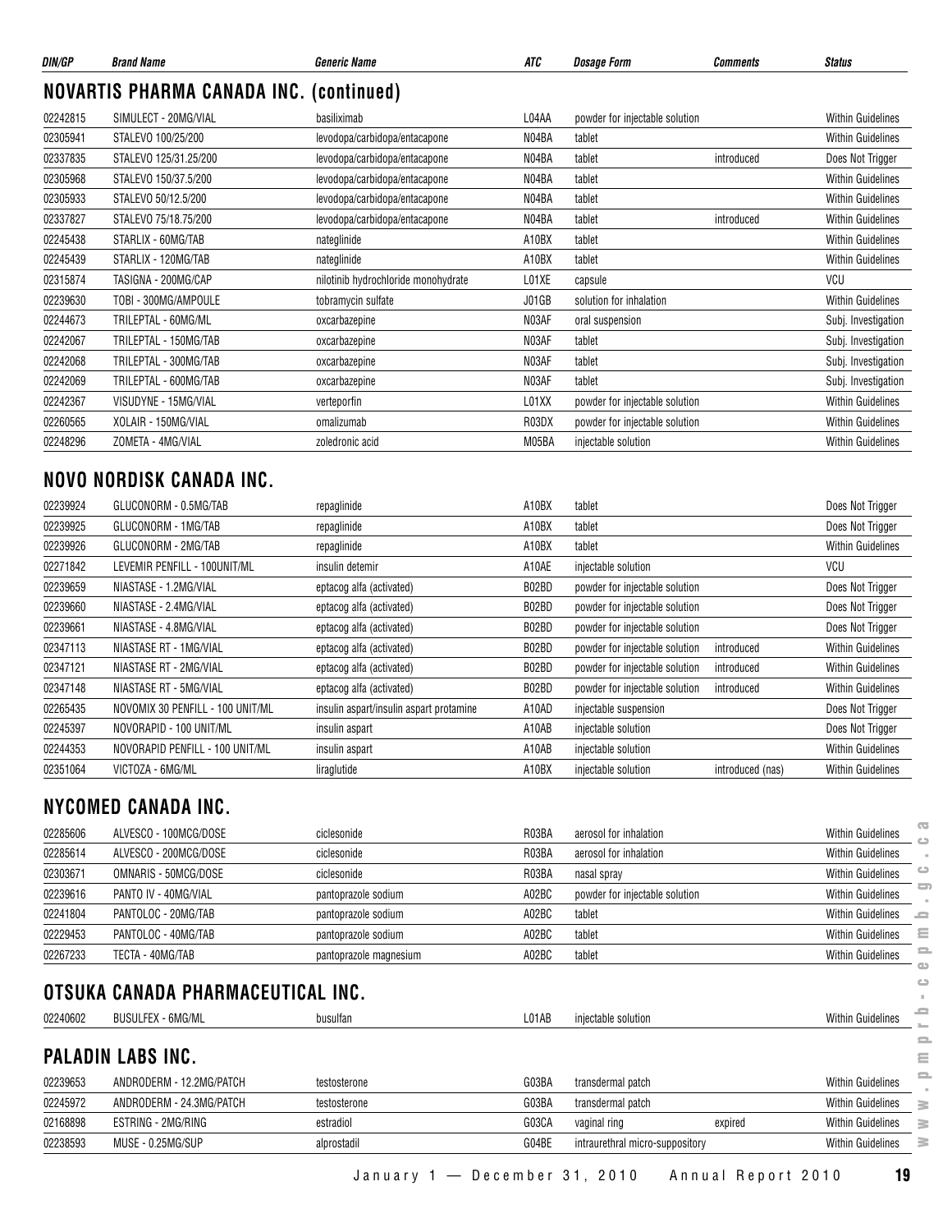| DIN/GP | Brand Name | Generic Name | ATC | Dosage Form | Comments | Status |
|---|---|---|---|---|---|---|

## NOVARTIS PHARMA CANADA INC. (continued)

| DIN/GP | Brand Name | Generic Name | ATC | Dosage Form | Comments | Status |
|---|---|---|---|---|---|---|
| 02242815 | SIMULECT - 20MG/VIAL | basiliximab | L04AA | powder for injectable solution | | Within Guidelines |
| 02305941 | STALEVO 100/25/200 | levodopa/carbidopa/entacapone | N04BA | tablet | | Within Guidelines |
| 02337835 | STALEVO 125/31.25/200 | levodopa/carbidopa/entacapone | N04BA | tablet | introduced | Does Not Trigger |
| 02305968 | STALEVO 150/37.5/200 | levodopa/carbidopa/entacapone | N04BA | tablet | | Within Guidelines |
| 02305933 | STALEVO 50/12.5/200 | levodopa/carbidopa/entacapone | N04BA | tablet | | Within Guidelines |
| 02337827 | STALEVO 75/18.75/200 | levodopa/carbidopa/entacapone | N04BA | tablet | introduced | Within Guidelines |
| 02245438 | STARLIX - 60MG/TAB | nateglinide | A10BX | tablet | | Within Guidelines |
| 02245439 | STARLIX - 120MG/TAB | nateglinide | A10BX | tablet | | Within Guidelines |
| 02315874 | TASIGNA - 200MG/CAP | nilotinib hydrochloride monohydrate | L01XE | capsule | | VCU |
| 02239630 | TOBI - 300MG/AMPOULE | tobramycin sulfate | J01GB | solution for inhalation | | Within Guidelines |
| 02244673 | TRILEPTAL - 60MG/ML | oxcarbazepine | N03AF | oral suspension | | Subj. Investigation |
| 02242067 | TRILEPTAL - 150MG/TAB | oxcarbazepine | N03AF | tablet | | Subj. Investigation |
| 02242068 | TRILEPTAL - 300MG/TAB | oxcarbazepine | N03AF | tablet | | Subj. Investigation |
| 02242069 | TRILEPTAL - 600MG/TAB | oxcarbazepine | N03AF | tablet | | Subj. Investigation |
| 02242367 | VISUDYNE - 15MG/VIAL | verteporfin | L01XX | powder for injectable solution | | Within Guidelines |
| 02260565 | XOLAIR - 150MG/VIAL | omalizumab | R03DX | powder for injectable solution | | Within Guidelines |
| 02248296 | ZOMETA - 4MG/VIAL | zoledronic acid | M05BA | injectable solution | | Within Guidelines |

## NOVO NORDISK CANADA INC.

| DIN/GP | Brand Name | Generic Name | ATC | Dosage Form | Comments | Status |
|---|---|---|---|---|---|---|
| 02239924 | GLUCONORM - 0.5MG/TAB | repaglinide | A10BX | tablet | | Does Not Trigger |
| 02239925 | GLUCONORM - 1MG/TAB | repaglinide | A10BX | tablet | | Does Not Trigger |
| 02239926 | GLUCONORM - 2MG/TAB | repaglinide | A10BX | tablet | | Within Guidelines |
| 02271842 | LEVEMIR PENFILL - 100UNIT/ML | insulin detemir | A10AE | injectable solution | | VCU |
| 02239659 | NIASTASE - 1.2MG/VIAL | eptacog alfa (activated) | B02BD | powder for injectable solution | | Does Not Trigger |
| 02239660 | NIASTASE - 2.4MG/VIAL | eptacog alfa (activated) | B02BD | powder for injectable solution | | Does Not Trigger |
| 02239661 | NIASTASE - 4.8MG/VIAL | eptacog alfa (activated) | B02BD | powder for injectable solution | | Does Not Trigger |
| 02347113 | NIASTASE RT - 1MG/VIAL | eptacog alfa (activated) | B02BD | powder for injectable solution | introduced | Within Guidelines |
| 02347121 | NIASTASE RT - 2MG/VIAL | eptacog alfa (activated) | B02BD | powder for injectable solution | introduced | Within Guidelines |
| 02347148 | NIASTASE RT - 5MG/VIAL | eptacog alfa (activated) | B02BD | powder for injectable solution | introduced | Within Guidelines |
| 02265435 | NOVOMIX 30 PENFILL - 100 UNIT/ML | insulin aspart/insulin aspart protamine | A10AD | injectable suspension | | Does Not Trigger |
| 02245397 | NOVORAPID - 100 UNIT/ML | insulin aspart | A10AB | injectable solution | | Does Not Trigger |
| 02244353 | NOVORAPID PENFILL - 100 UNIT/ML | insulin aspart | A10AB | injectable solution | | Within Guidelines |
| 02351064 | VICTOZA - 6MG/ML | liraglutide | A10BX | injectable solution | introduced (nas) | Within Guidelines |

## NYCOMED CANADA INC.

| DIN/GP | Brand Name | Generic Name | ATC | Dosage Form | Comments | Status |
|---|---|---|---|---|---|---|
| 02285606 | ALVESCO - 100MCG/DOSE | ciclesonide | R03BA | aerosol for inhalation | | Within Guidelines |
| 02285614 | ALVESCO - 200MCG/DOSE | ciclesonide | R03BA | aerosol for inhalation | | Within Guidelines |
| 02303671 | OMNARIS - 50MCG/DOSE | ciclesonide | R03BA | nasal spray | | Within Guidelines |
| 02239616 | PANTO IV - 40MG/VIAL | pantoprazole sodium | A02BC | powder for injectable solution | | Within Guidelines |
| 02241804 | PANTOLOC - 20MG/TAB | pantoprazole sodium | A02BC | tablet | | Within Guidelines |
| 02229453 | PANTOLOC - 40MG/TAB | pantoprazole sodium | A02BC | tablet | | Within Guidelines |
| 02267233 | TECTA - 40MG/TAB | pantoprazole magnesium | A02BC | tablet | | Within Guidelines |

## OTSUKA CANADA PHARMACEUTICAL INC.

| DIN/GP | Brand Name | Generic Name | ATC | Dosage Form | Comments | Status |
|---|---|---|---|---|---|---|
| 02240602 | BUSULFEX - 6MG/ML | busulfan | L01AB | injectable solution | | Within Guidelines |

## PALADIN LABS INC.

| DIN/GP | Brand Name | Generic Name | ATC | Dosage Form | Comments | Status |
|---|---|---|---|---|---|---|
| 02239653 | ANDRODERM - 12.2MG/PATCH | testosterone | G03BA | transdermal patch | | Within Guidelines |
| 02245972 | ANDRODERM - 24.3MG/PATCH | testosterone | G03BA | transdermal patch | | Within Guidelines |
| 02168898 | ESTRING - 2MG/RING | estradiol | G03CA | vaginal ring | expired | Within Guidelines |
| 02238593 | MUSE - 0.25MG/SUP | alprostadil | G04BE | intraurethral micro-suppository | | Within Guidelines |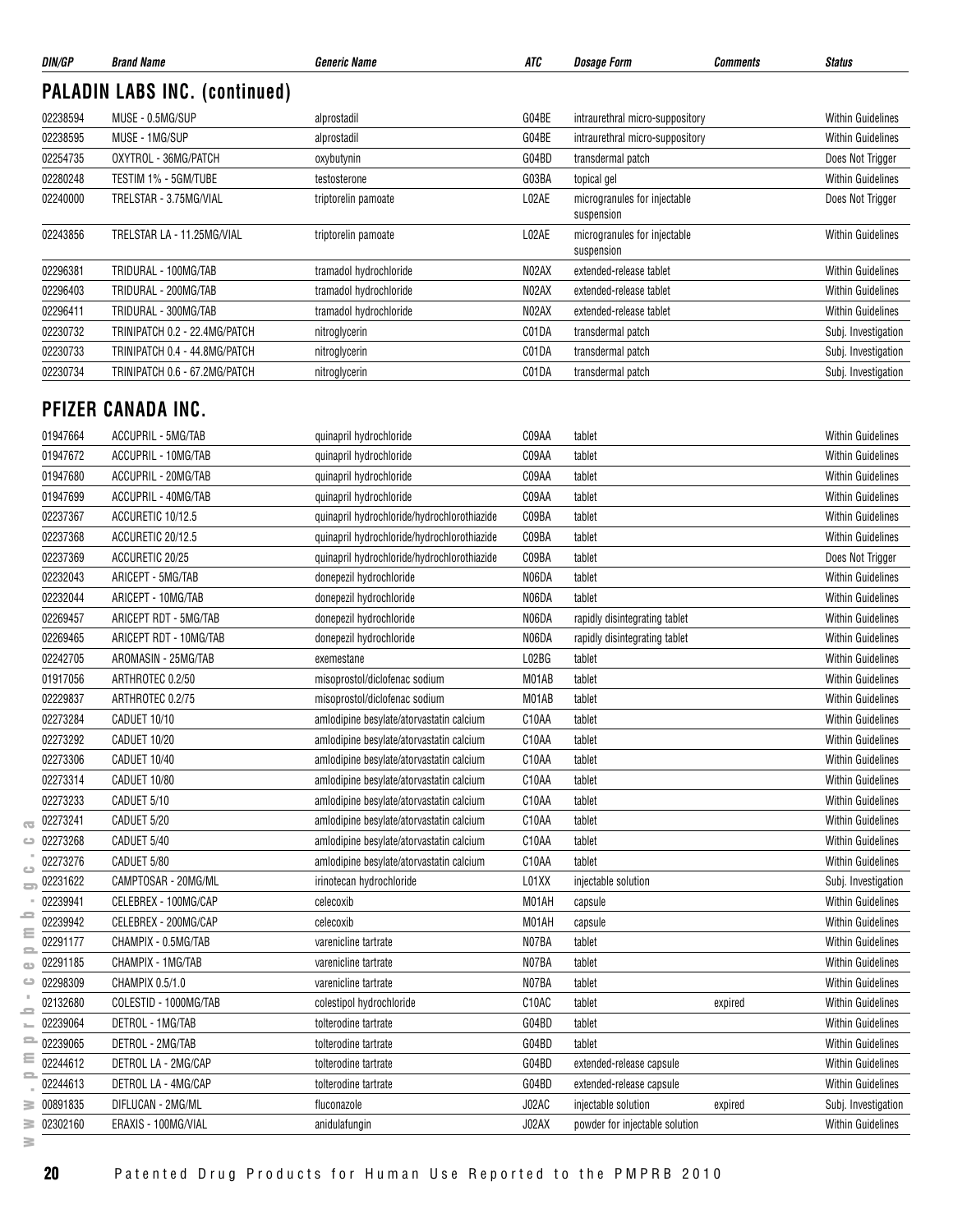| DIN/GP | Brand Name | Generic Name | ATC | Dosage Form | Comments | Status |
|---|---|---|---|---|---|---|

## PALADIN LABS INC. (continued)

| DIN/GP | Brand Name | Generic Name | ATC | Dosage Form | Comments | Status |
|---|---|---|---|---|---|---|
| 02238594 | MUSE - 0.5MG/SUP | alprostadil | G04BE | intraurethral micro-suppository | | Within Guidelines |
| 02238595 | MUSE - 1MG/SUP | alprostadil | G04BE | intraurethral micro-suppository | | Within Guidelines |
| 02254735 | OXYTROL - 36MG/PATCH | oxybutynin | G04BD | transdermal patch | | Does Not Trigger |
| 02280248 | TESTIM 1% - 5GM/TUBE | testosterone | G03BA | topical gel | | Within Guidelines |
| 02240000 | TRELSTAR - 3.75MG/VIAL | triptorelin pamoate | L02AE | microgranules for injectable suspension | | Does Not Trigger |
| 02243856 | TRELSTAR LA - 11.25MG/VIAL | triptorelin pamoate | L02AE | microgranules for injectable suspension | | Within Guidelines |
| 02296381 | TRIDURAL - 100MG/TAB | tramadol hydrochloride | N02AX | extended-release tablet | | Within Guidelines |
| 02296403 | TRIDURAL - 200MG/TAB | tramadol hydrochloride | N02AX | extended-release tablet | | Within Guidelines |
| 02296411 | TRIDURAL - 300MG/TAB | tramadol hydrochloride | N02AX | extended-release tablet | | Within Guidelines |
| 02230732 | TRINIPATCH 0.2 - 22.4MG/PATCH | nitroglycerin | C01DA | transdermal patch | | Subj. Investigation |
| 02230733 | TRINIPATCH 0.4 - 44.8MG/PATCH | nitroglycerin | C01DA | transdermal patch | | Subj. Investigation |
| 02230734 | TRINIPATCH 0.6 - 67.2MG/PATCH | nitroglycerin | C01DA | transdermal patch | | Subj. Investigation |

## PFIZER CANADA INC.

| DIN/GP | Brand Name | Generic Name | ATC | Dosage Form | Comments | Status |
|---|---|---|---|---|---|---|
| 01947664 | ACCUPRIL - 5MG/TAB | quinapril hydrochloride | C09AA | tablet | | Within Guidelines |
| 01947672 | ACCUPRIL - 10MG/TAB | quinapril hydrochloride | C09AA | tablet | | Within Guidelines |
| 01947680 | ACCUPRIL - 20MG/TAB | quinapril hydrochloride | C09AA | tablet | | Within Guidelines |
| 01947699 | ACCUPRIL - 40MG/TAB | quinapril hydrochloride | C09AA | tablet | | Within Guidelines |
| 02237367 | ACCURETIC 10/12.5 | quinapril hydrochloride/hydrochlorothiazide | C09BA | tablet | | Within Guidelines |
| 02237368 | ACCURETIC 20/12.5 | quinapril hydrochloride/hydrochlorothiazide | C09BA | tablet | | Within Guidelines |
| 02237369 | ACCURETIC 20/25 | quinapril hydrochloride/hydrochlorothiazide | C09BA | tablet | | Does Not Trigger |
| 02232043 | ARICEPT - 5MG/TAB | donepezil hydrochloride | N06DA | tablet | | Within Guidelines |
| 02232044 | ARICEPT - 10MG/TAB | donepezil hydrochloride | N06DA | tablet | | Within Guidelines |
| 02269457 | ARICEPT RDT - 5MG/TAB | donepezil hydrochloride | N06DA | rapidly disintegrating tablet | | Within Guidelines |
| 02269465 | ARICEPT RDT - 10MG/TAB | donepezil hydrochloride | N06DA | rapidly disintegrating tablet | | Within Guidelines |
| 02242705 | AROMASIN - 25MG/TAB | exemestane | L02BG | tablet | | Within Guidelines |
| 01917056 | ARTHROTEC 0.2/50 | misoprostol/diclofenac sodium | M01AB | tablet | | Within Guidelines |
| 02229837 | ARTHROTEC 0.2/75 | misoprostol/diclofenac sodium | M01AB | tablet | | Within Guidelines |
| 02273284 | CADUET 10/10 | amlodipine besylate/atorvastatin calcium | C10AA | tablet | | Within Guidelines |
| 02273292 | CADUET 10/20 | amlodipine besylate/atorvastatin calcium | C10AA | tablet | | Within Guidelines |
| 02273306 | CADUET 10/40 | amlodipine besylate/atorvastatin calcium | C10AA | tablet | | Within Guidelines |
| 02273314 | CADUET 10/80 | amlodipine besylate/atorvastatin calcium | C10AA | tablet | | Within Guidelines |
| 02273233 | CADUET 5/10 | amlodipine besylate/atorvastatin calcium | C10AA | tablet | | Within Guidelines |
| 02273241 | CADUET 5/20 | amlodipine besylate/atorvastatin calcium | C10AA | tablet | | Within Guidelines |
| 02273268 | CADUET 5/40 | amlodipine besylate/atorvastatin calcium | C10AA | tablet | | Within Guidelines |
| 02273276 | CADUET 5/80 | amlodipine besylate/atorvastatin calcium | C10AA | tablet | | Within Guidelines |
| 02231622 | CAMPTOSAR - 20MG/ML | irinotecan hydrochloride | L01XX | injectable solution | | Subj. Investigation |
| 02239941 | CELEBREX - 100MG/CAP | celecoxib | M01AH | capsule | | Within Guidelines |
| 02239942 | CELEBREX - 200MG/CAP | celecoxib | M01AH | capsule | | Within Guidelines |
| 02291177 | CHAMPIX - 0.5MG/TAB | varenicline tartrate | N07BA | tablet | | Within Guidelines |
| 02291185 | CHAMPIX - 1MG/TAB | varenicline tartrate | N07BA | tablet | | Within Guidelines |
| 02298309 | CHAMPIX 0.5/1.0 | varenicline tartrate | N07BA | tablet | | Within Guidelines |
| 02132680 | COLESTID - 1000MG/TAB | colestipol hydrochloride | C10AC | tablet | expired | Within Guidelines |
| 02239064 | DETROL - 1MG/TAB | tolterodine tartrate | G04BD | tablet | | Within Guidelines |
| 02239065 | DETROL - 2MG/TAB | tolterodine tartrate | G04BD | tablet | | Within Guidelines |
| 02244612 | DETROL LA - 2MG/CAP | tolterodine tartrate | G04BD | extended-release capsule | | Within Guidelines |
| 02244613 | DETROL LA - 4MG/CAP | tolterodine tartrate | G04BD | extended-release capsule | | Within Guidelines |
| 00891835 | DIFLUCAN - 2MG/ML | fluconazole | J02AC | injectable solution | expired | Subj. Investigation |
| 02302160 | ERAXIS - 100MG/VIAL | anidulafungin | J02AX | powder for injectable solution | | Within Guidelines |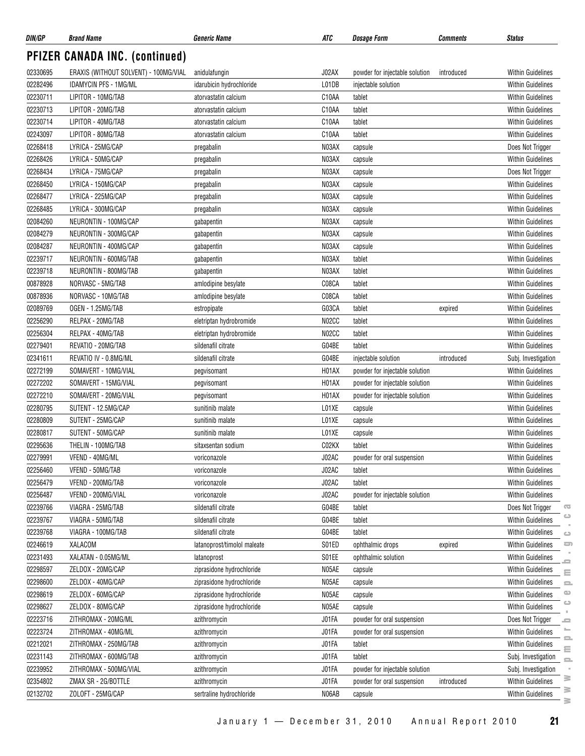## PFIZER CANADA INC. (continued)

| DIN/GP | Brand Name | Generic Name | ATC | Dosage Form | Comments | Status |
|---|---|---|---|---|---|---|
| 02330695 | ERAXIS (WITHOUT SOLVENT) - 100MG/VIAL | anidulafungin | J02AX | powder for injectable solution | introduced | Within Guidelines |
| 02282496 | IDAMYCIN PFS - 1MG/ML | idarubicin hydrochloride | L01DB | injectable solution | | Within Guidelines |
| 02230711 | LIPITOR - 10MG/TAB | atorvastatin calcium | C10AA | tablet | | Within Guidelines |
| 02230713 | LIPITOR - 20MG/TAB | atorvastatin calcium | C10AA | tablet | | Within Guidelines |
| 02230714 | LIPITOR - 40MG/TAB | atorvastatin calcium | C10AA | tablet | | Within Guidelines |
| 02243097 | LIPITOR - 80MG/TAB | atorvastatin calcium | C10AA | tablet | | Within Guidelines |
| 02268418 | LYRICA - 25MG/CAP | pregabalin | N03AX | capsule | | Does Not Trigger |
| 02268426 | LYRICA - 50MG/CAP | pregabalin | N03AX | capsule | | Within Guidelines |
| 02268434 | LYRICA - 75MG/CAP | pregabalin | N03AX | capsule | | Does Not Trigger |
| 02268450 | LYRICA - 150MG/CAP | pregabalin | N03AX | capsule | | Within Guidelines |
| 02268477 | LYRICA - 225MG/CAP | pregabalin | N03AX | capsule | | Within Guidelines |
| 02268485 | LYRICA - 300MG/CAP | pregabalin | N03AX | capsule | | Within Guidelines |
| 02084260 | NEURONTIN - 100MG/CAP | gabapentin | N03AX | capsule | | Within Guidelines |
| 02084279 | NEURONTIN - 300MG/CAP | gabapentin | N03AX | capsule | | Within Guidelines |
| 02084287 | NEURONTIN - 400MG/CAP | gabapentin | N03AX | capsule | | Within Guidelines |
| 02239717 | NEURONTIN - 600MG/TAB | gabapentin | N03AX | tablet | | Within Guidelines |
| 02239718 | NEURONTIN - 800MG/TAB | gabapentin | N03AX | tablet | | Within Guidelines |
| 00878928 | NORVASC - 5MG/TAB | amlodipine besylate | C08CA | tablet | | Within Guidelines |
| 00878936 | NORVASC - 10MG/TAB | amlodipine besylate | C08CA | tablet | | Within Guidelines |
| 02089769 | OGEN - 1.25MG/TAB | estropipate | G03CA | tablet | expired | Within Guidelines |
| 02256290 | RELPAX - 20MG/TAB | eletriptan hydrobromide | N02CC | tablet | | Within Guidelines |
| 02256304 | RELPAX - 40MG/TAB | eletriptan hydrobromide | N02CC | tablet | | Within Guidelines |
| 02279401 | REVATIO - 20MG/TAB | sildenafil citrate | G04BE | tablet | | Within Guidelines |
| 02341611 | REVATIO IV - 0.8MG/ML | sildenafil citrate | G04BE | injectable solution | introduced | Subj. Investigation |
| 02272199 | SOMAVERT - 10MG/VIAL | pegvisomant | H01AX | powder for injectable solution | | Within Guidelines |
| 02272202 | SOMAVERT - 15MG/VIAL | pegvisomant | H01AX | powder for injectable solution | | Within Guidelines |
| 02272210 | SOMAVERT - 20MG/VIAL | pegvisomant | H01AX | powder for injectable solution | | Within Guidelines |
| 02280795 | SUTENT - 12.5MG/CAP | sunitinib malate | L01XE | capsule | | Within Guidelines |
| 02280809 | SUTENT - 25MG/CAP | sunitinib malate | L01XE | capsule | | Within Guidelines |
| 02280817 | SUTENT - 50MG/CAP | sunitinib malate | L01XE | capsule | | Within Guidelines |
| 02295636 | THELIN - 100MG/TAB | sitaxsentan sodium | C02KX | tablet | | Within Guidelines |
| 02279991 | VFEND - 40MG/ML | voriconazole | J02AC | powder for oral suspension | | Within Guidelines |
| 02256460 | VFEND - 50MG/TAB | voriconazole | J02AC | tablet | | Within Guidelines |
| 02256479 | VFEND - 200MG/TAB | voriconazole | J02AC | tablet | | Within Guidelines |
| 02256487 | VFEND - 200MG/VIAL | voriconazole | J02AC | powder for injectable solution | | Within Guidelines |
| 02239766 | VIAGRA - 25MG/TAB | sildenafil citrate | G04BE | tablet | | Does Not Trigger |
| 02239767 | VIAGRA - 50MG/TAB | sildenafil citrate | G04BE | tablet | | Within Guidelines |
| 02239768 | VIAGRA - 100MG/TAB | sildenafil citrate | G04BE | tablet | | Within Guidelines |
| 02246619 | XALACOM | latanoprost/timolol maleate | S01ED | ophthalmic drops | expired | Within Guidelines |
| 02231493 | XALATAN - 0.05MG/ML | latanoprost | S01EE | ophthalmic solution | | Within Guidelines |
| 02298597 | ZELDOX - 20MG/CAP | ziprasidone hydrochloride | N05AE | capsule | | Within Guidelines |
| 02298600 | ZELDOX - 40MG/CAP | ziprasidone hydrochloride | N05AE | capsule | | Within Guidelines |
| 02298619 | ZELDOX - 60MG/CAP | ziprasidone hydrochloride | N05AE | capsule | | Within Guidelines |
| 02298627 | ZELDOX - 80MG/CAP | ziprasidone hydrochloride | N05AE | capsule | | Within Guidelines |
| 02223716 | ZITHROMAX - 20MG/ML | azithromycin | J01FA | powder for oral suspension | | Does Not Trigger |
| 02223724 | ZITHROMAX - 40MG/ML | azithromycin | J01FA | powder for oral suspension | | Within Guidelines |
| 02212021 | ZITHROMAX - 250MG/TAB | azithromycin | J01FA | tablet | | Within Guidelines |
| 02231143 | ZITHROMAX - 600MG/TAB | azithromycin | J01FA | tablet | | Subj. Investigation |
| 02239952 | ZITHROMAX - 500MG/VIAL | azithromycin | J01FA | powder for injectable solution | | Subj. Investigation |
| 02354802 | ZMAX SR - 2G/BOTTLE | azithromycin | J01FA | powder for oral suspension | introduced | Within Guidelines |
| 02132702 | ZOLOFT - 25MG/CAP | sertraline hydrochloride | N06AB | capsule | | Within Guidelines |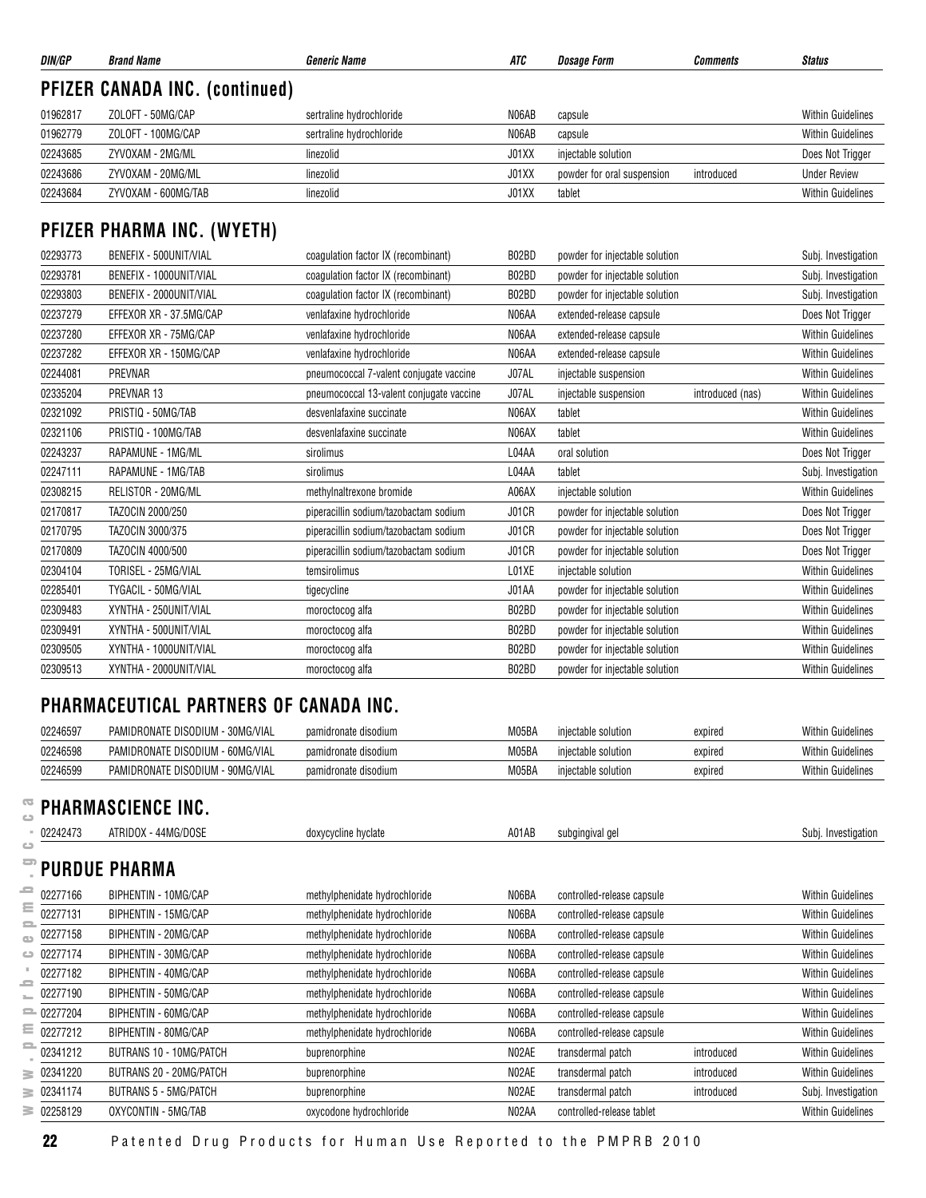| DIN/GP | Brand Name | Generic Name | ATC | Dosage Form | Comments | Status |
|---|---|---|---|---|---|---|

## PFIZER CANADA INC. (continued)

| DIN/GP | Brand Name | Generic Name | ATC | Dosage Form | Comments | Status |
|---|---|---|---|---|---|---|
| 01962817 | ZOLOFT - 50MG/CAP | sertraline hydrochloride | N06AB | capsule | | Within Guidelines |
| 01962779 | ZOLOFT - 100MG/CAP | sertraline hydrochloride | N06AB | capsule | | Within Guidelines |
| 02243685 | ZYVOXAM - 2MG/ML | linezolid | J01XX | injectable solution | | Does Not Trigger |
| 02243686 | ZYVOXAM - 20MG/ML | linezolid | J01XX | powder for oral suspension | introduced | Under Review |
| 02243684 | ZYVOXAM - 600MG/TAB | linezolid | J01XX | tablet | | Within Guidelines |

## PFIZER PHARMA INC. (WYETH)

| DIN/GP | Brand Name | Generic Name | ATC | Dosage Form | Comments | Status |
|---|---|---|---|---|---|---|
| 02293773 | BENEFIX - 500UNIT/VIAL | coagulation factor IX (recombinant) | B02BD | powder for injectable solution | | Subj. Investigation |
| 02293781 | BENEFIX - 1000UNIT/VIAL | coagulation factor IX (recombinant) | B02BD | powder for injectable solution | | Subj. Investigation |
| 02293803 | BENEFIX - 2000UNIT/VIAL | coagulation factor IX (recombinant) | B02BD | powder for injectable solution | | Subj. Investigation |
| 02237279 | EFFEXOR XR - 37.5MG/CAP | venlafaxine hydrochloride | N06AA | extended-release capsule | | Does Not Trigger |
| 02237280 | EFFEXOR XR - 75MG/CAP | venlafaxine hydrochloride | N06AA | extended-release capsule | | Within Guidelines |
| 02237282 | EFFEXOR XR - 150MG/CAP | venlafaxine hydrochloride | N06AA | extended-release capsule | | Within Guidelines |
| 02244081 | PREVNAR | pneumococcal 7-valent conjugate vaccine | J07AL | injectable suspension | | Within Guidelines |
| 02335204 | PREVNAR 13 | pneumococcal 13-valent conjugate vaccine | J07AL | injectable suspension | introduced (nas) | Within Guidelines |
| 02321092 | PRISTIQ - 50MG/TAB | desvenlafaxine succinate | N06AX | tablet | | Within Guidelines |
| 02321106 | PRISTIQ - 100MG/TAB | desvenlafaxine succinate | N06AX | tablet | | Within Guidelines |
| 02243237 | RAPAMUNE - 1MG/ML | sirolimus | L04AA | oral solution | | Does Not Trigger |
| 02247111 | RAPAMUNE - 1MG/TAB | sirolimus | L04AA | tablet | | Subj. Investigation |
| 02308215 | RELISTOR - 20MG/ML | methylnaltrexone bromide | A06AX | injectable solution | | Within Guidelines |
| 02170817 | TAZOCIN 2000/250 | piperacillin sodium/tazobactam sodium | J01CR | powder for injectable solution | | Does Not Trigger |
| 02170795 | TAZOCIN 3000/375 | piperacillin sodium/tazobactam sodium | J01CR | powder for injectable solution | | Does Not Trigger |
| 02170809 | TAZOCIN 4000/500 | piperacillin sodium/tazobactam sodium | J01CR | powder for injectable solution | | Does Not Trigger |
| 02304104 | TORISEL - 25MG/VIAL | temsirolimus | L01XE | injectable solution | | Within Guidelines |
| 02285401 | TYGACIL - 50MG/VIAL | tigecycline | J01AA | powder for injectable solution | | Within Guidelines |
| 02309483 | XYNTHA - 250UNIT/VIAL | moroctocog alfa | B02BD | powder for injectable solution | | Within Guidelines |
| 02309491 | XYNTHA - 500UNIT/VIAL | moroctocog alfa | B02BD | powder for injectable solution | | Within Guidelines |
| 02309505 | XYNTHA - 1000UNIT/VIAL | moroctocog alfa | B02BD | powder for injectable solution | | Within Guidelines |
| 02309513 | XYNTHA - 2000UNIT/VIAL | moroctocog alfa | B02BD | powder for injectable solution | | Within Guidelines |

## PHARMACEUTICAL PARTNERS OF CANADA INC.

| DIN/GP | Brand Name | Generic Name | ATC | Dosage Form | Comments | Status |
|---|---|---|---|---|---|---|
| 02246597 | PAMIDRONATE DISODIUM - 30MG/VIAL | pamidronate disodium | M05BA | injectable solution | expired | Within Guidelines |
| 02246598 | PAMIDRONATE DISODIUM - 60MG/VIAL | pamidronate disodium | M05BA | injectable solution | expired | Within Guidelines |
| 02246599 | PAMIDRONATE DISODIUM - 90MG/VIAL | pamidronate disodium | M05BA | injectable solution | expired | Within Guidelines |

## PHARMASCIENCE INC.

| DIN/GP | Brand Name | Generic Name | ATC | Dosage Form | Comments | Status |
|---|---|---|---|---|---|---|
| 02242473 | ATRIDOX - 44MG/DOSE | doxycycline hyclate | A01AB | subgingival gel | | Subj. Investigation |

## PURDUE PHARMA

| DIN/GP | Brand Name | Generic Name | ATC | Dosage Form | Comments | Status |
|---|---|---|---|---|---|---|
| 02277166 | BIPHENTIN - 10MG/CAP | methylphenidate hydrochloride | N06BA | controlled-release capsule | | Within Guidelines |
| 02277131 | BIPHENTIN - 15MG/CAP | methylphenidate hydrochloride | N06BA | controlled-release capsule | | Within Guidelines |
| 02277158 | BIPHENTIN - 20MG/CAP | methylphenidate hydrochloride | N06BA | controlled-release capsule | | Within Guidelines |
| 02277174 | BIPHENTIN - 30MG/CAP | methylphenidate hydrochloride | N06BA | controlled-release capsule | | Within Guidelines |
| 02277182 | BIPHENTIN - 40MG/CAP | methylphenidate hydrochloride | N06BA | controlled-release capsule | | Within Guidelines |
| 02277190 | BIPHENTIN - 50MG/CAP | methylphenidate hydrochloride | N06BA | controlled-release capsule | | Within Guidelines |
| 02277204 | BIPHENTIN - 60MG/CAP | methylphenidate hydrochloride | N06BA | controlled-release capsule | | Within Guidelines |
| 02277212 | BIPHENTIN - 80MG/CAP | methylphenidate hydrochloride | N06BA | controlled-release capsule | | Within Guidelines |
| 02341212 | BUTRANS 10 - 10MG/PATCH | buprenorphine | N02AE | transdermal patch | introduced | Within Guidelines |
| 02341220 | BUTRANS 20 - 20MG/PATCH | buprenorphine | N02AE | transdermal patch | introduced | Within Guidelines |
| 02341174 | BUTRANS 5 - 5MG/PATCH | buprenorphine | N02AE | transdermal patch | introduced | Subj. Investigation |
| 02258129 | OXYCONTIN - 5MG/TAB | oxycodone hydrochloride | N02AA | controlled-release tablet | | Within Guidelines |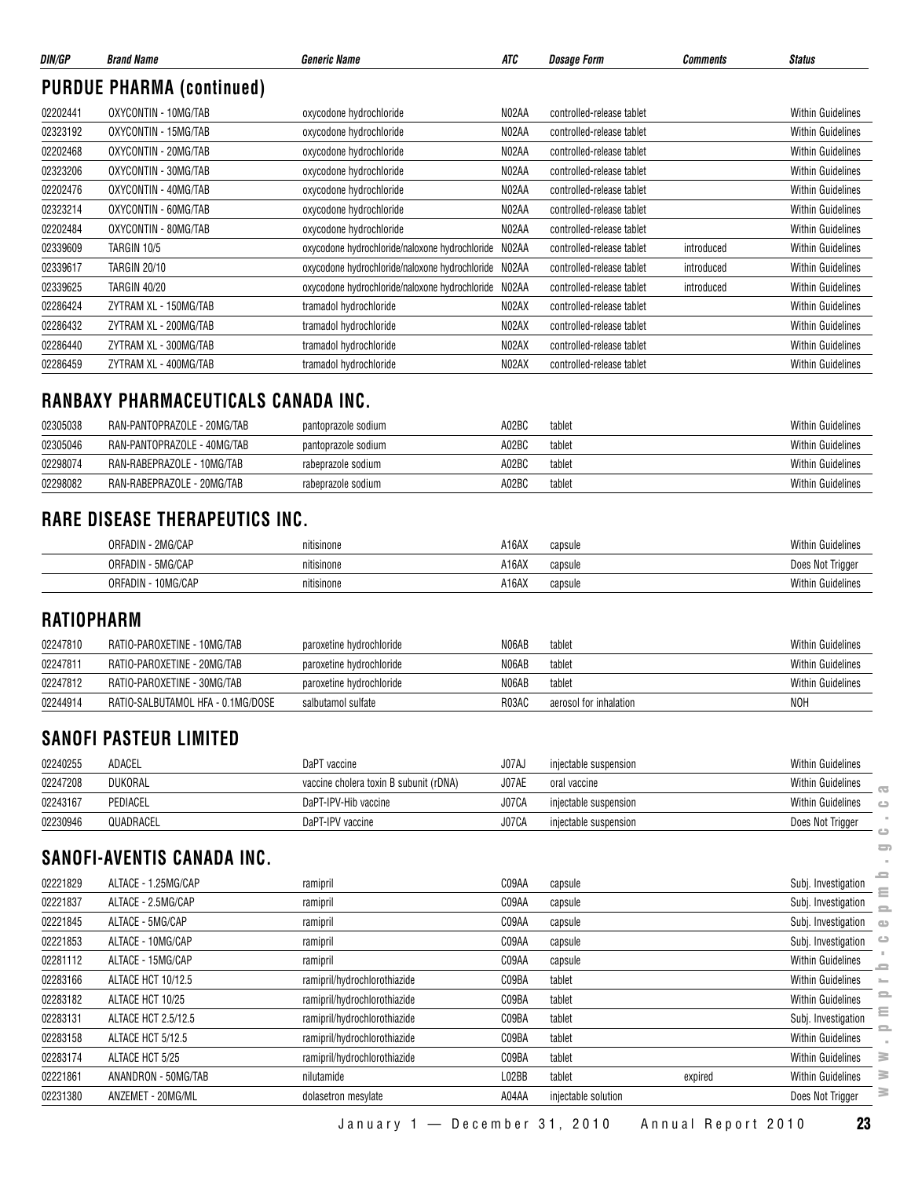| DIN/GP | Brand Name | Generic Name | ATC | Dosage Form | Comments | Status |
|---|---|---|---|---|---|---|

## PURDUE PHARMA (continued)

| DIN/GP | Brand Name | Generic Name | ATC | Dosage Form | Comments | Status |
|---|---|---|---|---|---|---|
| 02202441 | OXYCONTIN - 10MG/TAB | oxycodone hydrochloride | N02AA | controlled-release tablet | | Within Guidelines |
| 02323192 | OXYCONTIN - 15MG/TAB | oxycodone hydrochloride | N02AA | controlled-release tablet | | Within Guidelines |
| 02202468 | OXYCONTIN - 20MG/TAB | oxycodone hydrochloride | N02AA | controlled-release tablet | | Within Guidelines |
| 02323206 | OXYCONTIN - 30MG/TAB | oxycodone hydrochloride | N02AA | controlled-release tablet | | Within Guidelines |
| 02202476 | OXYCONTIN - 40MG/TAB | oxycodone hydrochloride | N02AA | controlled-release tablet | | Within Guidelines |
| 02323214 | OXYCONTIN - 60MG/TAB | oxycodone hydrochloride | N02AA | controlled-release tablet | | Within Guidelines |
| 02202484 | OXYCONTIN - 80MG/TAB | oxycodone hydrochloride | N02AA | controlled-release tablet | | Within Guidelines |
| 02339609 | TARGIN 10/5 | oxycodone hydrochloride/naloxone hydrochloride | N02AA | controlled-release tablet | introduced | Within Guidelines |
| 02339617 | TARGIN 20/10 | oxycodone hydrochloride/naloxone hydrochloride | N02AA | controlled-release tablet | introduced | Within Guidelines |
| 02339625 | TARGIN 40/20 | oxycodone hydrochloride/naloxone hydrochloride | N02AA | controlled-release tablet | introduced | Within Guidelines |
| 02286424 | ZYTRAM XL - 150MG/TAB | tramadol hydrochloride | N02AX | controlled-release tablet | | Within Guidelines |
| 02286432 | ZYTRAM XL - 200MG/TAB | tramadol hydrochloride | N02AX | controlled-release tablet | | Within Guidelines |
| 02286440 | ZYTRAM XL - 300MG/TAB | tramadol hydrochloride | N02AX | controlled-release tablet | | Within Guidelines |
| 02286459 | ZYTRAM XL - 400MG/TAB | tramadol hydrochloride | N02AX | controlled-release tablet | | Within Guidelines |

## RANBAXY PHARMACEUTICALS CANADA INC.

| DIN/GP | Brand Name | Generic Name | ATC | Dosage Form | Comments | Status |
|---|---|---|---|---|---|---|
| 02305038 | RAN-PANTOPRAZOLE - 20MG/TAB | pantoprazole sodium | A02BC | tablet | | Within Guidelines |
| 02305046 | RAN-PANTOPRAZOLE - 40MG/TAB | pantoprazole sodium | A02BC | tablet | | Within Guidelines |
| 02298074 | RAN-RABEPRAZOLE - 10MG/TAB | rabeprazole sodium | A02BC | tablet | | Within Guidelines |
| 02298082 | RAN-RABEPRAZOLE - 20MG/TAB | rabeprazole sodium | A02BC | tablet | | Within Guidelines |

## RARE DISEASE THERAPEUTICS INC.

| DIN/GP | Brand Name | Generic Name | ATC | Dosage Form | Comments | Status |
|---|---|---|---|---|---|---|
| | ORFADIN - 2MG/CAP | nitisinone | A16AX | capsule | | Within Guidelines |
| | ORFADIN - 5MG/CAP | nitisinone | A16AX | capsule | | Does Not Trigger |
| | ORFADIN - 10MG/CAP | nitisinone | A16AX | capsule | | Within Guidelines |

## RATIOPHARM

| DIN/GP | Brand Name | Generic Name | ATC | Dosage Form | Comments | Status |
|---|---|---|---|---|---|---|
| 02247810 | RATIO-PAROXETINE - 10MG/TAB | paroxetine hydrochloride | N06AB | tablet | | Within Guidelines |
| 02247811 | RATIO-PAROXETINE - 20MG/TAB | paroxetine hydrochloride | N06AB | tablet | | Within Guidelines |
| 02247812 | RATIO-PAROXETINE - 30MG/TAB | paroxetine hydrochloride | N06AB | tablet | | Within Guidelines |
| 02244914 | RATIO-SALBUTAMOL HFA - 0.1MG/DOSE | salbutamol sulfate | R03AC | aerosol for inhalation | | NOH |

## SANOFI PASTEUR LIMITED

| DIN/GP | Brand Name | Generic Name | ATC | Dosage Form | Comments | Status |
|---|---|---|---|---|---|---|
| 02240255 | ADACEL | DaPT vaccine | J07AJ | injectable suspension | | Within Guidelines |
| 02247208 | DUKORAL | vaccine cholera toxin B subunit (rDNA) | J07AE | oral vaccine | | Within Guidelines |
| 02243167 | PEDIACEL | DaPT-IPV-Hib vaccine | J07CA | injectable suspension | | Within Guidelines |
| 02230946 | QUADRACEL | DaPT-IPV vaccine | J07CA | injectable suspension | | Does Not Trigger |

## SANOFI-AVENTIS CANADA INC.

| DIN/GP | Brand Name | Generic Name | ATC | Dosage Form | Comments | Status |
|---|---|---|---|---|---|---|
| 02221829 | ALTACE - 1.25MG/CAP | ramipril | C09AA | capsule | | Subj. Investigation |
| 02221837 | ALTACE - 2.5MG/CAP | ramipril | C09AA | capsule | | Subj. Investigation |
| 02221845 | ALTACE - 5MG/CAP | ramipril | C09AA | capsule | | Subj. Investigation |
| 02221853 | ALTACE - 10MG/CAP | ramipril | C09AA | capsule | | Subj. Investigation |
| 02281112 | ALTACE - 15MG/CAP | ramipril | C09AA | capsule | | Within Guidelines |
| 02283166 | ALTACE HCT 10/12.5 | ramipril/hydrochlorothiazide | C09BA | tablet | | Within Guidelines |
| 02283182 | ALTACE HCT 10/25 | ramipril/hydrochlorothiazide | C09BA | tablet | | Within Guidelines |
| 02283131 | ALTACE HCT 2.5/12.5 | ramipril/hydrochlorothiazide | C09BA | tablet | | Subj. Investigation |
| 02283158 | ALTACE HCT 5/12.5 | ramipril/hydrochlorothiazide | C09BA | tablet | | Within Guidelines |
| 02283174 | ALTACE HCT 5/25 | ramipril/hydrochlorothiazide | C09BA | tablet | | Within Guidelines |
| 02221861 | ANANDRON - 50MG/TAB | nilutamide | L02BB | tablet | expired | Within Guidelines |
| 02231380 | ANZEMET - 20MG/ML | dolasetron mesylate | A04AA | injectable solution | | Does Not Trigger |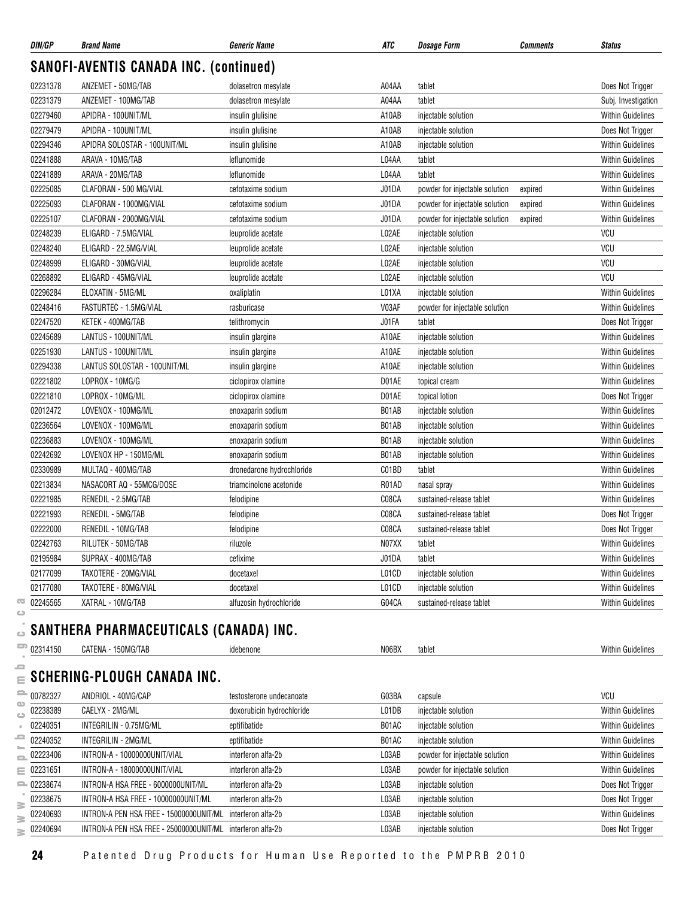| DIN/GP | Brand Name | Generic Name | ATC | Dosage Form | Comments | Status |
|---|---|---|---|---|---|---|

## SANOFI-AVENTIS CANADA INC. (continued)

| DIN/GP | Brand Name | Generic Name | ATC | Dosage Form | Comments | Status |
|---|---|---|---|---|---|---|
| 02231378 | ANZEMET - 50MG/TAB | dolasetron mesylate | A04AA | tablet | | Does Not Trigger |
| 02231379 | ANZEMET - 100MG/TAB | dolasetron mesylate | A04AA | tablet | | Subj. Investigation |
| 02279460 | APIDRA - 100UNIT/ML | insulin glulisine | A10AB | injectable solution | | Within Guidelines |
| 02279479 | APIDRA - 100UNIT/ML | insulin glulisine | A10AB | injectable solution | | Does Not Trigger |
| 02294346 | APIDRA SOLOSTAR - 100UNIT/ML | insulin glulisine | A10AB | injectable solution | | Within Guidelines |
| 02241888 | ARAVA - 10MG/TAB | leflunomide | L04AA | tablet | | Within Guidelines |
| 02241889 | ARAVA - 20MG/TAB | leflunomide | L04AA | tablet | | Within Guidelines |
| 02225085 | CLAFORAN - 500 MG/VIAL | cefotaxime sodium | J01DA | powder for injectable solution | expired | Within Guidelines |
| 02225093 | CLAFORAN - 1000MG/VIAL | cefotaxime sodium | J01DA | powder for injectable solution | expired | Within Guidelines |
| 02225107 | CLAFORAN - 2000MG/VIAL | cefotaxime sodium | J01DA | powder for injectable solution | expired | Within Guidelines |
| 02248239 | ELIGARD - 7.5MG/VIAL | leuprolide acetate | L02AE | injectable solution | | VCU |
| 02248240 | ELIGARD - 22.5MG/VIAL | leuprolide acetate | L02AE | injectable solution | | VCU |
| 02248999 | ELIGARD - 30MG/VIAL | leuprolide acetate | L02AE | injectable solution | | VCU |
| 02268892 | ELIGARD - 45MG/VIAL | leuprolide acetate | L02AE | injectable solution | | VCU |
| 02296284 | ELOXATIN - 5MG/ML | oxaliplatin | L01XA | injectable solution | | Within Guidelines |
| 02248416 | FASTURTEC - 1.5MG/VIAL | rasburicase | V03AF | powder for injectable solution | | Within Guidelines |
| 02247520 | KETEK - 400MG/TAB | telithromycin | J01FA | tablet | | Does Not Trigger |
| 02245689 | LANTUS - 100UNIT/ML | insulin glargine | A10AE | injectable solution | | Within Guidelines |
| 02251930 | LANTUS - 100UNIT/ML | insulin glargine | A10AE | injectable solution | | Within Guidelines |
| 02294338 | LANTUS SOLOSTAR - 100UNIT/ML | insulin glargine | A10AE | injectable solution | | Within Guidelines |
| 02221802 | LOPROX - 10MG/G | ciclopirox olamine | D01AE | topical cream | | Within Guidelines |
| 02221810 | LOPROX - 10MG/ML | ciclopirox olamine | D01AE | topical lotion | | Does Not Trigger |
| 02012472 | LOVENOX - 100MG/ML | enoxaparin sodium | B01AB | injectable solution | | Within Guidelines |
| 02236564 | LOVENOX - 100MG/ML | enoxaparin sodium | B01AB | injectable solution | | Within Guidelines |
| 02236883 | LOVENOX - 100MG/ML | enoxaparin sodium | B01AB | injectable solution | | Within Guidelines |
| 02242692 | LOVENOX HP - 150MG/ML | enoxaparin sodium | B01AB | injectable solution | | Within Guidelines |
| 02330989 | MULTAQ - 400MG/TAB | dronedarone hydrochloride | C01BD | tablet | | Within Guidelines |
| 02213834 | NASACORT AQ - 55MCG/DOSE | triamcinolone acetonide | R01AD | nasal spray | | Within Guidelines |
| 02221985 | RENEDIL - 2.5MG/TAB | felodipine | C08CA | sustained-release tablet | | Within Guidelines |
| 02221993 | RENEDIL - 5MG/TAB | felodipine | C08CA | sustained-release tablet | | Does Not Trigger |
| 02222000 | RENEDIL - 10MG/TAB | felodipine | C08CA | sustained-release tablet | | Does Not Trigger |
| 02242763 | RILUTEK - 50MG/TAB | riluzole | N07XX | tablet | | Within Guidelines |
| 02195984 | SUPRAX - 400MG/TAB | cefixime | J01DA | tablet | | Within Guidelines |
| 02177099 | TAXOTERE - 20MG/VIAL | docetaxel | L01CD | injectable solution | | Within Guidelines |
| 02177080 | TAXOTERE - 80MG/VIAL | docetaxel | L01CD | injectable solution | | Within Guidelines |
| 02245565 | XATRAL - 10MG/TAB | alfuzosin hydrochloride | G04CA | sustained-release tablet | | Within Guidelines |

## SANTHERA PHARMACEUTICALS (CANADA) INC.

| DIN/GP | Brand Name | Generic Name | ATC | Dosage Form | Comments | Status |
|---|---|---|---|---|---|---|
| 02314150 | CATENA - 150MG/TAB | idebenone | N06BX | tablet | | Within Guidelines |

## SCHERING-PLOUGH CANADA INC.

| DIN/GP | Brand Name | Generic Name | ATC | Dosage Form | Comments | Status |
|---|---|---|---|---|---|---|
| 00782327 | ANDRIOL - 40MG/CAP | testosterone undecanoate | G03BA | capsule | | VCU |
| 02238389 | CAELYX - 2MG/ML | doxorubicin hydrochloride | L01DB | injectable solution | | Within Guidelines |
| 02240351 | INTEGRILIN - 0.75MG/ML | eptifibatide | B01AC | injectable solution | | Within Guidelines |
| 02240352 | INTEGRILIN - 2MG/ML | eptifibatide | B01AC | injectable solution | | Within Guidelines |
| 02223406 | INTRON-A - 10000000UNIT/VIAL | interferon alfa-2b | L03AB | powder for injectable solution | | Within Guidelines |
| 02231651 | INTRON-A - 18000000UNIT/VIAL | interferon alfa-2b | L03AB | powder for injectable solution | | Within Guidelines |
| 02238674 | INTRON-A HSA FREE - 6000000UNIT/ML | interferon alfa-2b | L03AB | injectable solution | | Does Not Trigger |
| 02238675 | INTRON-A HSA FREE - 10000000UNIT/ML | interferon alfa-2b | L03AB | injectable solution | | Does Not Trigger |
| 02240693 | INTRON-A PEN HSA FREE - 15000000UNIT/ML | interferon alfa-2b | L03AB | injectable solution | | Within Guidelines |
| 02240694 | INTRON-A PEN HSA FREE - 25000000UNIT/ML | interferon alfa-2b | L03AB | injectable solution | | Does Not Trigger |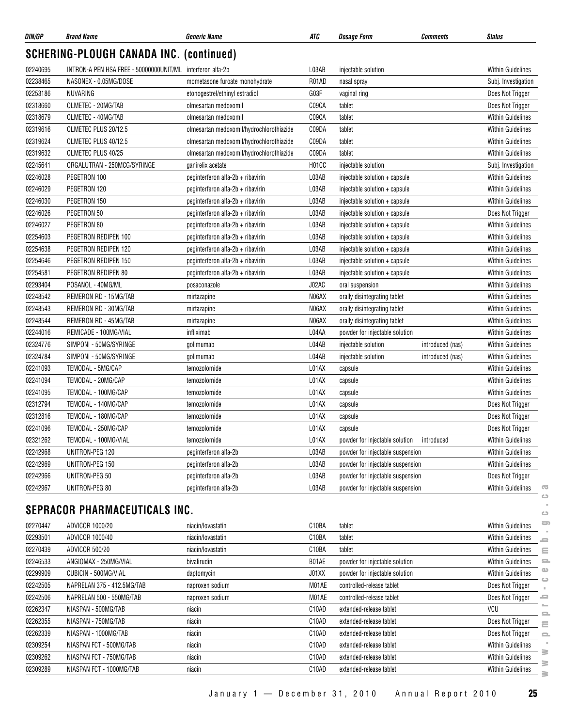| DIN/GP | Brand Name | Generic Name | ATC | Dosage Form | Comments | Status |
|---|---|---|---|---|---|---|

## SCHERING-PLOUGH CANADA INC. (continued)

| DIN/GP | Brand Name | Generic Name | ATC | Dosage Form | Comments | Status |
|---|---|---|---|---|---|---|
| 02240695 | INTRON-A PEN HSA FREE - 50000000UNIT/ML | interferon alfa-2b | L03AB | injectable solution | | Within Guidelines |
| 02238465 | NASONEX - 0.05MG/DOSE | mometasone furoate monohydrate | R01AD | nasal spray | | Subj. Investigation |
| 02253186 | NUVARING | etonogestrel/ethinyl estradiol | G03F | vaginal ring | | Does Not Trigger |
| 02318660 | OLMETEC - 20MG/TAB | olmesartan medoxomil | C09CA | tablet | | Does Not Trigger |
| 02318679 | OLMETEC - 40MG/TAB | olmesartan medoxomil | C09CA | tablet | | Within Guidelines |
| 02319616 | OLMETEC PLUS 20/12.5 | olmesartan medoxomil/hydrochlorothiazide | C09DA | tablet | | Within Guidelines |
| 02319624 | OLMETEC PLUS 40/12.5 | olmesartan medoxomil/hydrochlorothiazide | C09DA | tablet | | Within Guidelines |
| 02319632 | OLMETEC PLUS 40/25 | olmesartan medoxomil/hydrochlorothiazide | C09DA | tablet | | Within Guidelines |
| 02245641 | ORGALUTRAN - 250MCG/SYRINGE | ganirelix acetate | H01CC | injectable solution | | Subj. Investigation |
| 02246028 | PEGETRON 100 | peginterferon alfa-2b + ribavirin | L03AB | injectable solution + capsule | | Within Guidelines |
| 02246029 | PEGETRON 120 | peginterferon alfa-2b + ribavirin | L03AB | injectable solution + capsule | | Within Guidelines |
| 02246030 | PEGETRON 150 | peginterferon alfa-2b + ribavirin | L03AB | injectable solution + capsule | | Within Guidelines |
| 02246026 | PEGETRON 50 | peginterferon alfa-2b + ribavirin | L03AB | injectable solution + capsule | | Does Not Trigger |
| 02246027 | PEGETRON 80 | peginterferon alfa-2b + ribavirin | L03AB | injectable solution + capsule | | Within Guidelines |
| 02254603 | PEGETRON REDIPEN 100 | peginterferon alfa-2b + ribavirin | L03AB | injectable solution + capsule | | Within Guidelines |
| 02254638 | PEGETRON REDIPEN 120 | peginterferon alfa-2b + ribavirin | L03AB | injectable solution + capsule | | Within Guidelines |
| 02254646 | PEGETRON REDIPEN 150 | peginterferon alfa-2b + ribavirin | L03AB | injectable solution + capsule | | Within Guidelines |
| 02254581 | PEGETRON REDIPEN 80 | peginterferon alfa-2b + ribavirin | L03AB | injectable solution + capsule | | Within Guidelines |
| 02293404 | POSANOL - 40MG/ML | posaconazole | J02AC | oral suspension | | Within Guidelines |
| 02248542 | REMERON RD - 15MG/TAB | mirtazapine | N06AX | orally disintegrating tablet | | Within Guidelines |
| 02248543 | REMERON RD - 30MG/TAB | mirtazapine | N06AX | orally disintegrating tablet | | Within Guidelines |
| 02248544 | REMERON RD - 45MG/TAB | mirtazapine | N06AX | orally disintegrating tablet | | Within Guidelines |
| 02244016 | REMICADE - 100MG/VIAL | infliximab | L04AA | powder for injectable solution | | Within Guidelines |
| 02324776 | SIMPONI - 50MG/SYRINGE | golimumab | L04AB | injectable solution | introduced (nas) | Within Guidelines |
| 02324784 | SIMPONI - 50MG/SYRINGE | golimumab | L04AB | injectable solution | introduced (nas) | Within Guidelines |
| 02241093 | TEMODAL - 5MG/CAP | temozolomide | L01AX | capsule | | Within Guidelines |
| 02241094 | TEMODAL - 20MG/CAP | temozolomide | L01AX | capsule | | Within Guidelines |
| 02241095 | TEMODAL - 100MG/CAP | temozolomide | L01AX | capsule | | Within Guidelines |
| 02312794 | TEMODAL - 140MG/CAP | temozolomide | L01AX | capsule | | Does Not Trigger |
| 02312816 | TEMODAL - 180MG/CAP | temozolomide | L01AX | capsule | | Does Not Trigger |
| 02241096 | TEMODAL - 250MG/CAP | temozolomide | L01AX | capsule | | Does Not Trigger |
| 02321262 | TEMODAL - 100MG/VIAL | temozolomide | L01AX | powder for injectable solution | introduced | Within Guidelines |
| 02242968 | UNITRON-PEG 120 | peginterferon alfa-2b | L03AB | powder for injectable suspension | | Within Guidelines |
| 02242969 | UNITRON-PEG 150 | peginterferon alfa-2b | L03AB | powder for injectable suspension | | Within Guidelines |
| 02242966 | UNITRON-PEG 50 | peginterferon alfa-2b | L03AB | powder for injectable suspension | | Does Not Trigger |
| 02242967 | UNITRON-PEG 80 | peginterferon alfa-2b | L03AB | powder for injectable suspension | | Within Guidelines |

## SEPRACOR PHARMACEUTICALS INC.

| DIN/GP | Brand Name | Generic Name | ATC | Dosage Form | Comments | Status |
|---|---|---|---|---|---|---|
| 02270447 | ADVICOR 1000/20 | niacin/lovastatin | C10BA | tablet | | Within Guidelines |
| 02293501 | ADVICOR 1000/40 | niacin/lovastatin | C10BA | tablet | | Within Guidelines |
| 02270439 | ADVICOR 500/20 | niacin/lovastatin | C10BA | tablet | | Within Guidelines |
| 02246533 | ANGIOMAX - 250MG/VIAL | bivalirudin | B01AE | powder for injectable solution | | Within Guidelines |
| 02299909 | CUBICIN - 500MG/VIAL | daptomycin | J01XX | powder for injectable solution | | Within Guidelines |
| 02242505 | NAPRELAN 375 - 412.5MG/TAB | naproxen sodium | M01AE | controlled-release tablet | | Does Not Trigger |
| 02242506 | NAPRELAN 500 - 550MG/TAB | naproxen sodium | M01AE | controlled-release tablet | | Does Not Trigger |
| 02262347 | NIASPAN - 500MG/TAB | niacin | C10AD | extended-release tablet | | VCU |
| 02262355 | NIASPAN - 750MG/TAB | niacin | C10AD | extended-release tablet | | Does Not Trigger |
| 02262339 | NIASPAN - 1000MG/TAB | niacin | C10AD | extended-release tablet | | Does Not Trigger |
| 02309254 | NIASPAN FCT - 500MG/TAB | niacin | C10AD | extended-release tablet | | Within Guidelines |
| 02309262 | NIASPAN FCT - 750MG/TAB | niacin | C10AD | extended-release tablet | | Within Guidelines |
| 02309289 | NIASPAN FCT - 1000MG/TAB | niacin | C10AD | extended-release tablet | | Within Guidelines |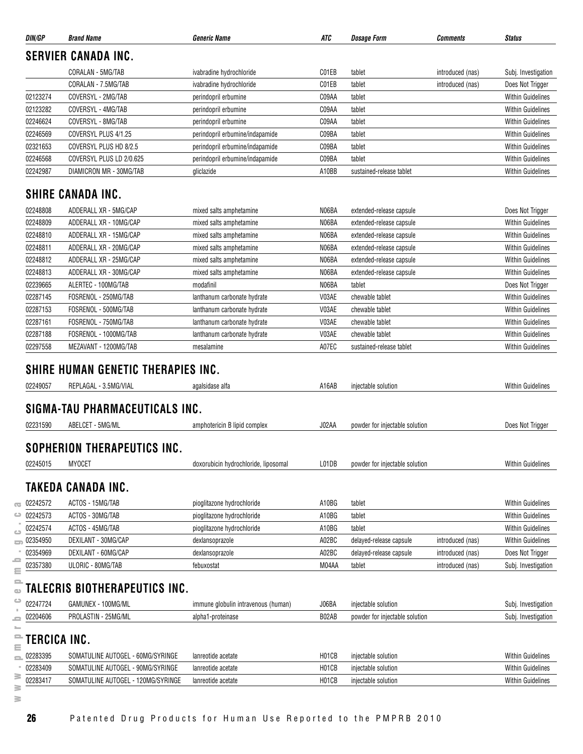| DIN/GP | Brand Name | Generic Name | ATC | Dosage Form | Comments | Status |
|---|---|---|---|---|---|---|

## SERVIER CANADA INC.

| DIN/GP | Brand Name | Generic Name | ATC | Dosage Form | Comments | Status |
|---|---|---|---|---|---|---|
| | CORALAN - 5MG/TAB | ivabradine hydrochloride | C01EB | tablet | introduced (nas) | Subj. Investigation |
| | CORALAN - 7.5MG/TAB | ivabradine hydrochloride | C01EB | tablet | introduced (nas) | Does Not Trigger |
| 02123274 | COVERSYL - 2MG/TAB | perindopril erbumine | C09AA | tablet | | Within Guidelines |
| 02123282 | COVERSYL - 4MG/TAB | perindopril erbumine | C09AA | tablet | | Within Guidelines |
| 02246624 | COVERSYL - 8MG/TAB | perindopril erbumine | C09AA | tablet | | Within Guidelines |
| 02246569 | COVERSYL PLUS 4/1.25 | perindopril erbumine/indapamide | C09BA | tablet | | Within Guidelines |
| 02321653 | COVERSYL PLUS HD 8/2.5 | perindopril erbumine/indapamide | C09BA | tablet | | Within Guidelines |
| 02246568 | COVERSYL PLUS LD 2/0.625 | perindopril erbumine/indapamide | C09BA | tablet | | Within Guidelines |
| 02242987 | DIAMICRON MR - 30MG/TAB | gliclazide | A10BB | sustained-release tablet | | Within Guidelines |

## SHIRE CANADA INC.

| DIN/GP | Brand Name | Generic Name | ATC | Dosage Form | Comments | Status |
|---|---|---|---|---|---|---|
| 02248808 | ADDERALL XR - 5MG/CAP | mixed salts amphetamine | N06BA | extended-release capsule | | Does Not Trigger |
| 02248809 | ADDERALL XR - 10MG/CAP | mixed salts amphetamine | N06BA | extended-release capsule | | Within Guidelines |
| 02248810 | ADDERALL XR - 15MG/CAP | mixed salts amphetamine | N06BA | extended-release capsule | | Within Guidelines |
| 02248811 | ADDERALL XR - 20MG/CAP | mixed salts amphetamine | N06BA | extended-release capsule | | Within Guidelines |
| 02248812 | ADDERALL XR - 25MG/CAP | mixed salts amphetamine | N06BA | extended-release capsule | | Within Guidelines |
| 02248813 | ADDERALL XR - 30MG/CAP | mixed salts amphetamine | N06BA | extended-release capsule | | Within Guidelines |
| 02239665 | ALERTEC - 100MG/TAB | modafinil | N06BA | tablet | | Does Not Trigger |
| 02287145 | FOSRENOL - 250MG/TAB | lanthanum carbonate hydrate | V03AE | chewable tablet | | Within Guidelines |
| 02287153 | FOSRENOL - 500MG/TAB | lanthanum carbonate hydrate | V03AE | chewable tablet | | Within Guidelines |
| 02287161 | FOSRENOL - 750MG/TAB | lanthanum carbonate hydrate | V03AE | chewable tablet | | Within Guidelines |
| 02287188 | FOSRENOL - 1000MG/TAB | lanthanum carbonate hydrate | V03AE | chewable tablet | | Within Guidelines |
| 02297558 | MEZAVANT - 1200MG/TAB | mesalamine | A07EC | sustained-release tablet | | Within Guidelines |

## SHIRE HUMAN GENETIC THERAPIES INC.

| DIN/GP | Brand Name | Generic Name | ATC | Dosage Form | Comments | Status |
|---|---|---|---|---|---|---|
| 02249057 | REPLAGAL - 3.5MG/VIAL | agalsidase alfa | A16AB | injectable solution | | Within Guidelines |

## SIGMA-TAU PHARMACEUTICALS INC.

| DIN/GP | Brand Name | Generic Name | ATC | Dosage Form | Comments | Status |
|---|---|---|---|---|---|---|
| 02231590 | ABELCET - 5MG/ML | amphotericin B lipid complex | J02AA | powder for injectable solution | | Does Not Trigger |

## SOPHERION THERAPEUTICS INC.

| DIN/GP | Brand Name | Generic Name | ATC | Dosage Form | Comments | Status |
|---|---|---|---|---|---|---|
| 02245015 | MYOCET | doxorubicin hydrochloride, liposomal | L01DB | powder for injectable solution | | Within Guidelines |

## TAKEDA CANADA INC.

| DIN/GP | Brand Name | Generic Name | ATC | Dosage Form | Comments | Status |
|---|---|---|---|---|---|---|
| 02242572 | ACTOS - 15MG/TAB | pioglitazone hydrochloride | A10BG | tablet | | Within Guidelines |
| 02242573 | ACTOS - 30MG/TAB | pioglitazone hydrochloride | A10BG | tablet | | Within Guidelines |
| 02242574 | ACTOS - 45MG/TAB | pioglitazone hydrochloride | A10BG | tablet | | Within Guidelines |
| 02354950 | DEXILANT - 30MG/CAP | dexlansoprazole | A02BC | delayed-release capsule | introduced (nas) | Within Guidelines |
| 02354969 | DEXILANT - 60MG/CAP | dexlansoprazole | A02BC | delayed-release capsule | introduced (nas) | Does Not Trigger |
| 02357380 | ULORIC - 80MG/TAB | febuxostat | M04AA | tablet | introduced (nas) | Subj. Investigation |

## TALECRIS BIOTHERAPEUTICS INC.

| DIN/GP | Brand Name | Generic Name | ATC | Dosage Form | Comments | Status |
|---|---|---|---|---|---|---|
| 02247724 | GAMUNEX - 100MG/ML | immune globulin intravenous (human) | J06BA | injectable solution | | Subj. Investigation |
| 02204606 | PROLASTIN - 25MG/ML | alpha1-proteinase | B02AB | powder for injectable solution | | Subj. Investigation |

## TERCICA INC.

| DIN/GP | Brand Name | Generic Name | ATC | Dosage Form | Comments | Status |
|---|---|---|---|---|---|---|
| 02283395 | SOMATULINE AUTOGEL - 60MG/SYRINGE | lanreotide acetate | H01CB | injectable solution | | Within Guidelines |
| 02283409 | SOMATULINE AUTOGEL - 90MG/SYRINGE | lanreotide acetate | H01CB | injectable solution | | Within Guidelines |
| 02283417 | SOMATULINE AUTOGEL - 120MG/SYRINGE | lanreotide acetate | H01CB | injectable solution | | Within Guidelines |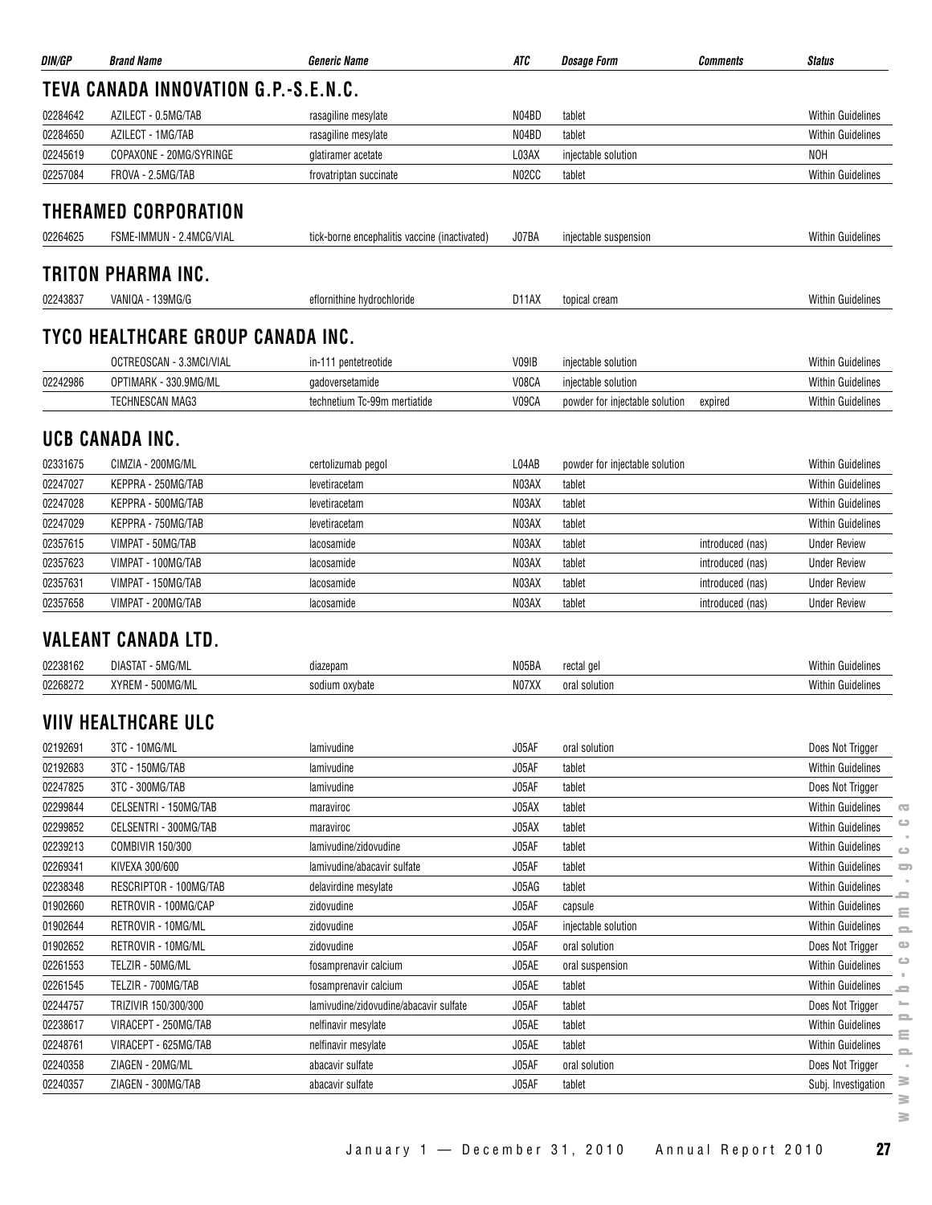| DIN/GP | Brand Name | Generic Name | ATC | Dosage Form | Comments | Status |
|---|---|---|---|---|---|---|

## TEVA CANADA INNOVATION G.P.-S.E.N.C.

| DIN/GP | Brand Name | Generic Name | ATC | Dosage Form | Comments | Status |
|---|---|---|---|---|---|---|
| 02284642 | AZILECT - 0.5MG/TAB | rasagiline mesylate | N04BD | tablet | | Within Guidelines |
| 02284650 | AZILECT - 1MG/TAB | rasagiline mesylate | N04BD | tablet | | Within Guidelines |
| 02245619 | COPAXONE - 20MG/SYRINGE | glatiramer acetate | L03AX | injectable solution | | NOH |
| 02257084 | FROVA - 2.5MG/TAB | frovatriptan succinate | N02CC | tablet | | Within Guidelines |

## THERAMED CORPORATION

| DIN/GP | Brand Name | Generic Name | ATC | Dosage Form | Comments | Status |
|---|---|---|---|---|---|---|
| 02264625 | FSME-IMMUN - 2.4MCG/VIAL | tick-borne encephalitis vaccine (inactivated) | J07BA | injectable suspension | | Within Guidelines |

## TRITON PHARMA INC.

| DIN/GP | Brand Name | Generic Name | ATC | Dosage Form | Comments | Status |
|---|---|---|---|---|---|---|
| 02243837 | VANIQA - 139MG/G | eflornithine hydrochloride | D11AX | topical cream | | Within Guidelines |

## TYCO HEALTHCARE GROUP CANADA INC.

| DIN/GP | Brand Name | Generic Name | ATC | Dosage Form | Comments | Status |
|---|---|---|---|---|---|---|
| | OCTREOSCAN - 3.3MCI/VIAL | in-111 pentetreotide | V09IB | injectable solution | | Within Guidelines |
| 02242986 | OPTIMARK - 330.9MG/ML | gadoversetamide | V08CA | injectable solution | | Within Guidelines |
| | TECHNESCAN MAG3 | technetium Tc-99m mertiatide | V09CA | powder for injectable solution | expired | Within Guidelines |

## UCB CANADA INC.

| DIN/GP | Brand Name | Generic Name | ATC | Dosage Form | Comments | Status |
|---|---|---|---|---|---|---|
| 02331675 | CIMZIA - 200MG/ML | certolizumab pegol | L04AB | powder for injectable solution | | Within Guidelines |
| 02247027 | KEPPRA - 250MG/TAB | levetiracetam | N03AX | tablet | | Within Guidelines |
| 02247028 | KEPPRA - 500MG/TAB | levetiracetam | N03AX | tablet | | Within Guidelines |
| 02247029 | KEPPRA - 750MG/TAB | levetiracetam | N03AX | tablet | | Within Guidelines |
| 02357615 | VIMPAT - 50MG/TAB | lacosamide | N03AX | tablet | introduced (nas) | Under Review |
| 02357623 | VIMPAT - 100MG/TAB | lacosamide | N03AX | tablet | introduced (nas) | Under Review |
| 02357631 | VIMPAT - 150MG/TAB | lacosamide | N03AX | tablet | introduced (nas) | Under Review |
| 02357658 | VIMPAT - 200MG/TAB | lacosamide | N03AX | tablet | introduced (nas) | Under Review |

## VALEANT CANADA LTD.

| DIN/GP | Brand Name | Generic Name | ATC | Dosage Form | Comments | Status |
|---|---|---|---|---|---|---|
| 02238162 | DIASTAT - 5MG/ML | diazepam | N05BA | rectal gel | | Within Guidelines |
| 02268272 | XYREM - 500MG/ML | sodium oxybate | N07XX | oral solution | | Within Guidelines |

## VIIV HEALTHCARE ULC

| DIN/GP | Brand Name | Generic Name | ATC | Dosage Form | Comments | Status |
|---|---|---|---|---|---|---|
| 02192691 | 3TC - 10MG/ML | lamivudine | J05AF | oral solution | | Does Not Trigger |
| 02192683 | 3TC - 150MG/TAB | lamivudine | J05AF | tablet | | Within Guidelines |
| 02247825 | 3TC - 300MG/TAB | lamivudine | J05AF | tablet | | Does Not Trigger |
| 02299844 | CELSENTRI - 150MG/TAB | maraviroc | J05AX | tablet | | Within Guidelines |
| 02299852 | CELSENTRI - 300MG/TAB | maraviroc | J05AX | tablet | | Within Guidelines |
| 02239213 | COMBIVIR 150/300 | lamivudine/zidovudine | J05AF | tablet | | Within Guidelines |
| 02269341 | KIVEXA 300/600 | lamivudine/abacavir sulfate | J05AF | tablet | | Within Guidelines |
| 02238348 | RESCRIPTOR - 100MG/TAB | delavirdine mesylate | J05AG | tablet | | Within Guidelines |
| 01902660 | RETROVIR - 100MG/CAP | zidovudine | J05AF | capsule | | Within Guidelines |
| 01902644 | RETROVIR - 10MG/ML | zidovudine | J05AF | injectable solution | | Within Guidelines |
| 01902652 | RETROVIR - 10MG/ML | zidovudine | J05AF | oral solution | | Does Not Trigger |
| 02261553 | TELZIR - 50MG/ML | fosamprenavir calcium | J05AE | oral suspension | | Within Guidelines |
| 02261545 | TELZIR - 700MG/TAB | fosamprenavir calcium | J05AE | tablet | | Within Guidelines |
| 02244757 | TRIZIVIR 150/300/300 | lamivudine/zidovudine/abacavir sulfate | J05AF | tablet | | Does Not Trigger |
| 02238617 | VIRACEPT - 250MG/TAB | nelfinavir mesylate | J05AE | tablet | | Within Guidelines |
| 02248761 | VIRACEPT - 625MG/TAB | nelfinavir mesylate | J05AE | tablet | | Within Guidelines |
| 02240358 | ZIAGEN - 20MG/ML | abacavir sulfate | J05AF | oral solution | | Does Not Trigger |
| 02240357 | ZIAGEN - 300MG/TAB | abacavir sulfate | J05AF | tablet | | Subj. Investigation |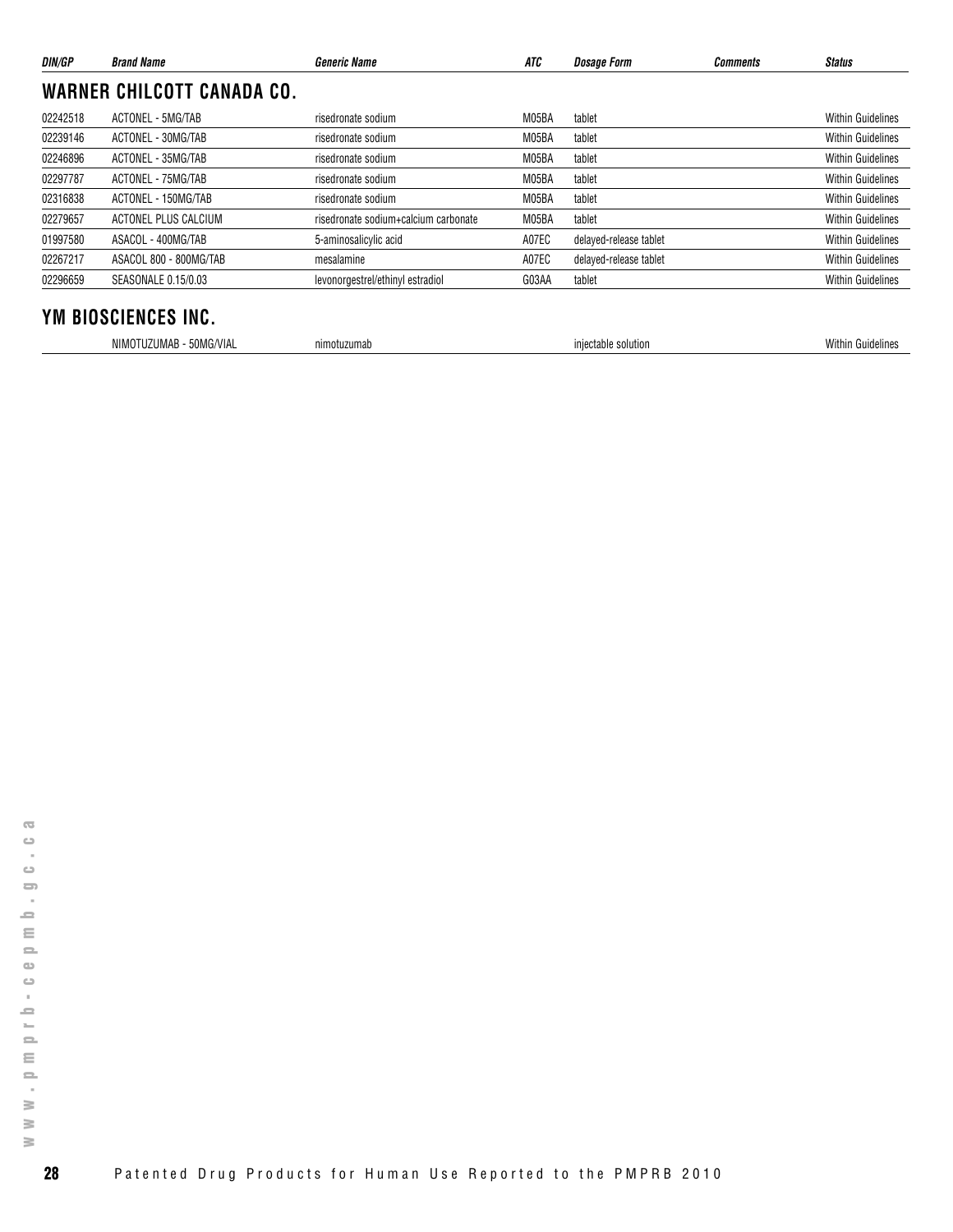| DIN/GP | Brand Name | Generic Name | ATC | Dosage Form | Comments | Status |
|---|---|---|---|---|---|---|

## WARNER CHILCOTT CANADA CO.

| DIN/GP | Brand Name | Generic Name | ATC | Dosage Form | Comments | Status |
|---|---|---|---|---|---|---|
| 02242518 | ACTONEL - 5MG/TAB | risedronate sodium | M05BA | tablet | | Within Guidelines |
| 02239146 | ACTONEL - 30MG/TAB | risedronate sodium | M05BA | tablet | | Within Guidelines |
| 02246896 | ACTONEL - 35MG/TAB | risedronate sodium | M05BA | tablet | | Within Guidelines |
| 02297787 | ACTONEL - 75MG/TAB | risedronate sodium | M05BA | tablet | | Within Guidelines |
| 02316838 | ACTONEL - 150MG/TAB | risedronate sodium | M05BA | tablet | | Within Guidelines |
| 02279657 | ACTONEL PLUS CALCIUM | risedronate sodium+calcium carbonate | M05BA | tablet | | Within Guidelines |
| 01997580 | ASACOL - 400MG/TAB | 5-aminosalicylic acid | A07EC | delayed-release tablet | | Within Guidelines |
| 02267217 | ASACOL 800 - 800MG/TAB | mesalamine | A07EC | delayed-release tablet | | Within Guidelines |
| 02296659 | SEASONALE 0.15/0.03 | levonorgestrel/ethinyl estradiol | G03AA | tablet | | Within Guidelines |

## YM BIOSCIENCES INC.

| DIN/GP | Brand Name | Generic Name | ATC | Dosage Form | Comments | Status |
|---|---|---|---|---|---|---|
| | NIMOTUZUMAB - 50MG/VIAL | nimotuzumab | | injectable solution | | Within Guidelines |